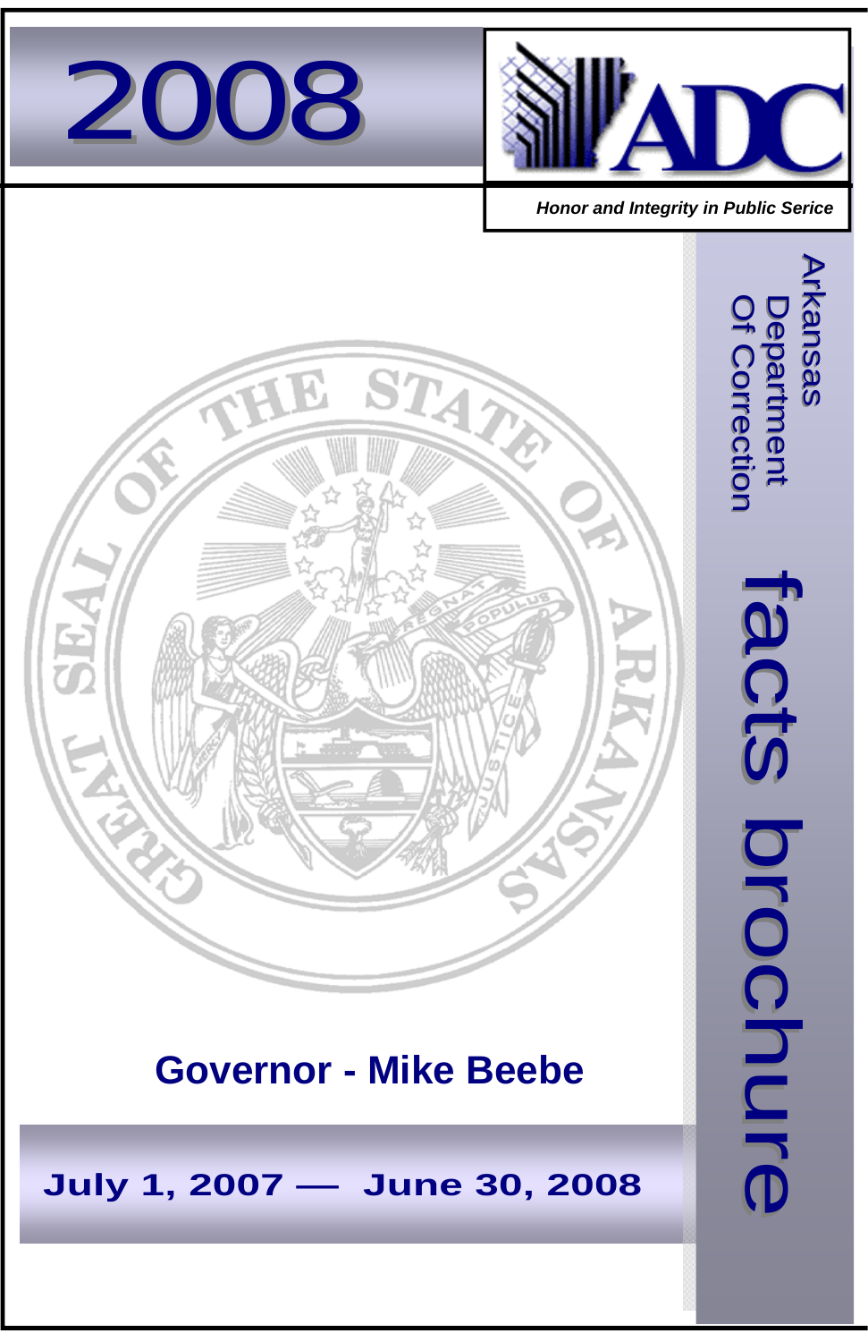# 2008

# ADC

*Honor and Integrity in Public Serice*

Arkansas Department Of Correction

# facts brochure

## Governor - Mike Beebe

**July 1, 2007 — June 30, 2008**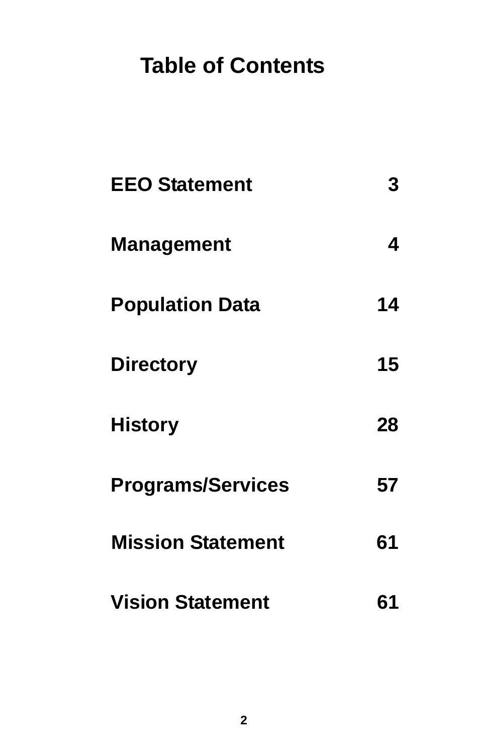# Table of Contents

| | |
|---|---|
| **EEO Statement** | **3** |
| **Management** | **4** |
| **Population Data** | **14** |
| **Directory** | **15** |
| **History** | **28** |
| **Programs/Services** | **57** |
| **Mission Statement** | **61** |
| **Vision Statement** | **61** |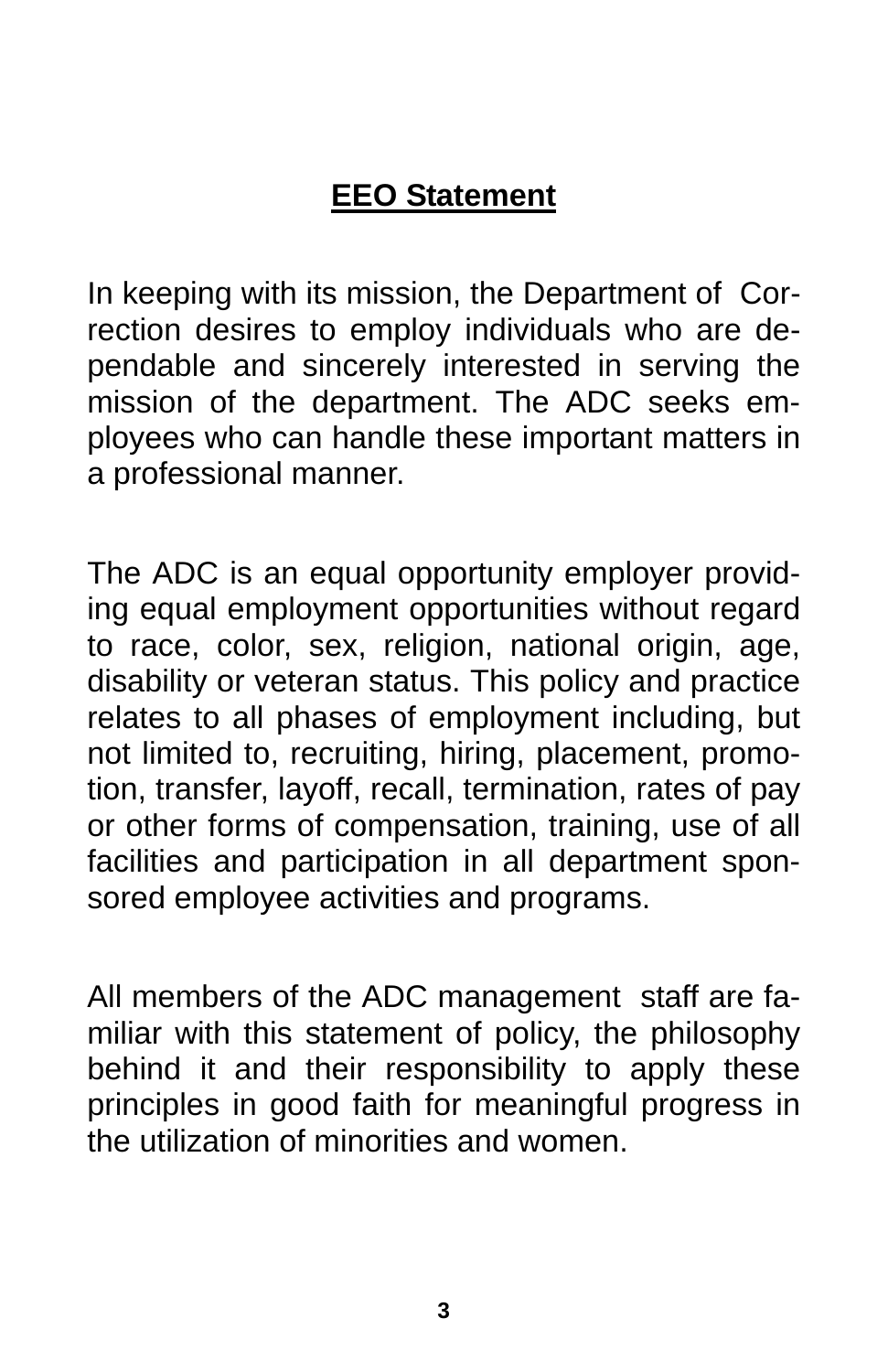## EEO Statement

In keeping with its mission, the Department of Correction desires to employ individuals who are dependable and sincerely interested in serving the mission of the department. The ADC seeks employees who can handle these important matters in a professional manner.

The ADC is an equal opportunity employer providing equal employment opportunities without regard to race, color, sex, religion, national origin, age, disability or veteran status. This policy and practice relates to all phases of employment including, but not limited to, recruiting, hiring, placement, promotion, transfer, layoff, recall, termination, rates of pay or other forms of compensation, training, use of all facilities and participation in all department sponsored employee activities and programs.

All members of the ADC management staff are familiar with this statement of policy, the philosophy behind it and their responsibility to apply these principles in good faith for meaningful progress in the utilization of minorities and women.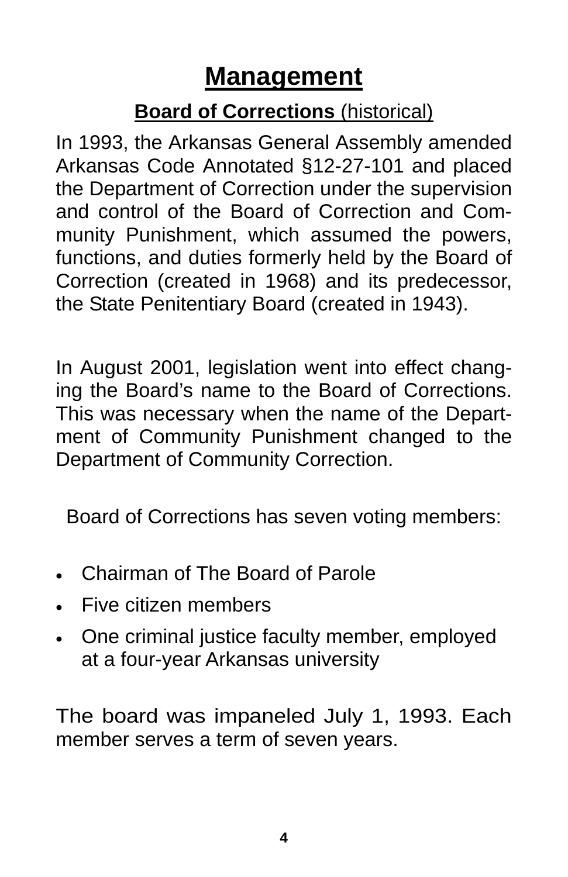# Management

## Board of Corrections (historical)

In 1993, the Arkansas General Assembly amended Arkansas Code Annotated §12-27-101 and placed the Department of Correction under the supervision and control of the Board of Correction and Community Punishment, which assumed the powers, functions, and duties formerly held by the Board of Correction (created in 1968) and its predecessor, the State Penitentiary Board (created in 1943).

In August 2001, legislation went into effect changing the Board's name to the Board of Corrections. This was necessary when the name of the Department of Community Punishment changed to the Department of Community Correction.

Board of Corrections has seven voting members:

- Chairman of The Board of Parole
- Five citizen members
- One criminal justice faculty member, employed at a four-year Arkansas university

The board was impaneled July 1, 1993. Each member serves a term of seven years.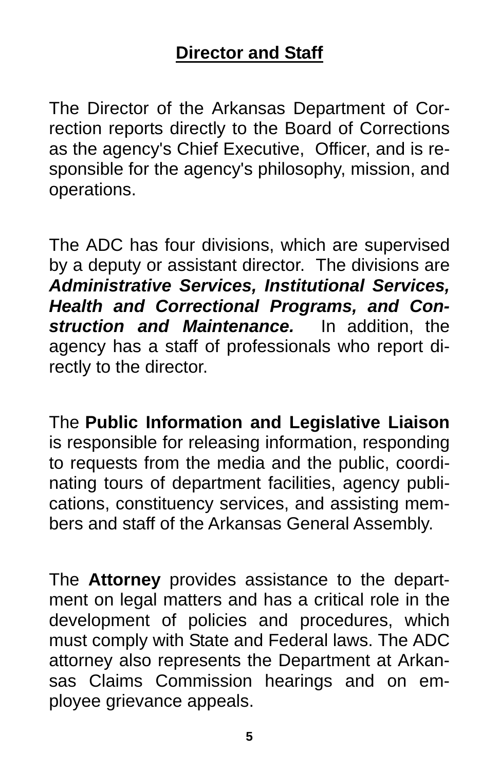## Director and Staff

The Director of the Arkansas Department of Correction reports directly to the Board of Corrections as the agency's Chief Executive, Officer, and is responsible for the agency's philosophy, mission, and operations.

The ADC has four divisions, which are supervised by a deputy or assistant director. The divisions are ***Administrative Services, Institutional Services, Health and Correctional Programs, and Construction and Maintenance.*** In addition, the agency has a staff of professionals who report directly to the director.

The **Public Information and Legislative Liaison** is responsible for releasing information, responding to requests from the media and the public, coordinating tours of department facilities, agency publications, constituency services, and assisting members and staff of the Arkansas General Assembly.

The **Attorney** provides assistance to the department on legal matters and has a critical role in the development of policies and procedures, which must comply with State and Federal laws. The ADC attorney also represents the Department at Arkansas Claims Commission hearings and on employee grievance appeals.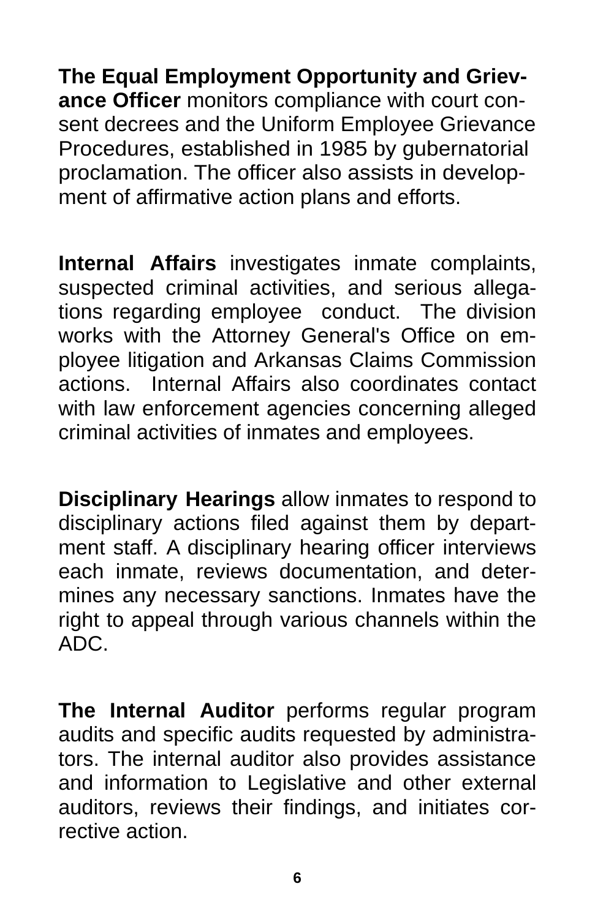**The Equal Employment Opportunity and Grievance Officer** monitors compliance with court consent decrees and the Uniform Employee Grievance Procedures, established in 1985 by gubernatorial proclamation. The officer also assists in development of affirmative action plans and efforts.

**Internal Affairs** investigates inmate complaints, suspected criminal activities, and serious allegations regarding employee conduct. The division works with the Attorney General's Office on employee litigation and Arkansas Claims Commission actions. Internal Affairs also coordinates contact with law enforcement agencies concerning alleged criminal activities of inmates and employees.

**Disciplinary Hearings** allow inmates to respond to disciplinary actions filed against them by department staff. A disciplinary hearing officer interviews each inmate, reviews documentation, and determines any necessary sanctions. Inmates have the right to appeal through various channels within the ADC.

**The Internal Auditor** performs regular program audits and specific audits requested by administrators. The internal auditor also provides assistance and information to Legislative and other external auditors, reviews their findings, and initiates corrective action.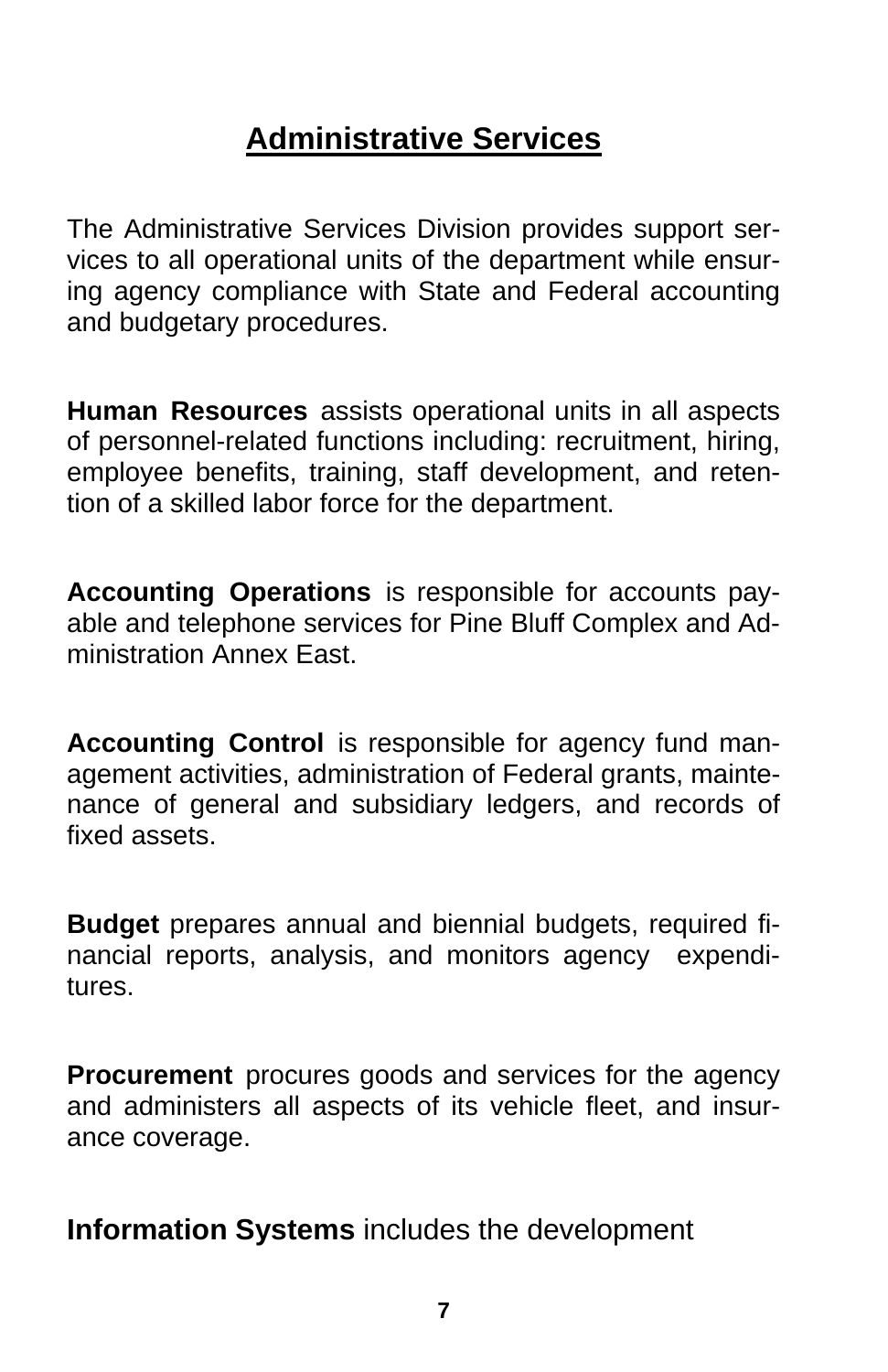# Administrative Services

The Administrative Services Division provides support services to all operational units of the department while ensuring agency compliance with State and Federal accounting and budgetary procedures.

**Human Resources** assists operational units in all aspects of personnel-related functions including: recruitment, hiring, employee benefits, training, staff development, and retention of a skilled labor force for the department.

**Accounting Operations** is responsible for accounts payable and telephone services for Pine Bluff Complex and Administration Annex East.

**Accounting Control** is responsible for agency fund management activities, administration of Federal grants, maintenance of general and subsidiary ledgers, and records of fixed assets.

**Budget** prepares annual and biennial budgets, required financial reports, analysis, and monitors agency expenditures.

**Procurement** procures goods and services for the agency and administers all aspects of its vehicle fleet, and insurance coverage.

**Information Systems** includes the development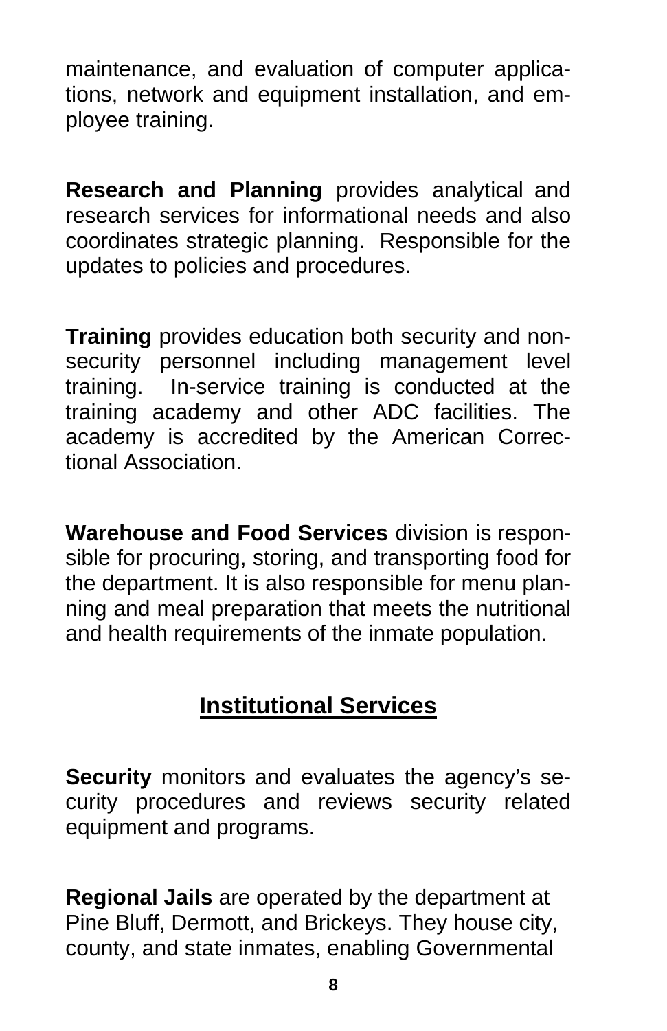maintenance, and evaluation of computer applications, network and equipment installation, and employee training.

**Research and Planning** provides analytical and research services for informational needs and also coordinates strategic planning. Responsible for the updates to policies and procedures.

**Training** provides education both security and non-security personnel including management level training. In-service training is conducted at the training academy and other ADC facilities. The academy is accredited by the American Correctional Association.

**Warehouse and Food Services** division is responsible for procuring, storing, and transporting food for the department. It is also responsible for menu planning and meal preparation that meets the nutritional and health requirements of the inmate population.

## Institutional Services

**Security** monitors and evaluates the agency's security procedures and reviews security related equipment and programs.

**Regional Jails** are operated by the department at Pine Bluff, Dermott, and Brickeys. They house city, county, and state inmates, enabling Governmental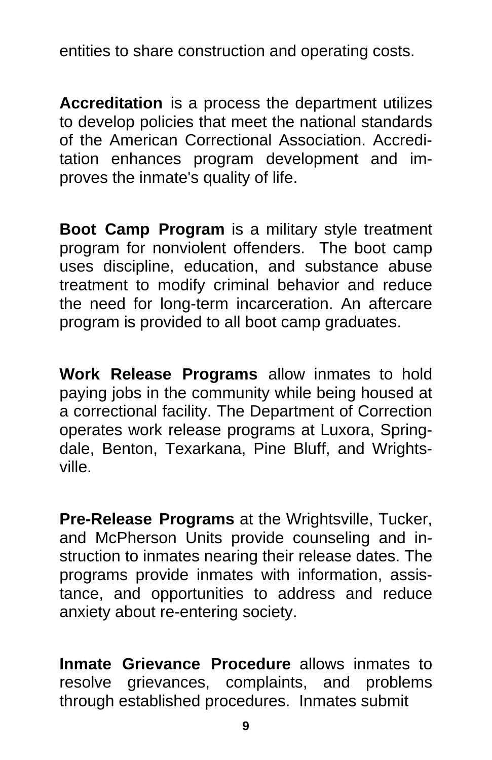entities to share construction and operating costs.

**Accreditation** is a process the department utilizes to develop policies that meet the national standards of the American Correctional Association. Accreditation enhances program development and improves the inmate's quality of life.

**Boot Camp Program** is a military style treatment program for nonviolent offenders. The boot camp uses discipline, education, and substance abuse treatment to modify criminal behavior and reduce the need for long-term incarceration. An aftercare program is provided to all boot camp graduates.

**Work Release Programs** allow inmates to hold paying jobs in the community while being housed at a correctional facility. The Department of Correction operates work release programs at Luxora, Springdale, Benton, Texarkana, Pine Bluff, and Wrightsville.

**Pre-Release Programs** at the Wrightsville, Tucker, and McPherson Units provide counseling and instruction to inmates nearing their release dates. The programs provide inmates with information, assistance, and opportunities to address and reduce anxiety about re-entering society.

**Inmate Grievance Procedure** allows inmates to resolve grievances, complaints, and problems through established procedures. Inmates submit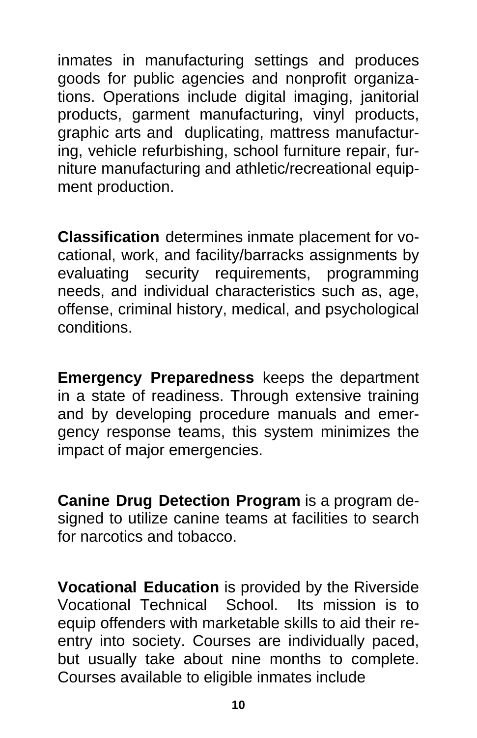inmates in manufacturing settings and produces goods for public agencies and nonprofit organizations. Operations include digital imaging, janitorial products, garment manufacturing, vinyl products, graphic arts and duplicating, mattress manufacturing, vehicle refurbishing, school furniture repair, furniture manufacturing and athletic/recreational equipment production.

**Classification** determines inmate placement for vocational, work, and facility/barracks assignments by evaluating security requirements, programming needs, and individual characteristics such as, age, offense, criminal history, medical, and psychological conditions.

**Emergency Preparedness** keeps the department in a state of readiness. Through extensive training and by developing procedure manuals and emergency response teams, this system minimizes the impact of major emergencies.

**Canine Drug Detection Program** is a program designed to utilize canine teams at facilities to search for narcotics and tobacco.

**Vocational Education** is provided by the Riverside Vocational Technical School. Its mission is to equip offenders with marketable skills to aid their reentry into society. Courses are individually paced, but usually take about nine months to complete. Courses available to eligible inmates include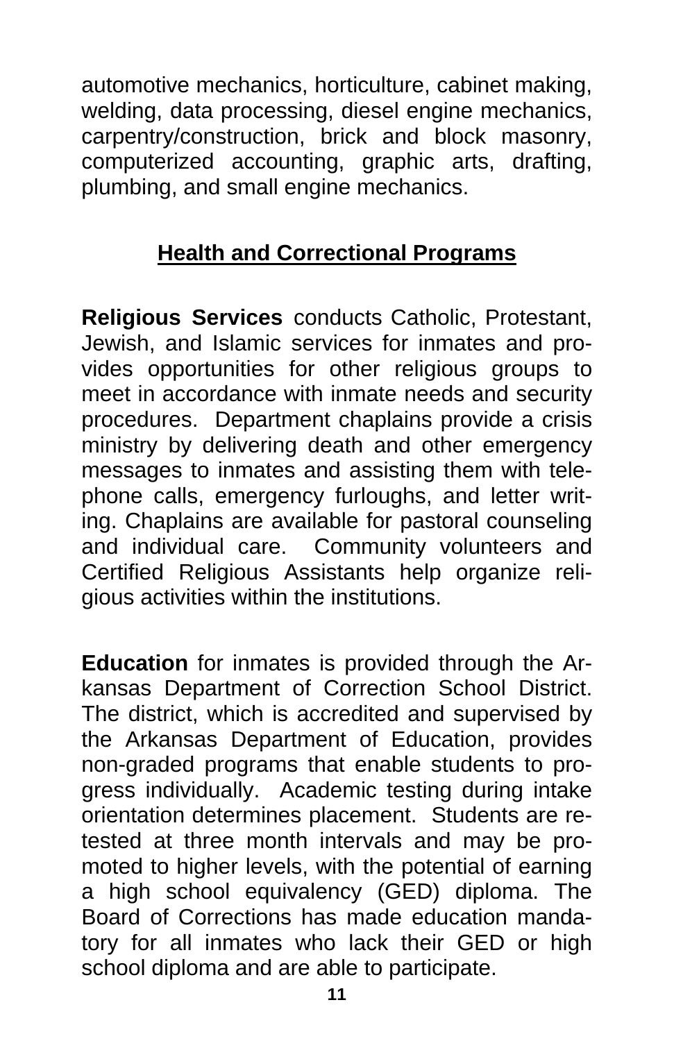automotive mechanics, horticulture, cabinet making, welding, data processing, diesel engine mechanics, carpentry/construction, brick and block masonry, computerized accounting, graphic arts, drafting, plumbing, and small engine mechanics.

## Health and Correctional Programs

**Religious Services** conducts Catholic, Protestant, Jewish, and Islamic services for inmates and provides opportunities for other religious groups to meet in accordance with inmate needs and security procedures. Department chaplains provide a crisis ministry by delivering death and other emergency messages to inmates and assisting them with telephone calls, emergency furloughs, and letter writing. Chaplains are available for pastoral counseling and individual care. Community volunteers and Certified Religious Assistants help organize religious activities within the institutions.

**Education** for inmates is provided through the Arkansas Department of Correction School District. The district, which is accredited and supervised by the Arkansas Department of Education, provides non-graded programs that enable students to progress individually. Academic testing during intake orientation determines placement. Students are retested at three month intervals and may be promoted to higher levels, with the potential of earning a high school equivalency (GED) diploma. The Board of Corrections has made education mandatory for all inmates who lack their GED or high school diploma and are able to participate.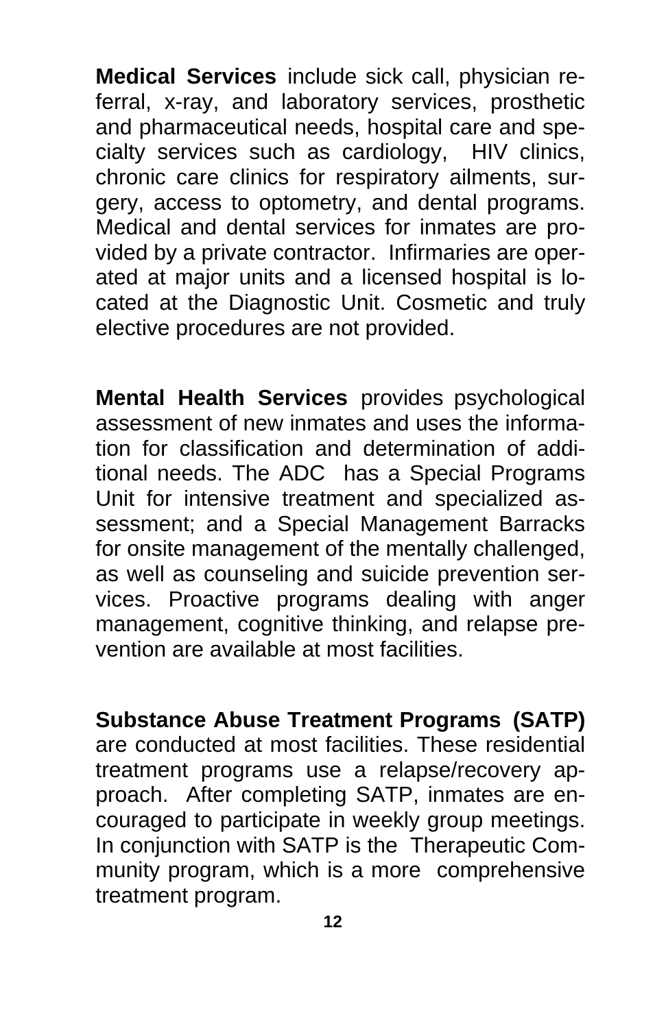**Medical Services** include sick call, physician referral, x-ray, and laboratory services, prosthetic and pharmaceutical needs, hospital care and specialty services such as cardiology, HIV clinics, chronic care clinics for respiratory ailments, surgery, access to optometry, and dental programs. Medical and dental services for inmates are provided by a private contractor. Infirmaries are operated at major units and a licensed hospital is located at the Diagnostic Unit. Cosmetic and truly elective procedures are not provided.

**Mental Health Services** provides psychological assessment of new inmates and uses the information for classification and determination of additional needs. The ADC has a Special Programs Unit for intensive treatment and specialized assessment; and a Special Management Barracks for onsite management of the mentally challenged, as well as counseling and suicide prevention services. Proactive programs dealing with anger management, cognitive thinking, and relapse prevention are available at most facilities.

**Substance Abuse Treatment Programs (SATP)** are conducted at most facilities. These residential treatment programs use a relapse/recovery approach. After completing SATP, inmates are encouraged to participate in weekly group meetings. In conjunction with SATP is the Therapeutic Community program, which is a more comprehensive treatment program.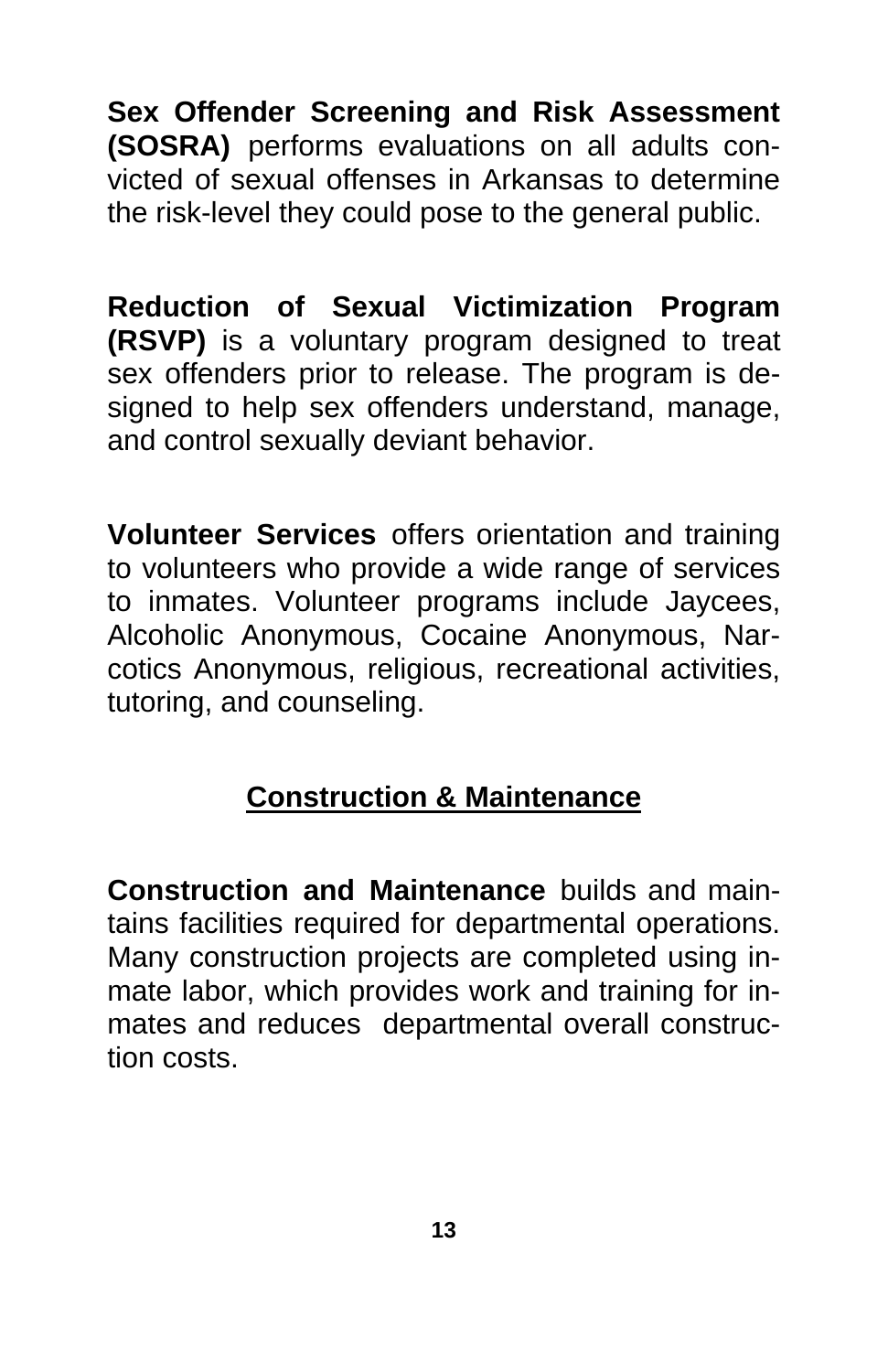**Sex Offender Screening and Risk Assessment (SOSRA)** performs evaluations on all adults convicted of sexual offenses in Arkansas to determine the risk-level they could pose to the general public.

**Reduction of Sexual Victimization Program (RSVP)** is a voluntary program designed to treat sex offenders prior to release. The program is designed to help sex offenders understand, manage, and control sexually deviant behavior.

**Volunteer Services** offers orientation and training to volunteers who provide a wide range of services to inmates. Volunteer programs include Jaycees, Alcoholic Anonymous, Cocaine Anonymous, Narcotics Anonymous, religious, recreational activities, tutoring, and counseling.

## Construction & Maintenance

**Construction and Maintenance** builds and maintains facilities required for departmental operations. Many construction projects are completed using inmate labor, which provides work and training for inmates and reduces departmental overall construction costs.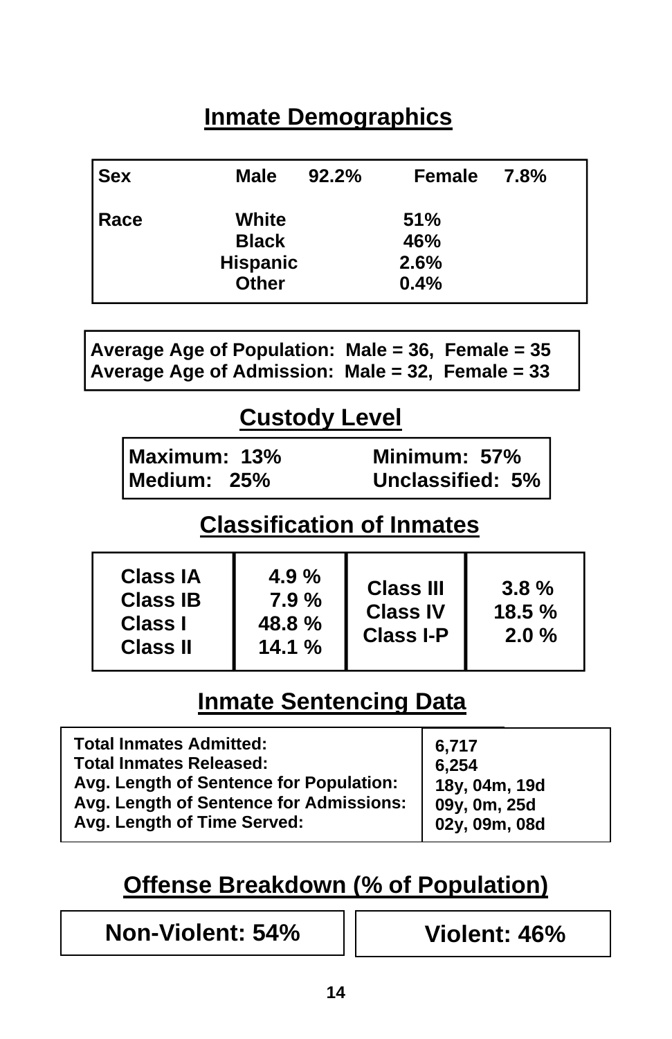## Inmate Demographics

| | | | | |
|---|---|---|---|---|
| **Sex** | **Male** | **92.2%** | **Female** | **7.8%** |
| **Race** | **White** | | **51%** | |
| | **Black** | | **46%** | |
| | **Hispanic** | | **2.6%** | |
| | **Other** | | **0.4%** | |

**Average Age of Population: Male = 36, Female = 35**
**Average Age of Admission: Male = 32, Female = 33**

## Custody Level

| | |
|---|---|
| **Maximum: 13%** | **Minimum: 57%** |
| **Medium: 25%** | **Unclassified: 5%** |

## Classification of Inmates

| | | | |
|---|---|---|---|
| **Class IA** | **4.9 %** | **Class III** | **3.8 %** |
| **Class IB** | **7.9 %** | **Class IV** | **18.5 %** |
| **Class I** | **48.8 %** | **Class I-P** | **2.0 %** |
| **Class II** | **14.1 %** | | |

## Inmate Sentencing Data

| | |
|---|---|
| **Total Inmates Admitted:** | **6,717** |
| **Total Inmates Released:** | **6,254** |
| **Avg. Length of Sentence for Population:** | **18y, 04m, 19d** |
| **Avg. Length of Sentence for Admissions:** | **09y, 0m, 25d** |
| **Avg. Length of Time Served:** | **02y, 09m, 08d** |

## Offense Breakdown (% of Population)

| | |
|---|---|
| **Non-Violent: 54%** | **Violent: 46%** |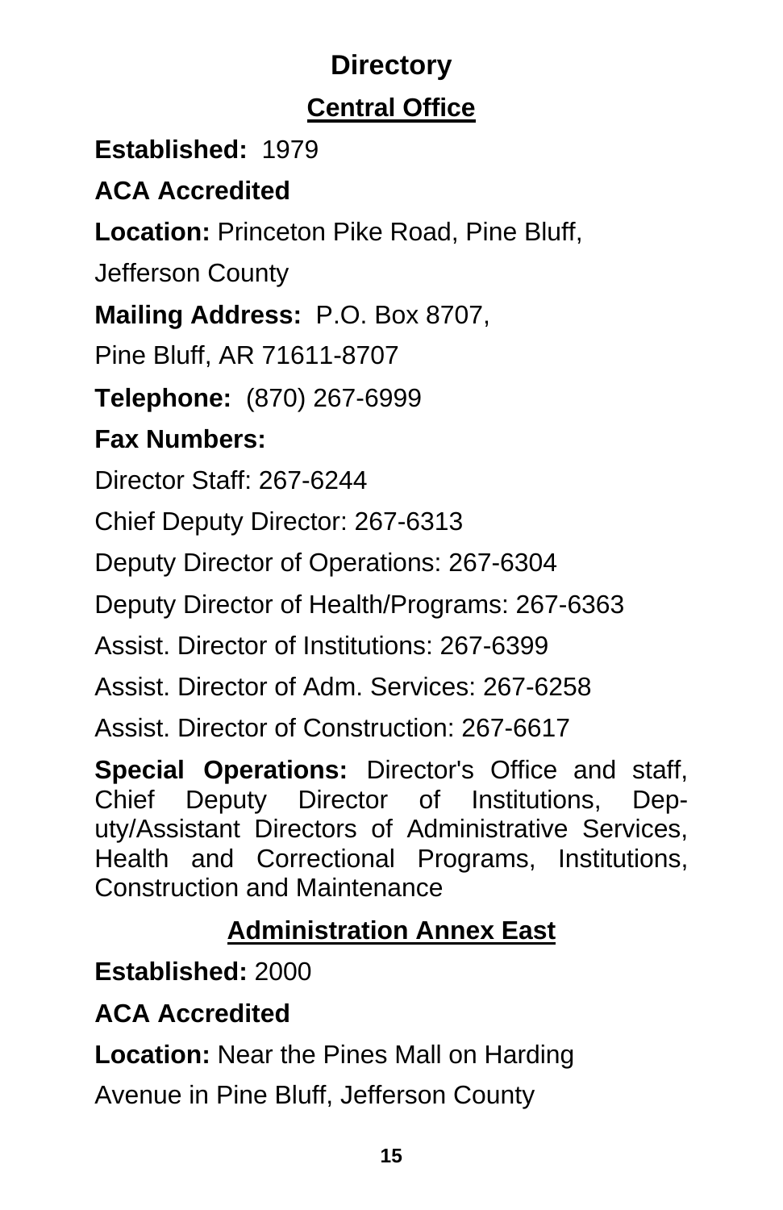# Directory

## Central Office

**Established:** 1979

**ACA Accredited**

**Location:** Princeton Pike Road, Pine Bluff, Jefferson County

**Mailing Address:** P.O. Box 8707, Pine Bluff, AR 71611-8707

**Telephone:** (870) 267-6999

**Fax Numbers:**

Director Staff: 267-6244

Chief Deputy Director: 267-6313

Deputy Director of Operations: 267-6304

Deputy Director of Health/Programs: 267-6363

Assist. Director of Institutions: 267-6399

Assist. Director of Adm. Services: 267-6258

Assist. Director of Construction: 267-6617

**Special Operations:** Director's Office and staff, Chief Deputy Director of Institutions, Deputy/Assistant Directors of Administrative Services, Health and Correctional Programs, Institutions, Construction and Maintenance

## Administration Annex East

**Established:** 2000

**ACA Accredited**

**Location:** Near the Pines Mall on Harding Avenue in Pine Bluff, Jefferson County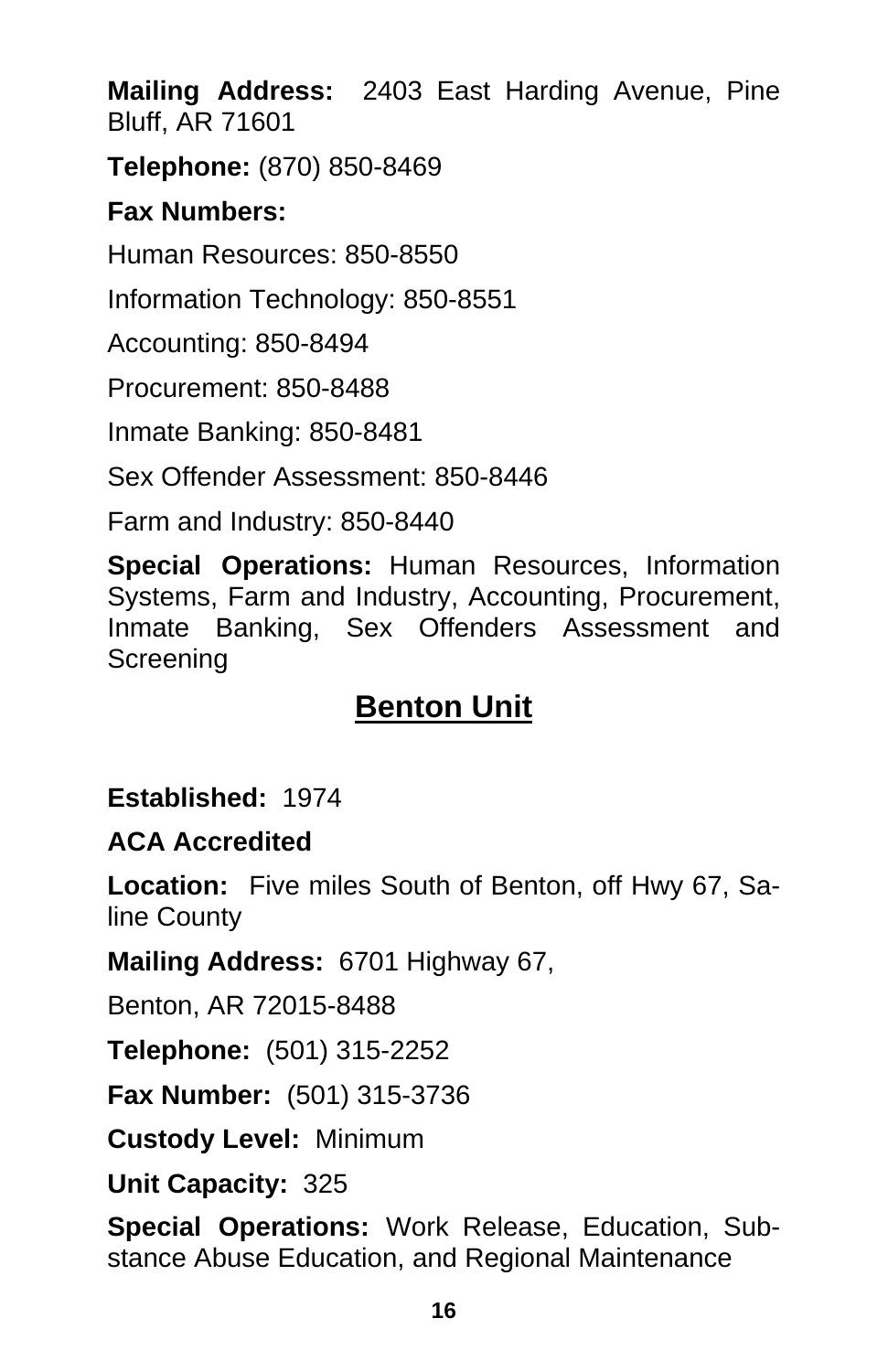**Mailing Address:** 2403 East Harding Avenue, Pine Bluff, AR 71601

**Telephone:** (870) 850-8469

**Fax Numbers:**

Human Resources: 850-8550

Information Technology: 850-8551

Accounting: 850-8494

Procurement: 850-8488

Inmate Banking: 850-8481

Sex Offender Assessment: 850-8446

Farm and Industry: 850-8440

**Special Operations:** Human Resources, Information Systems, Farm and Industry, Accounting, Procurement, Inmate Banking, Sex Offenders Assessment and Screening

## Benton Unit

**Established:** 1974

**ACA Accredited**

**Location:** Five miles South of Benton, off Hwy 67, Saline County

**Mailing Address:** 6701 Highway 67,

Benton, AR 72015-8488

**Telephone:** (501) 315-2252

**Fax Number:** (501) 315-3736

**Custody Level:** Minimum

**Unit Capacity:** 325

**Special Operations:** Work Release, Education, Substance Abuse Education, and Regional Maintenance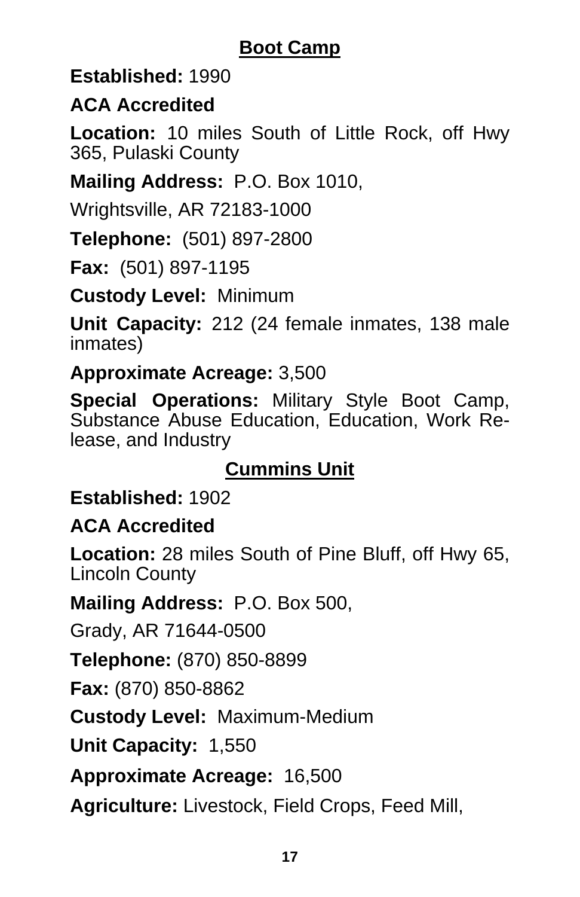## Boot Camp

**Established:** 1990

**ACA Accredited**

**Location:** 10 miles South of Little Rock, off Hwy 365, Pulaski County

**Mailing Address:** P.O. Box 1010,

Wrightsville, AR 72183-1000

**Telephone:** (501) 897-2800

**Fax:** (501) 897-1195

**Custody Level:** Minimum

**Unit Capacity:** 212 (24 female inmates, 138 male inmates)

**Approximate Acreage:** 3,500

**Special Operations:** Military Style Boot Camp, Substance Abuse Education, Education, Work Release, and Industry

## Cummins Unit

**Established:** 1902

**ACA Accredited**

**Location:** 28 miles South of Pine Bluff, off Hwy 65, Lincoln County

**Mailing Address:** P.O. Box 500,

Grady, AR 71644-0500

**Telephone:** (870) 850-8899

**Fax:** (870) 850-8862

**Custody Level:** Maximum-Medium

**Unit Capacity:** 1,550

**Approximate Acreage:** 16,500

**Agriculture:** Livestock, Field Crops, Feed Mill,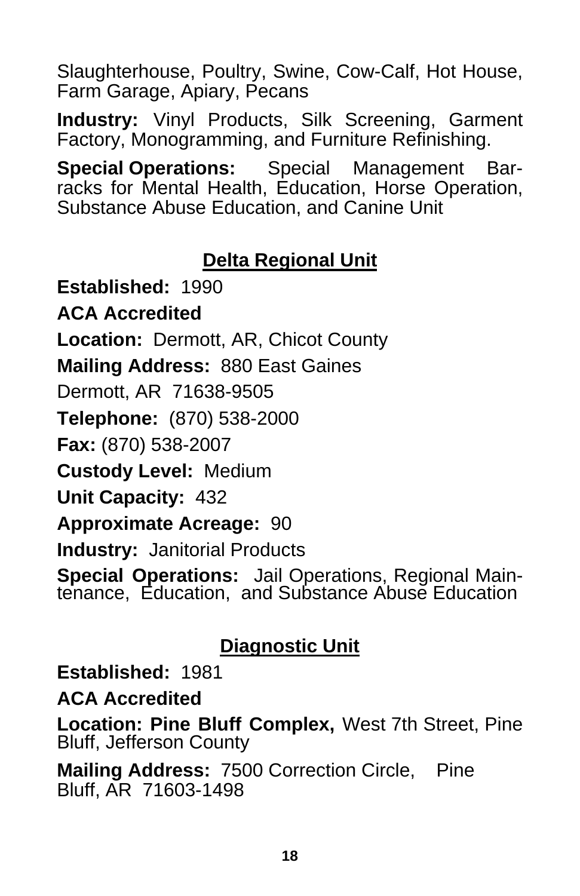Slaughterhouse, Poultry, Swine, Cow-Calf, Hot House, Farm Garage, Apiary, Pecans

**Industry:** Vinyl Products, Silk Screening, Garment Factory, Monogramming, and Furniture Refinishing.

**Special Operations:** Special Management Barracks for Mental Health, Education, Horse Operation, Substance Abuse Education, and Canine Unit

## Delta Regional Unit

**Established:** 1990

**ACA Accredited**

**Location:** Dermott, AR, Chicot County

**Mailing Address:** 880 East Gaines

Dermott, AR 71638-9505

**Telephone:** (870) 538-2000

**Fax:** (870) 538-2007

**Custody Level:** Medium

**Unit Capacity:** 432

**Approximate Acreage:** 90

**Industry:** Janitorial Products

**Special Operations:** Jail Operations, Regional Maintenance, Education, and Substance Abuse Education

## Diagnostic Unit

**Established:** 1981

**ACA Accredited**

**Location: Pine Bluff Complex,** West 7th Street, Pine Bluff, Jefferson County

**Mailing Address:** 7500 Correction Circle, Pine Bluff, AR 71603-1498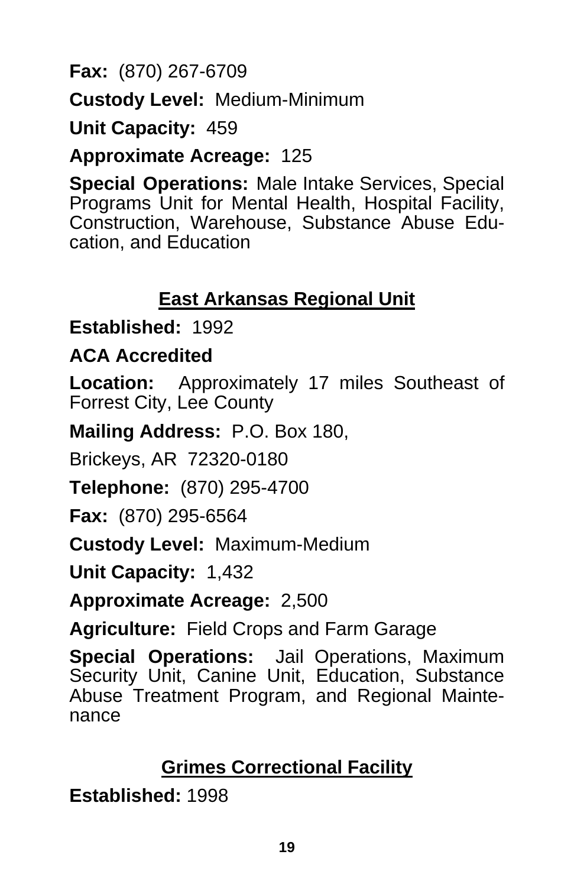**Fax:** (870) 267-6709

**Custody Level:** Medium-Minimum

**Unit Capacity:** 459

**Approximate Acreage:** 125

**Special Operations:** Male Intake Services, Special Programs Unit for Mental Health, Hospital Facility, Construction, Warehouse, Substance Abuse Education, and Education

## East Arkansas Regional Unit

**Established:** 1992

**ACA Accredited**

**Location:** Approximately 17 miles Southeast of Forrest City, Lee County

**Mailing Address:** P.O. Box 180,

Brickeys, AR 72320-0180

**Telephone:** (870) 295-4700

**Fax:** (870) 295-6564

**Custody Level:** Maximum-Medium

**Unit Capacity:** 1,432

**Approximate Acreage:** 2,500

**Agriculture:** Field Crops and Farm Garage

**Special Operations:** Jail Operations, Maximum Security Unit, Canine Unit, Education, Substance Abuse Treatment Program, and Regional Maintenance

## Grimes Correctional Facility

**Established:** 1998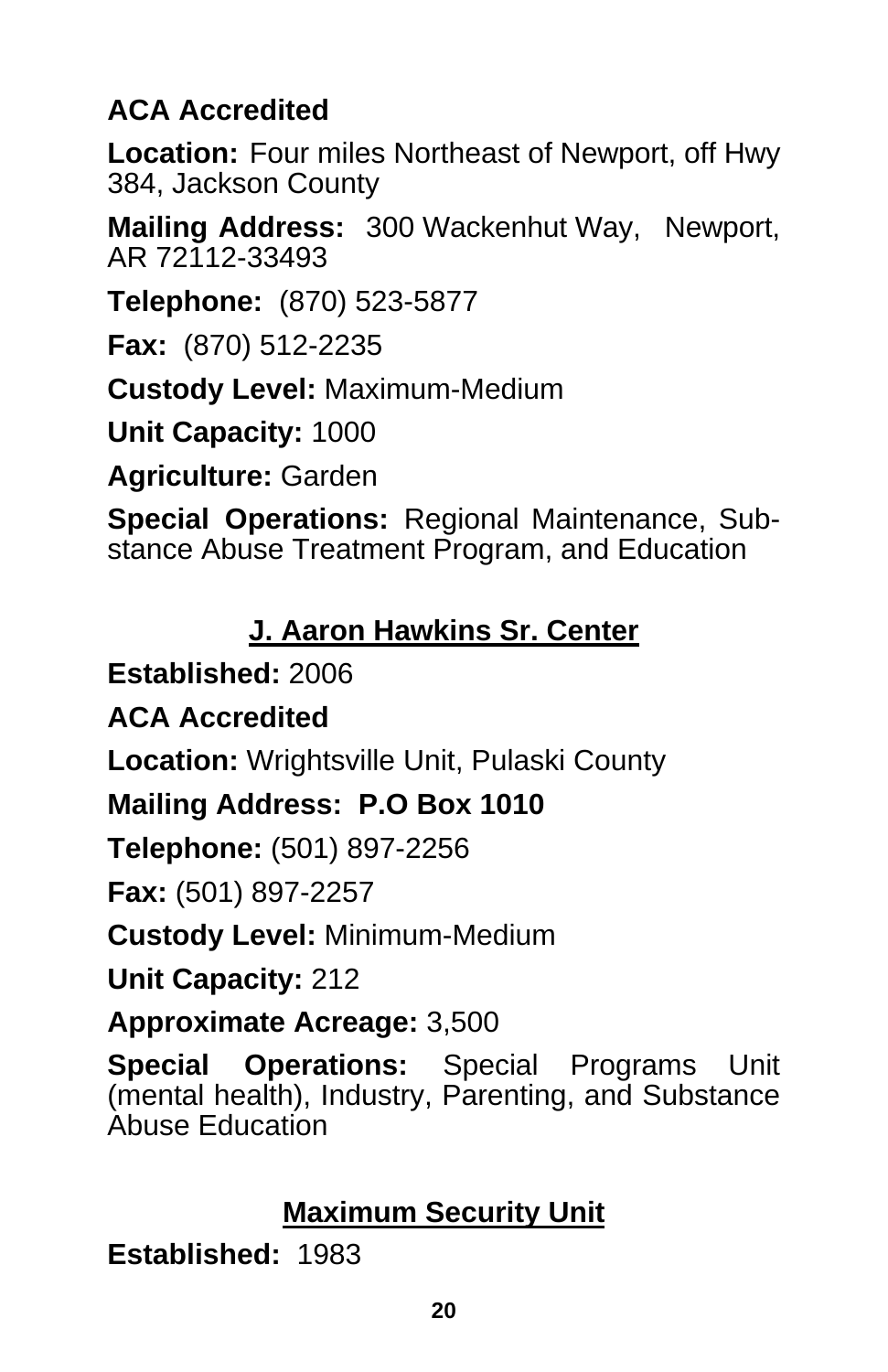**ACA Accredited**

**Location:** Four miles Northeast of Newport, off Hwy 384, Jackson County

**Mailing Address:** 300 Wackenhut Way, Newport, AR 72112-33493

**Telephone:** (870) 523-5877

**Fax:** (870) 512-2235

**Custody Level:** Maximum-Medium

**Unit Capacity:** 1000

**Agriculture:** Garden

**Special Operations:** Regional Maintenance, Substance Abuse Treatment Program, and Education

## J. Aaron Hawkins Sr. Center

**Established:** 2006

**ACA Accredited**

**Location:** Wrightsville Unit, Pulaski County

**Mailing Address: P.O Box 1010**

**Telephone:** (501) 897-2256

**Fax:** (501) 897-2257

**Custody Level:** Minimum-Medium

**Unit Capacity:** 212

**Approximate Acreage:** 3,500

**Special Operations:** Special Programs Unit (mental health), Industry, Parenting, and Substance Abuse Education

## Maximum Security Unit

**Established:** 1983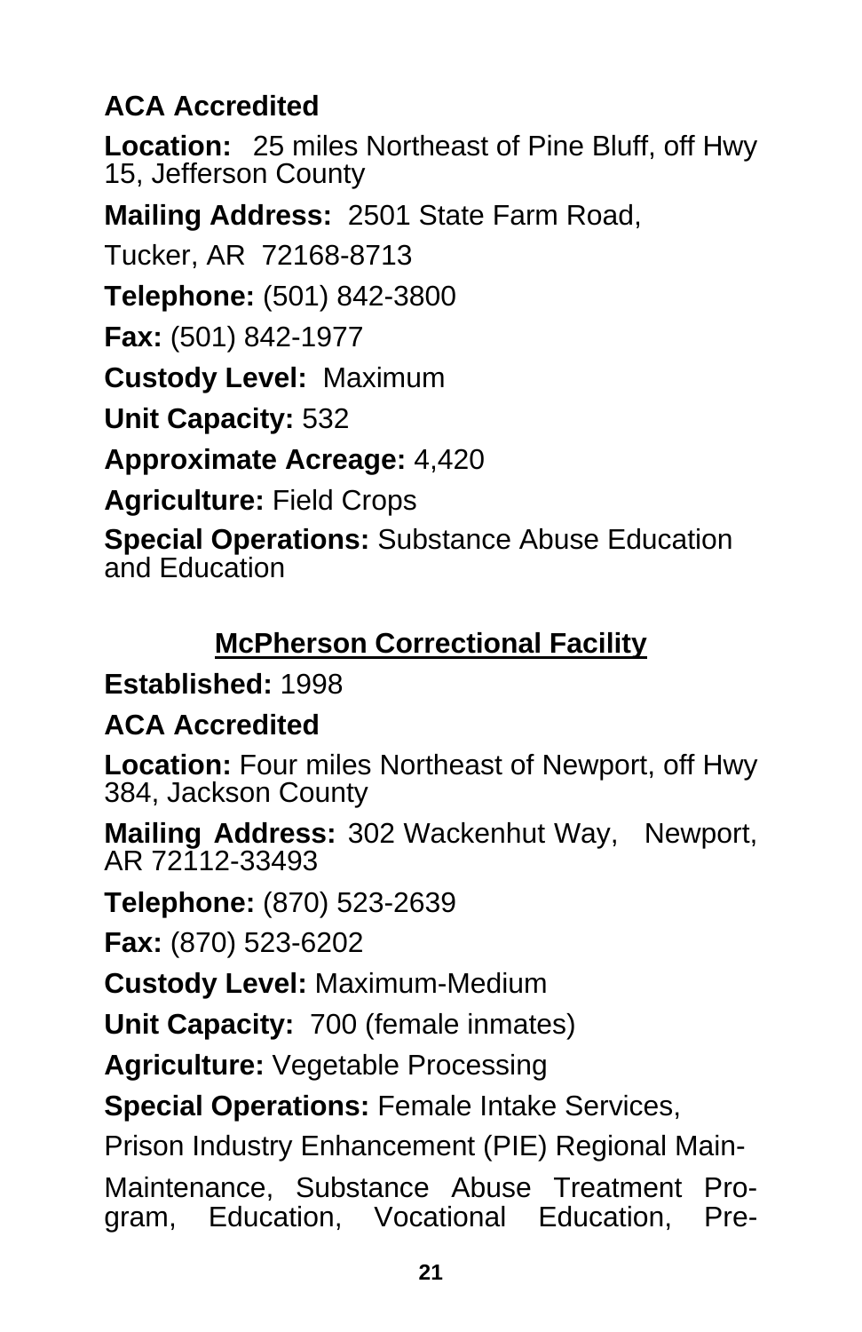**ACA Accredited**

**Location:** 25 miles Northeast of Pine Bluff, off Hwy 15, Jefferson County

**Mailing Address:** 2501 State Farm Road,

Tucker, AR 72168-8713

**Telephone:** (501) 842-3800

**Fax:** (501) 842-1977

**Custody Level:** Maximum

**Unit Capacity:** 532

**Approximate Acreage:** 4,420

**Agriculture:** Field Crops

**Special Operations:** Substance Abuse Education and Education

## McPherson Correctional Facility

**Established:** 1998

**ACA Accredited**

**Location:** Four miles Northeast of Newport, off Hwy 384, Jackson County

**Mailing Address:** 302 Wackenhut Way, Newport, AR 72112-33493

**Telephone:** (870) 523-2639

**Fax:** (870) 523-6202

**Custody Level:** Maximum-Medium

**Unit Capacity:** 700 (female inmates)

**Agriculture:** Vegetable Processing

**Special Operations:** Female Intake Services,

Prison Industry Enhancement (PIE) Regional Main-

Maintenance, Substance Abuse Treatment Program, Education, Vocational Education, Pre-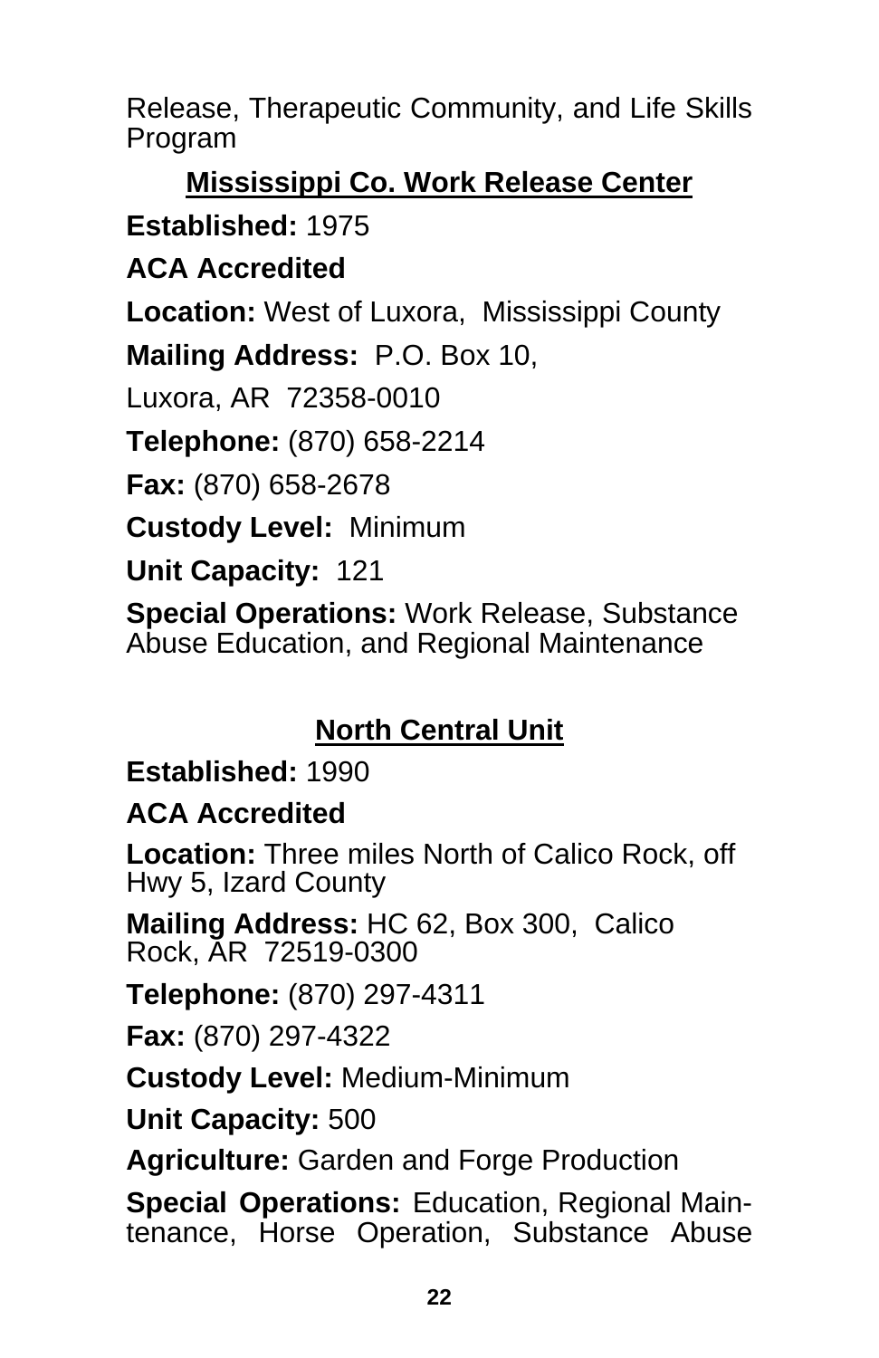Release, Therapeutic Community, and Life Skills Program

## Mississippi Co. Work Release Center

**Established:** 1975

**ACA Accredited**

**Location:** West of Luxora, Mississippi County

**Mailing Address:** P.O. Box 10,

Luxora, AR 72358-0010

**Telephone:** (870) 658-2214

**Fax:** (870) 658-2678

**Custody Level:** Minimum

**Unit Capacity:** 121

**Special Operations:** Work Release, Substance Abuse Education, and Regional Maintenance

## North Central Unit

**Established:** 1990

**ACA Accredited**

**Location:** Three miles North of Calico Rock, off Hwy 5, Izard County

**Mailing Address:** HC 62, Box 300, Calico Rock, AR 72519-0300

**Telephone:** (870) 297-4311

**Fax:** (870) 297-4322

**Custody Level:** Medium-Minimum

**Unit Capacity:** 500

**Agriculture:** Garden and Forge Production

**Special Operations:** Education, Regional Maintenance, Horse Operation, Substance Abuse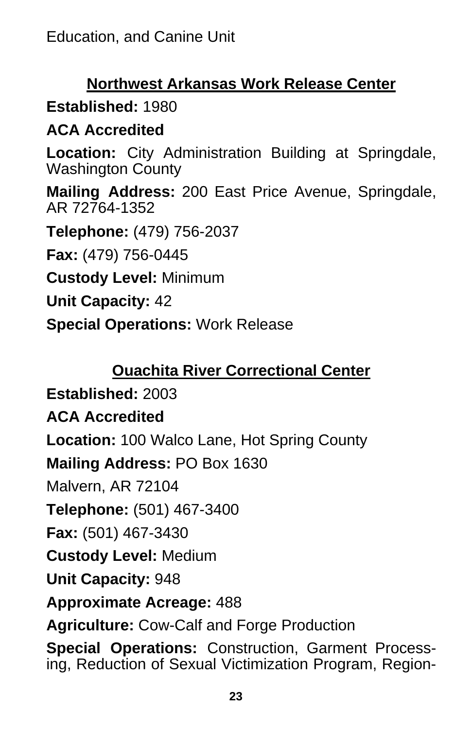Education, and Canine Unit

## Northwest Arkansas Work Release Center

**Established:** 1980

**ACA Accredited**

**Location:** City Administration Building at Springdale, Washington County

**Mailing Address:** 200 East Price Avenue, Springdale, AR 72764-1352

**Telephone:** (479) 756-2037

**Fax:** (479) 756-0445

**Custody Level:** Minimum

**Unit Capacity:** 42

**Special Operations:** Work Release

## Ouachita River Correctional Center

**Established:** 2003

**ACA Accredited**

**Location:** 100 Walco Lane, Hot Spring County

**Mailing Address:** PO Box 1630

Malvern, AR 72104

**Telephone:** (501) 467-3400

**Fax:** (501) 467-3430

**Custody Level:** Medium

**Unit Capacity:** 948

**Approximate Acreage:** 488

**Agriculture:** Cow-Calf and Forge Production

**Special Operations:** Construction, Garment Processing, Reduction of Sexual Victimization Program, Region-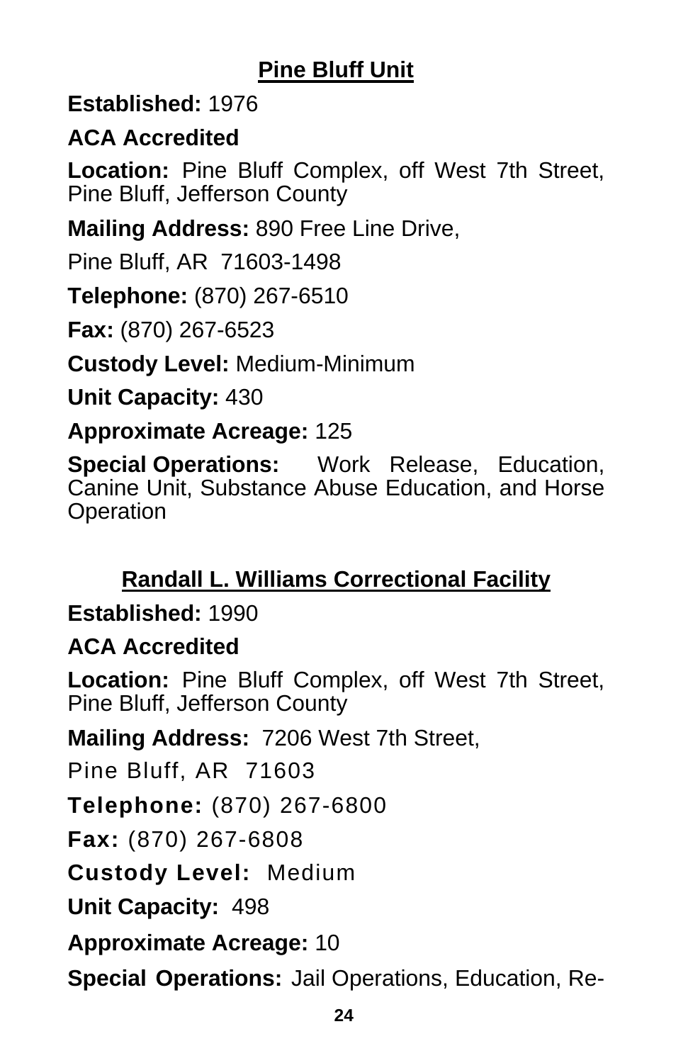## Pine Bluff Unit

**Established:** 1976

**ACA Accredited**

**Location:** Pine Bluff Complex, off West 7th Street, Pine Bluff, Jefferson County

**Mailing Address:** 890 Free Line Drive,

Pine Bluff, AR 71603-1498

**Telephone:** (870) 267-6510

**Fax:** (870) 267-6523

**Custody Level:** Medium-Minimum

**Unit Capacity:** 430

**Approximate Acreage:** 125

**Special Operations:** Work Release, Education, Canine Unit, Substance Abuse Education, and Horse Operation

## Randall L. Williams Correctional Facility

**Established:** 1990

**ACA Accredited**

**Location:** Pine Bluff Complex, off West 7th Street, Pine Bluff, Jefferson County

**Mailing Address:** 7206 West 7th Street,

Pine Bluff, AR 71603

**Telephone:** (870) 267-6800

**Fax:** (870) 267-6808

**Custody Level:** Medium

**Unit Capacity:** 498

**Approximate Acreage:** 10

**Special Operations:** Jail Operations, Education, Re-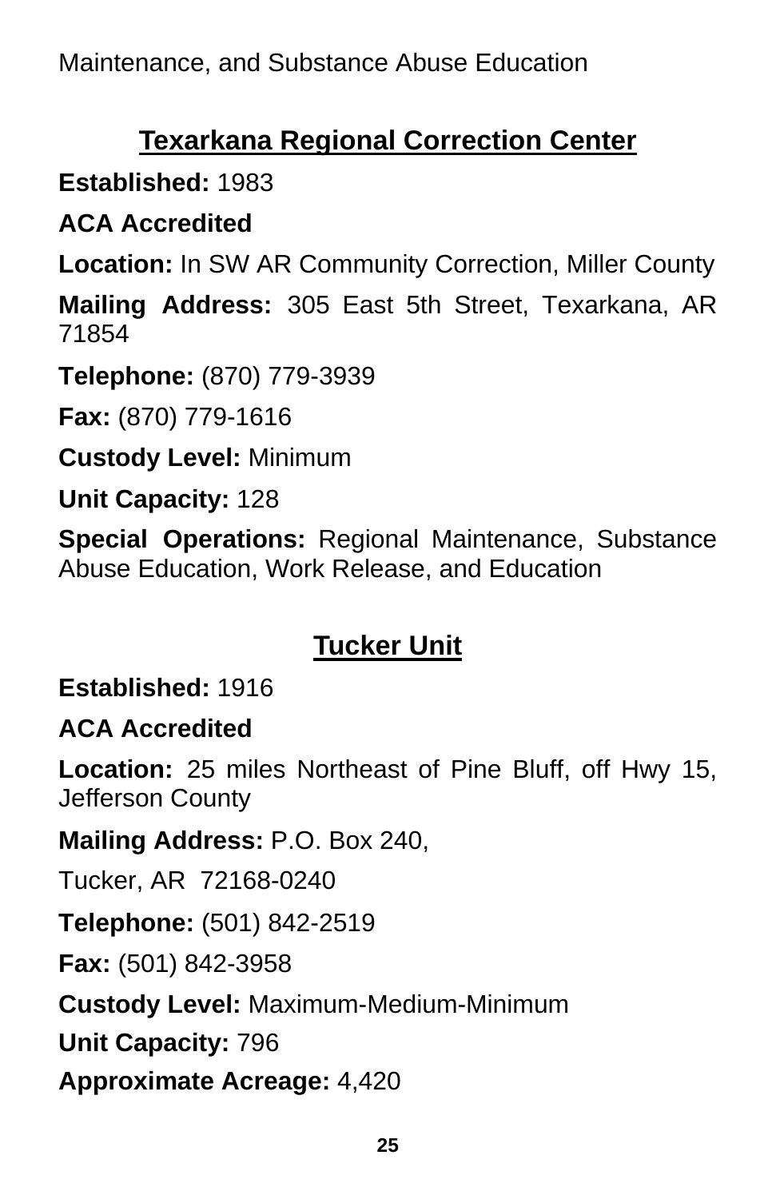Maintenance, and Substance Abuse Education

## Texarkana Regional Correction Center

**Established:** 1983

**ACA Accredited**

**Location:** In SW AR Community Correction, Miller County

**Mailing Address:** 305 East 5th Street, Texarkana, AR 71854

**Telephone:** (870) 779-3939

**Fax:** (870) 779-1616

**Custody Level:** Minimum

**Unit Capacity:** 128

**Special Operations:** Regional Maintenance, Substance Abuse Education, Work Release, and Education

## Tucker Unit

**Established:** 1916

**ACA Accredited**

**Location:** 25 miles Northeast of Pine Bluff, off Hwy 15, Jefferson County

**Mailing Address:** P.O. Box 240,

Tucker, AR 72168-0240

**Telephone:** (501) 842-2519

**Fax:** (501) 842-3958

**Custody Level:** Maximum-Medium-Minimum

**Unit Capacity:** 796

**Approximate Acreage:** 4,420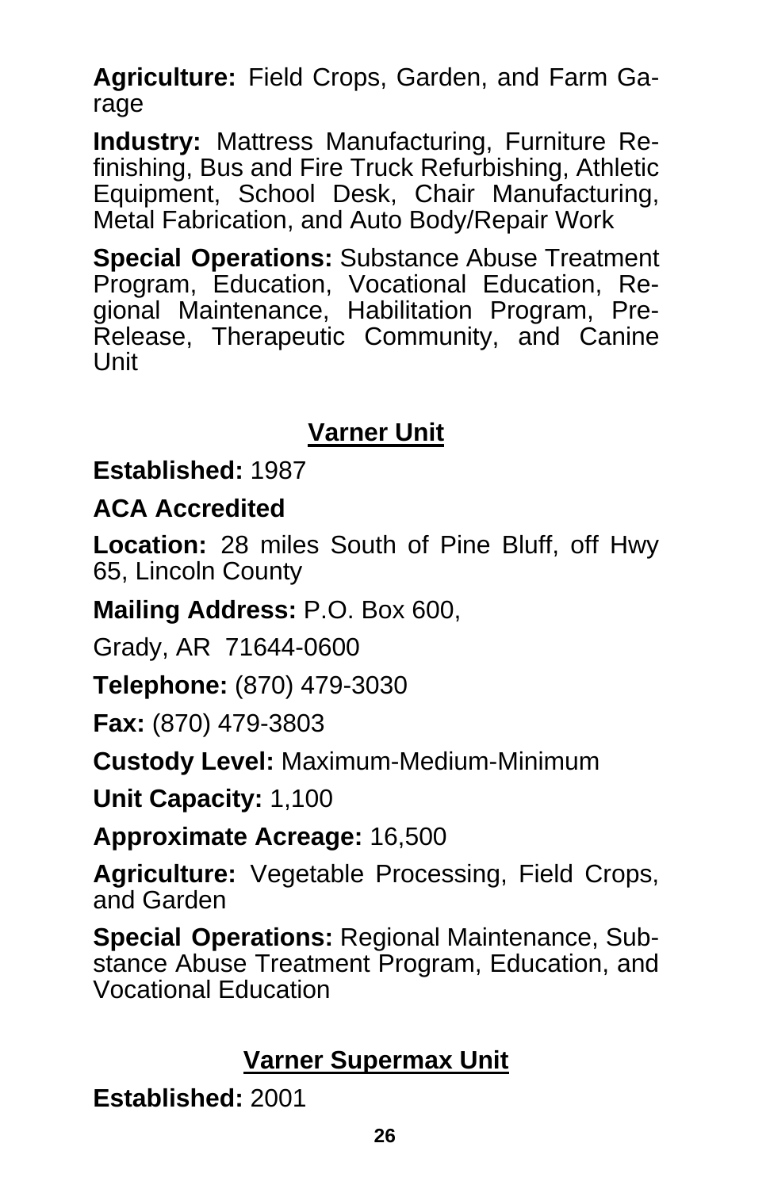**Agriculture:** Field Crops, Garden, and Farm Garage

**Industry:** Mattress Manufacturing, Furniture Refinishing, Bus and Fire Truck Refurbishing, Athletic Equipment, School Desk, Chair Manufacturing, Metal Fabrication, and Auto Body/Repair Work

**Special Operations:** Substance Abuse Treatment Program, Education, Vocational Education, Regional Maintenance, Habilitation Program, Pre-Release, Therapeutic Community, and Canine Unit

## Varner Unit

**Established:** 1987

**ACA Accredited**

**Location:** 28 miles South of Pine Bluff, off Hwy 65, Lincoln County

**Mailing Address:** P.O. Box 600,

Grady, AR 71644-0600

**Telephone:** (870) 479-3030

**Fax:** (870) 479-3803

**Custody Level:** Maximum-Medium-Minimum

**Unit Capacity:** 1,100

**Approximate Acreage:** 16,500

**Agriculture:** Vegetable Processing, Field Crops, and Garden

**Special Operations:** Regional Maintenance, Substance Abuse Treatment Program, Education, and Vocational Education

## Varner Supermax Unit

**Established:** 2001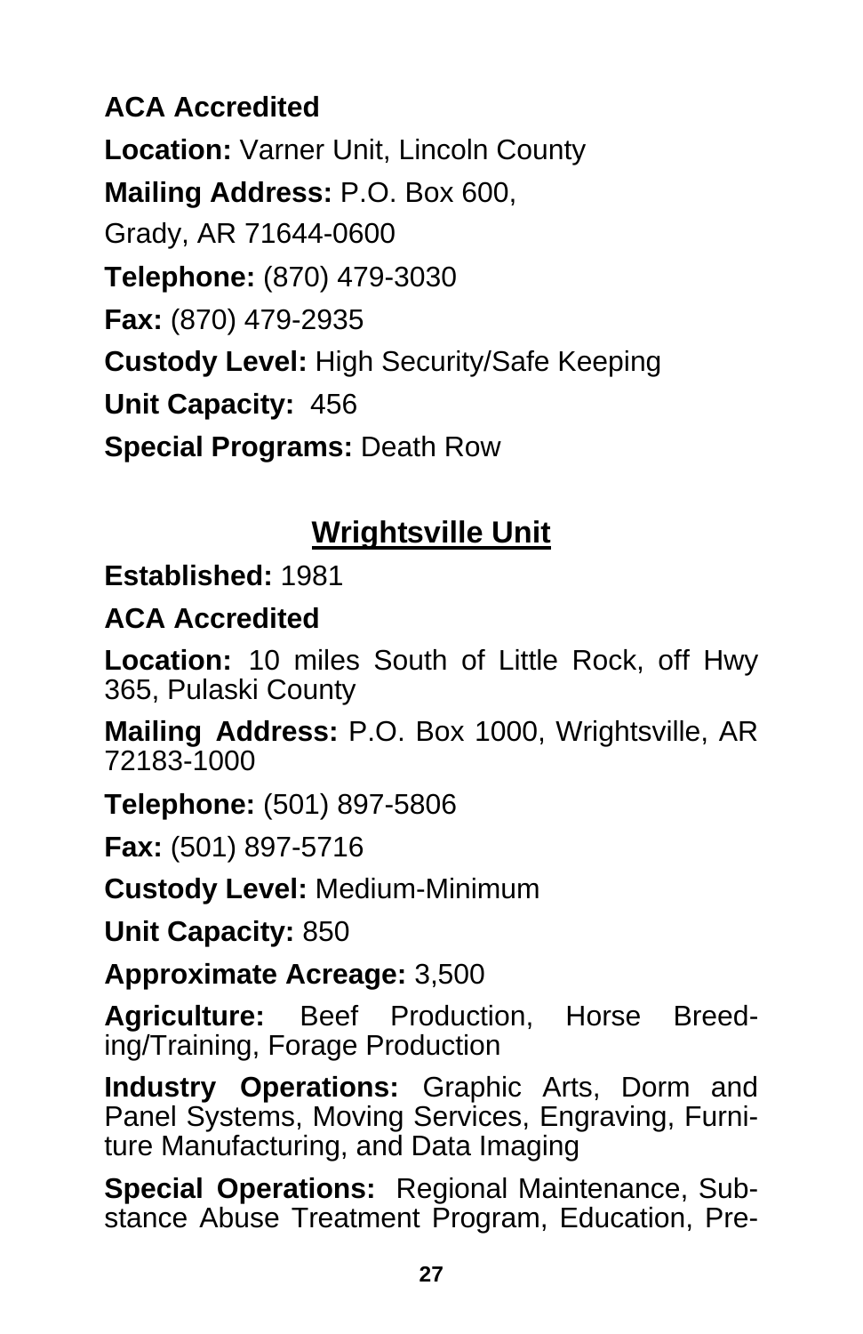**ACA Accredited**

**Location:** Varner Unit, Lincoln County

**Mailing Address:** P.O. Box 600,

Grady, AR 71644-0600

**Telephone:** (870) 479-3030

**Fax:** (870) 479-2935

**Custody Level:** High Security/Safe Keeping

**Unit Capacity:** 456

**Special Programs:** Death Row

## Wrightsville Unit

**Established:** 1981

**ACA Accredited**

**Location:** 10 miles South of Little Rock, off Hwy 365, Pulaski County

**Mailing Address:** P.O. Box 1000, Wrightsville, AR 72183-1000

**Telephone:** (501) 897-5806

**Fax:** (501) 897-5716

**Custody Level:** Medium-Minimum

**Unit Capacity:** 850

**Approximate Acreage:** 3,500

**Agriculture:** Beef Production, Horse Breeding/Training, Forage Production

**Industry Operations:** Graphic Arts, Dorm and Panel Systems, Moving Services, Engraving, Furniture Manufacturing, and Data Imaging

**Special Operations:** Regional Maintenance, Substance Abuse Treatment Program, Education, Pre-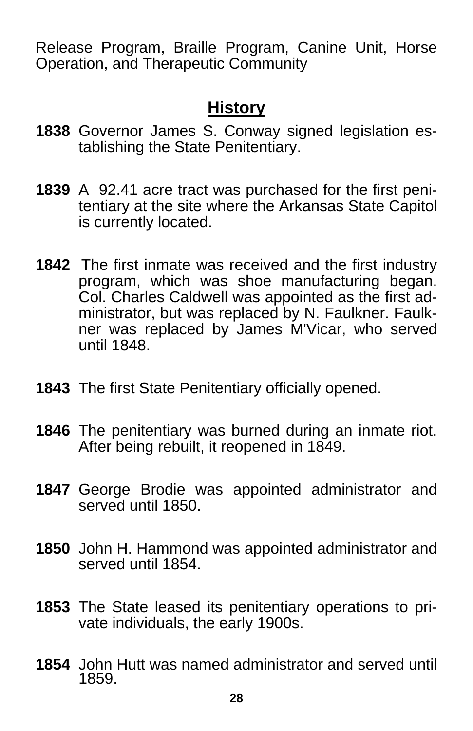Release Program, Braille Program, Canine Unit, Horse Operation, and Therapeutic Community

## History

**1838** Governor James S. Conway signed legislation establishing the State Penitentiary.

**1839** A 92.41 acre tract was purchased for the first penitentiary at the site where the Arkansas State Capitol is currently located.

**1842** The first inmate was received and the first industry program, which was shoe manufacturing began. Col. Charles Caldwell was appointed as the first administrator, but was replaced by N. Faulkner. Faulkner was replaced by James M'Vicar, who served until 1848.

**1843** The first State Penitentiary officially opened.

**1846** The penitentiary was burned during an inmate riot. After being rebuilt, it reopened in 1849.

**1847** George Brodie was appointed administrator and served until 1850.

**1850** John H. Hammond was appointed administrator and served until 1854.

**1853** The State leased its penitentiary operations to private individuals, the early 1900s.

**1854** John Hutt was named administrator and served until 1859.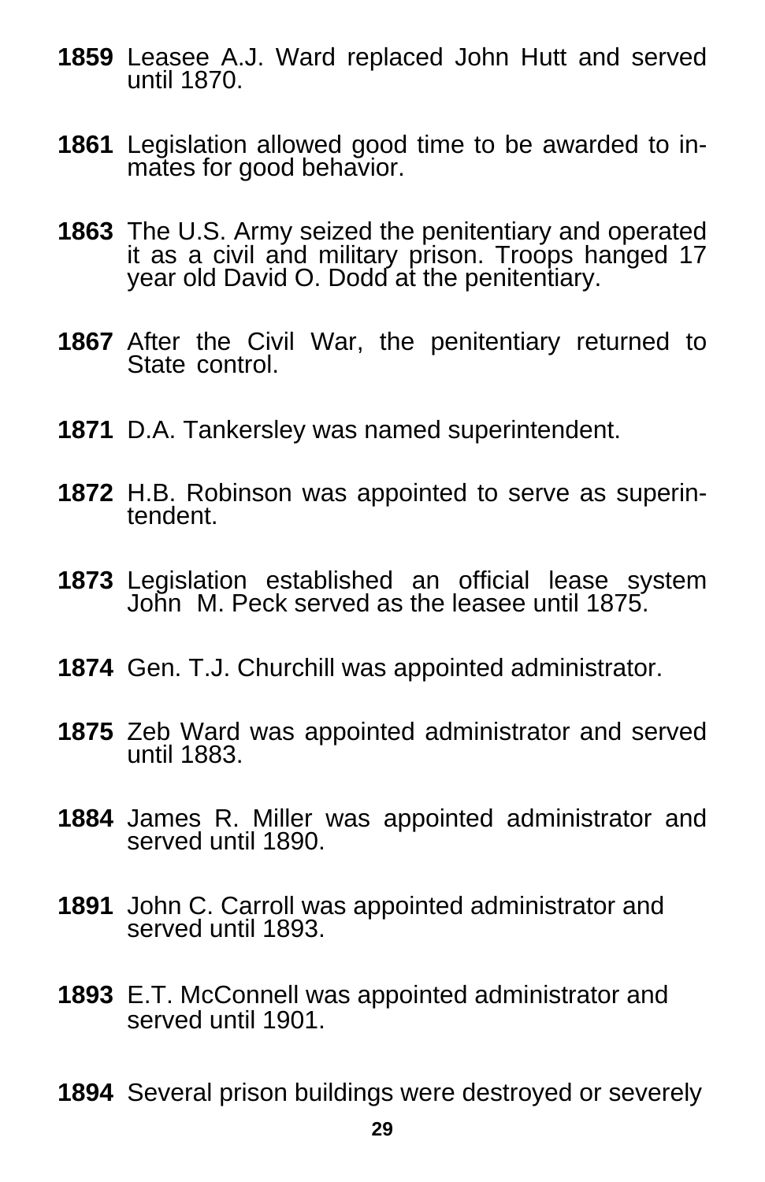**1859** Leasee A.J. Ward replaced John Hutt and served until 1870.

**1861** Legislation allowed good time to be awarded to inmates for good behavior.

**1863** The U.S. Army seized the penitentiary and operated it as a civil and military prison. Troops hanged 17 year old David O. Dodd at the penitentiary.

**1867** After the Civil War, the penitentiary returned to State control.

**1871** D.A. Tankersley was named superintendent.

**1872** H.B. Robinson was appointed to serve as superintendent.

**1873** Legislation established an official lease system John M. Peck served as the leasee until 1875.

**1874** Gen. T.J. Churchill was appointed administrator.

**1875** Zeb Ward was appointed administrator and served until 1883.

**1884** James R. Miller was appointed administrator and served until 1890.

**1891** John C. Carroll was appointed administrator and served until 1893.

**1893** E.T. McConnell was appointed administrator and served until 1901.

**1894** Several prison buildings were destroyed or severely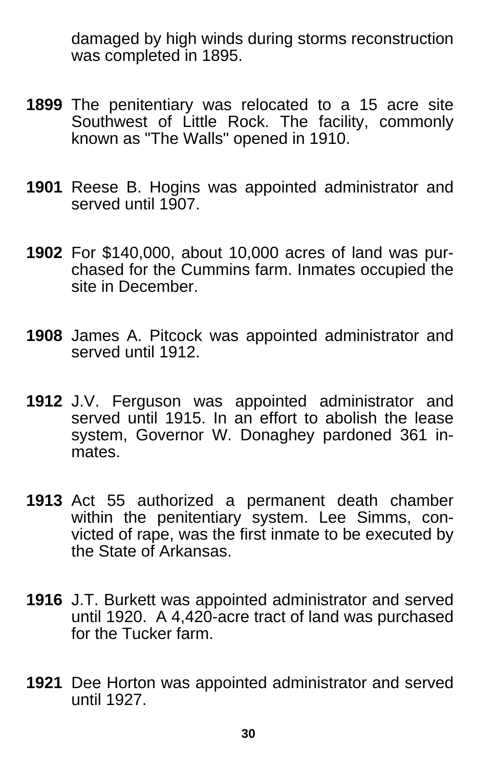damaged by high winds during storms reconstruction was completed in 1895.

**1899** The penitentiary was relocated to a 15 acre site Southwest of Little Rock. The facility, commonly known as "The Walls" opened in 1910.

**1901** Reese B. Hogins was appointed administrator and served until 1907.

**1902** For $140,000, about 10,000 acres of land was purchased for the Cummins farm. Inmates occupied the site in December.

**1908** James A. Pitcock was appointed administrator and served until 1912.

**1912** J.V. Ferguson was appointed administrator and served until 1915. In an effort to abolish the lease system, Governor W. Donaghey pardoned 361 inmates.

**1913** Act 55 authorized a permanent death chamber within the penitentiary system. Lee Simms, convicted of rape, was the first inmate to be executed by the State of Arkansas.

**1916** J.T. Burkett was appointed administrator and served until 1920. A 4,420-acre tract of land was purchased for the Tucker farm.

**1921** Dee Horton was appointed administrator and served until 1927.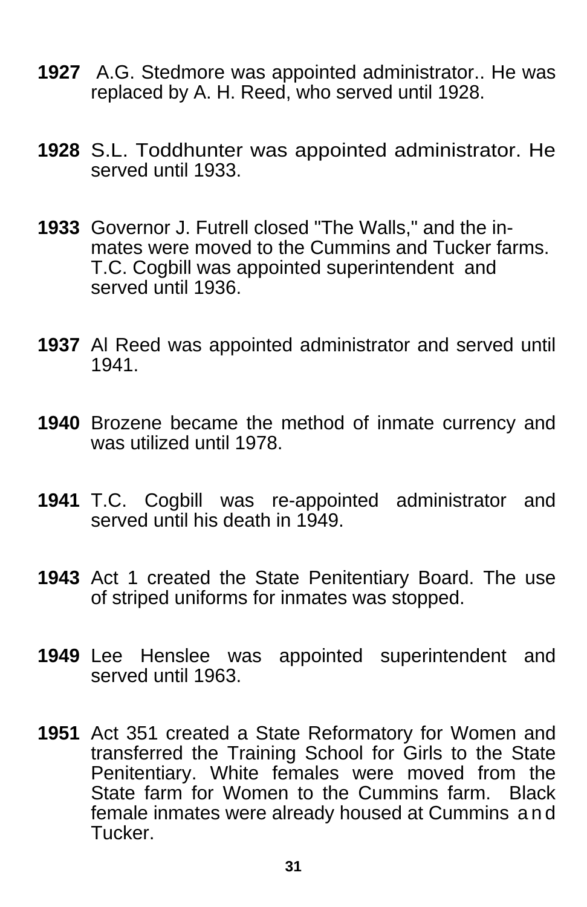**1927** A.G. Stedmore was appointed administrator.. He was replaced by A. H. Reed, who served until 1928.

**1928** S.L. Toddhunter was appointed administrator. He served until 1933.

**1933** Governor J. Futrell closed "The Walls," and the inmates were moved to the Cummins and Tucker farms. T.C. Cogbill was appointed superintendent and served until 1936.

**1937** Al Reed was appointed administrator and served until 1941.

**1940** Brozene became the method of inmate currency and was utilized until 1978.

**1941** T.C. Cogbill was re-appointed administrator and served until his death in 1949.

**1943** Act 1 created the State Penitentiary Board. The use of striped uniforms for inmates was stopped.

**1949** Lee Henslee was appointed superintendent and served until 1963.

**1951** Act 351 created a State Reformatory for Women and transferred the Training School for Girls to the State Penitentiary. White females were moved from the State farm for Women to the Cummins farm. Black female inmates were already housed at Cummins and Tucker.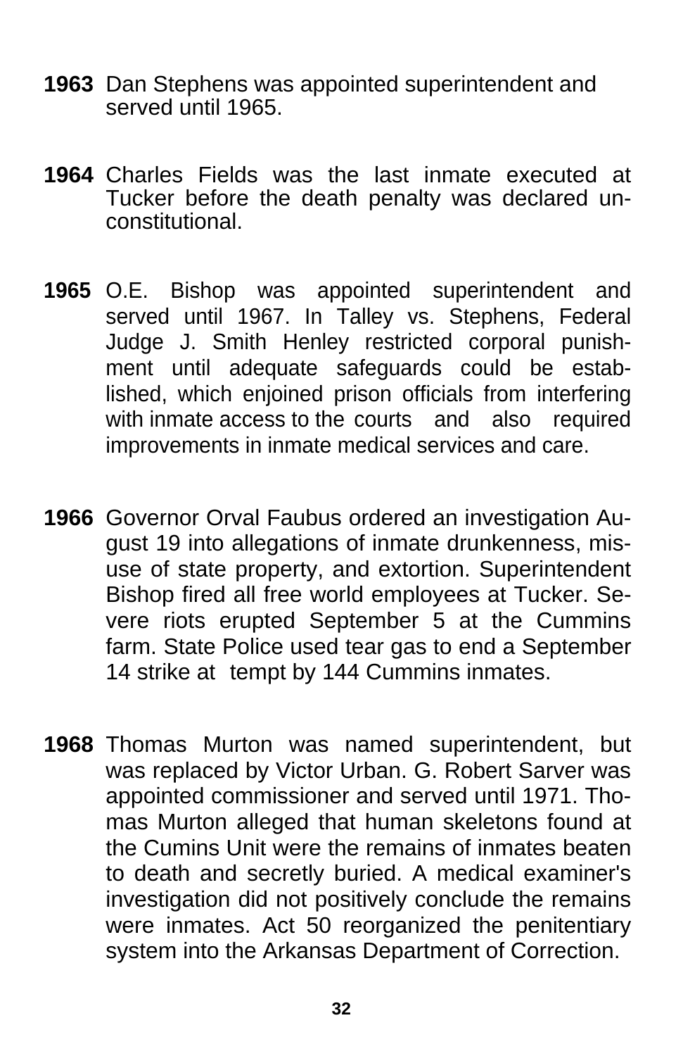**1963** Dan Stephens was appointed superintendent and served until 1965.

**1964** Charles Fields was the last inmate executed at Tucker before the death penalty was declared unconstitutional.

**1965** O.E. Bishop was appointed superintendent and served until 1967. In Talley vs. Stephens, Federal Judge J. Smith Henley restricted corporal punishment until adequate safeguards could be established, which enjoined prison officials from interfering with inmate access to the courts and also required improvements in inmate medical services and care.

**1966** Governor Orval Faubus ordered an investigation August 19 into allegations of inmate drunkenness, misuse of state property, and extortion. Superintendent Bishop fired all free world employees at Tucker. Severe riots erupted September 5 at the Cummins farm. State Police used tear gas to end a September 14 strike at tempt by 144 Cummins inmates.

**1968** Thomas Murton was named superintendent, but was replaced by Victor Urban. G. Robert Sarver was appointed commissioner and served until 1971. Thomas Murton alleged that human skeletons found at the Cumins Unit were the remains of inmates beaten to death and secretly buried. A medical examiner's investigation did not positively conclude the remains were inmates. Act 50 reorganized the penitentiary system into the Arkansas Department of Correction.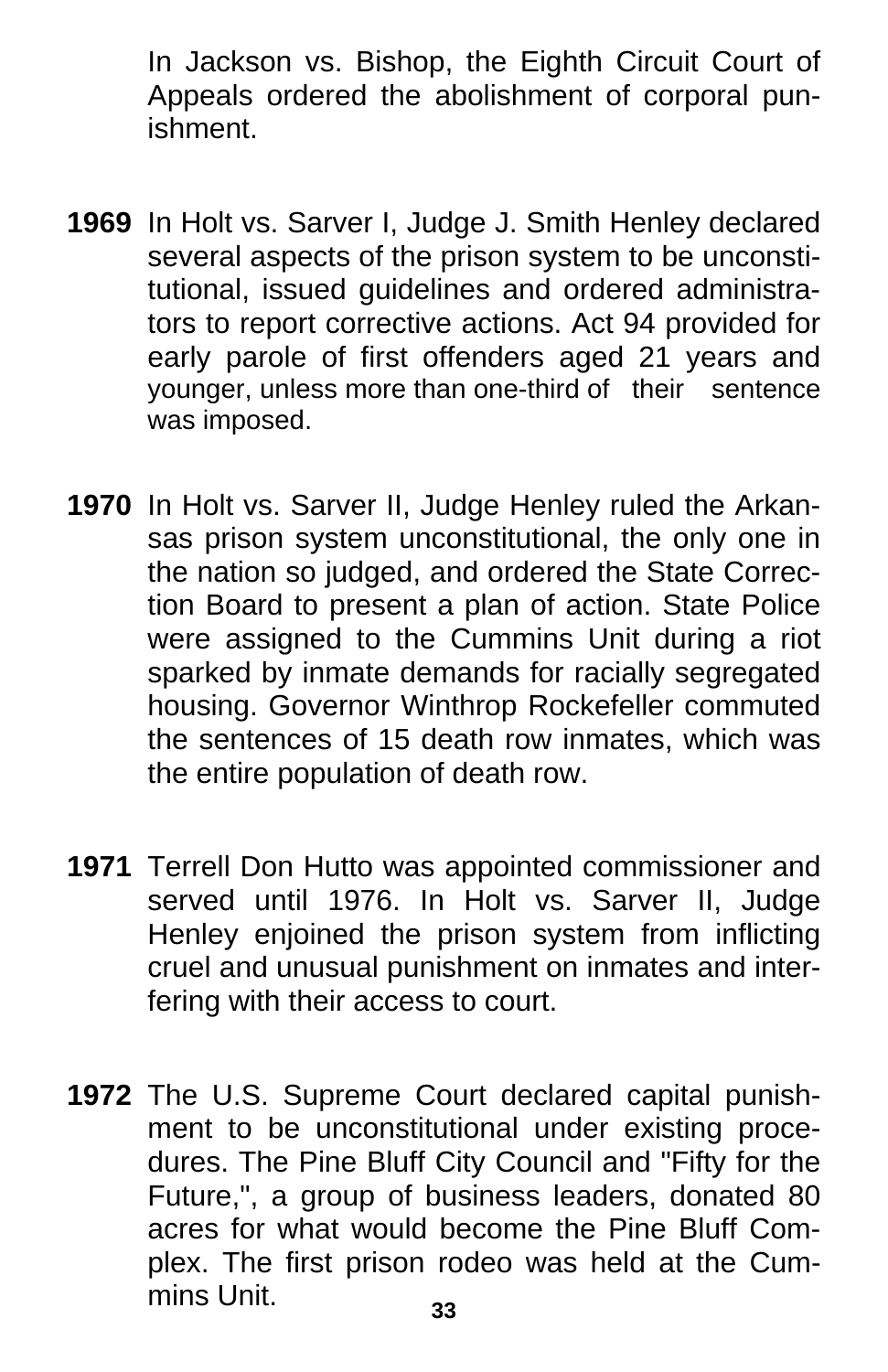In Jackson vs. Bishop, the Eighth Circuit Court of Appeals ordered the abolishment of corporal punishment.

**1969** In Holt vs. Sarver I, Judge J. Smith Henley declared several aspects of the prison system to be unconstitutional, issued guidelines and ordered administrators to report corrective actions. Act 94 provided for early parole of first offenders aged 21 years and younger, unless more than one-third of their sentence was imposed.

**1970** In Holt vs. Sarver II, Judge Henley ruled the Arkansas prison system unconstitutional, the only one in the nation so judged, and ordered the State Correction Board to present a plan of action. State Police were assigned to the Cummins Unit during a riot sparked by inmate demands for racially segregated housing. Governor Winthrop Rockefeller commuted the sentences of 15 death row inmates, which was the entire population of death row.

**1971** Terrell Don Hutto was appointed commissioner and served until 1976. In Holt vs. Sarver II, Judge Henley enjoined the prison system from inflicting cruel and unusual punishment on inmates and interfering with their access to court.

**1972** The U.S. Supreme Court declared capital punishment to be unconstitutional under existing procedures. The Pine Bluff City Council and "Fifty for the Future,", a group of business leaders, donated 80 acres for what would become the Pine Bluff Complex. The first prison rodeo was held at the Cummins Unit.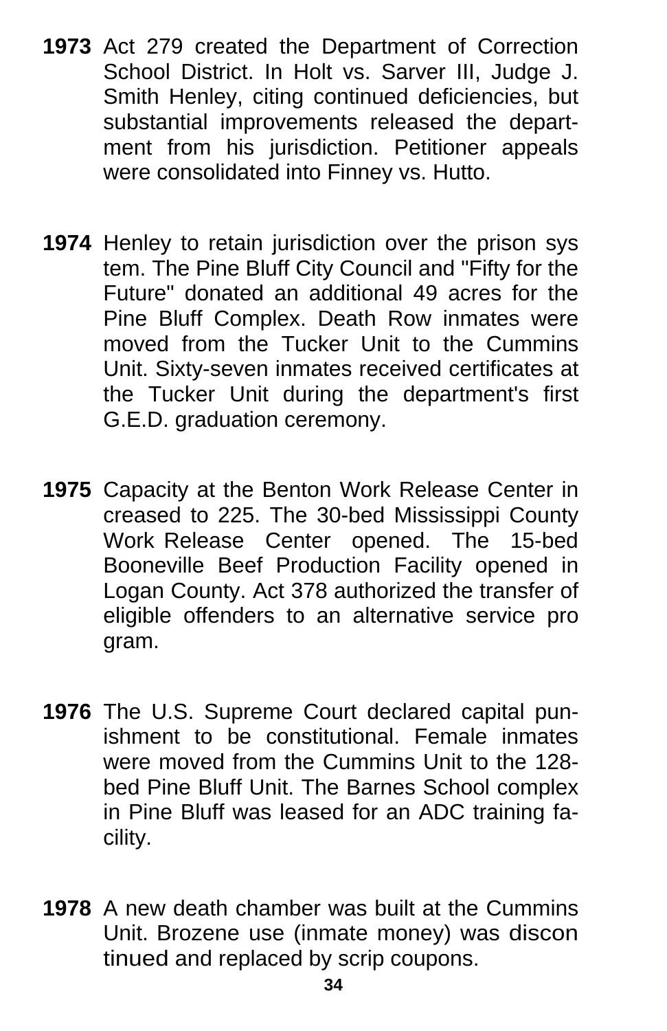**1973** Act 279 created the Department of Correction School District. In Holt vs. Sarver III, Judge J. Smith Henley, citing continued deficiencies, but substantial improvements released the department from his jurisdiction. Petitioner appeals were consolidated into Finney vs. Hutto.

**1974** Henley to retain jurisdiction over the prison system. The Pine Bluff City Council and "Fifty for the Future" donated an additional 49 acres for the Pine Bluff Complex. Death Row inmates were moved from the Tucker Unit to the Cummins Unit. Sixty-seven inmates received certificates at the Tucker Unit during the department's first G.E.D. graduation ceremony.

**1975** Capacity at the Benton Work Release Center increased to 225. The 30-bed Mississippi County Work Release Center opened. The 15-bed Booneville Beef Production Facility opened in Logan County. Act 378 authorized the transfer of eligible offenders to an alternative service program.

**1976** The U.S. Supreme Court declared capital punishment to be constitutional. Female inmates were moved from the Cummins Unit to the 128-bed Pine Bluff Unit. The Barnes School complex in Pine Bluff was leased for an ADC training facility.

**1978** A new death chamber was built at the Cummins Unit. Brozene use (inmate money) was discontinued and replaced by scrip coupons.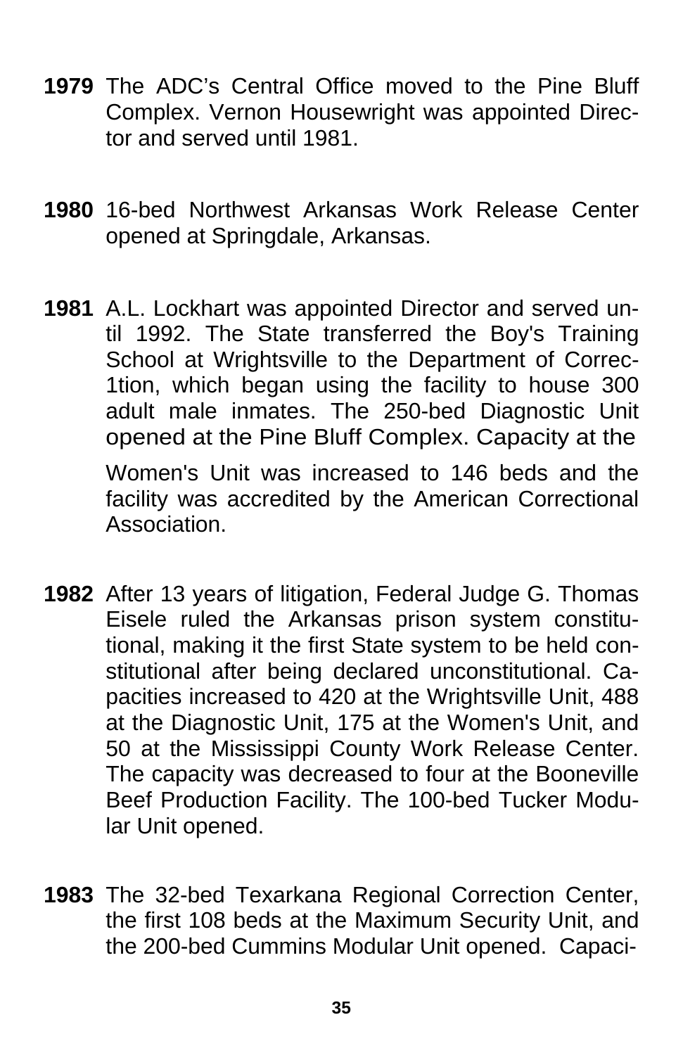**1979** The ADC's Central Office moved to the Pine Bluff Complex. Vernon Housewright was appointed Director and served until 1981.

**1980** 16-bed Northwest Arkansas Work Release Center opened at Springdale, Arkansas.

**1981** A.L. Lockhart was appointed Director and served until 1992. The State transferred the Boy's Training School at Wrightsville to the Department of Correc-1tion, which began using the facility to house 300 adult male inmates. The 250-bed Diagnostic Unit opened at the Pine Bluff Complex. Capacity at the Women's Unit was increased to 146 beds and the facility was accredited by the American Correctional Association.

**1982** After 13 years of litigation, Federal Judge G. Thomas Eisele ruled the Arkansas prison system constitutional, making it the first State system to be held constitutional after being declared unconstitutional. Capacities increased to 420 at the Wrightsville Unit, 488 at the Diagnostic Unit, 175 at the Women's Unit, and 50 at the Mississippi County Work Release Center. The capacity was decreased to four at the Booneville Beef Production Facility. The 100-bed Tucker Modular Unit opened.

**1983** The 32-bed Texarkana Regional Correction Center, the first 108 beds at the Maximum Security Unit, and the 200-bed Cummins Modular Unit opened. Capaci-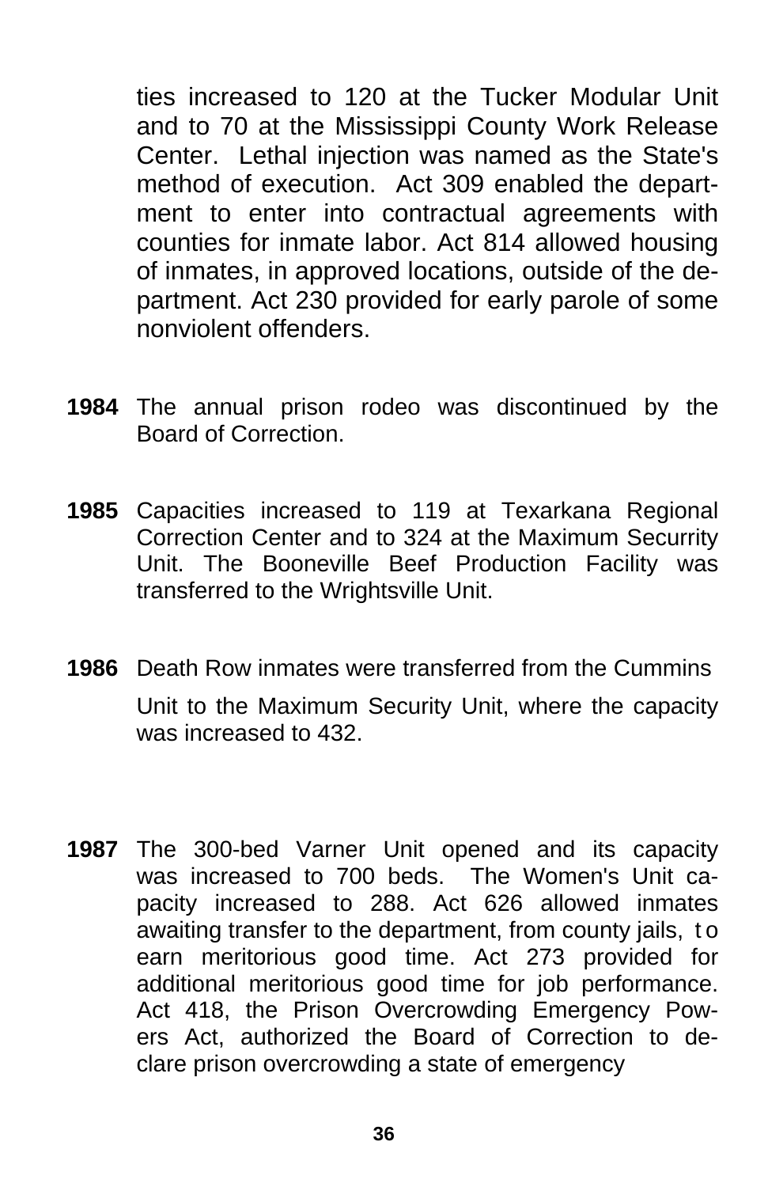ties increased to 120 at the Tucker Modular Unit and to 70 at the Mississippi County Work Release Center. Lethal injection was named as the State's method of execution. Act 309 enabled the department to enter into contractual agreements with counties for inmate labor. Act 814 allowed housing of inmates, in approved locations, outside of the department. Act 230 provided for early parole of some nonviolent offenders.

**1984** The annual prison rodeo was discontinued by the Board of Correction.

**1985** Capacities increased to 119 at Texarkana Regional Correction Center and to 324 at the Maximum Securrity Unit. The Booneville Beef Production Facility was transferred to the Wrightsville Unit.

**1986** Death Row inmates were transferred from the Cummins Unit to the Maximum Security Unit, where the capacity was increased to 432.

**1987** The 300-bed Varner Unit opened and its capacity was increased to 700 beds. The Women's Unit capacity increased to 288. Act 626 allowed inmates awaiting transfer to the department, from county jails, to earn meritorious good time. Act 273 provided for additional meritorious good time for job performance. Act 418, the Prison Overcrowding Emergency Powers Act, authorized the Board of Correction to declare prison overcrowding a state of emergency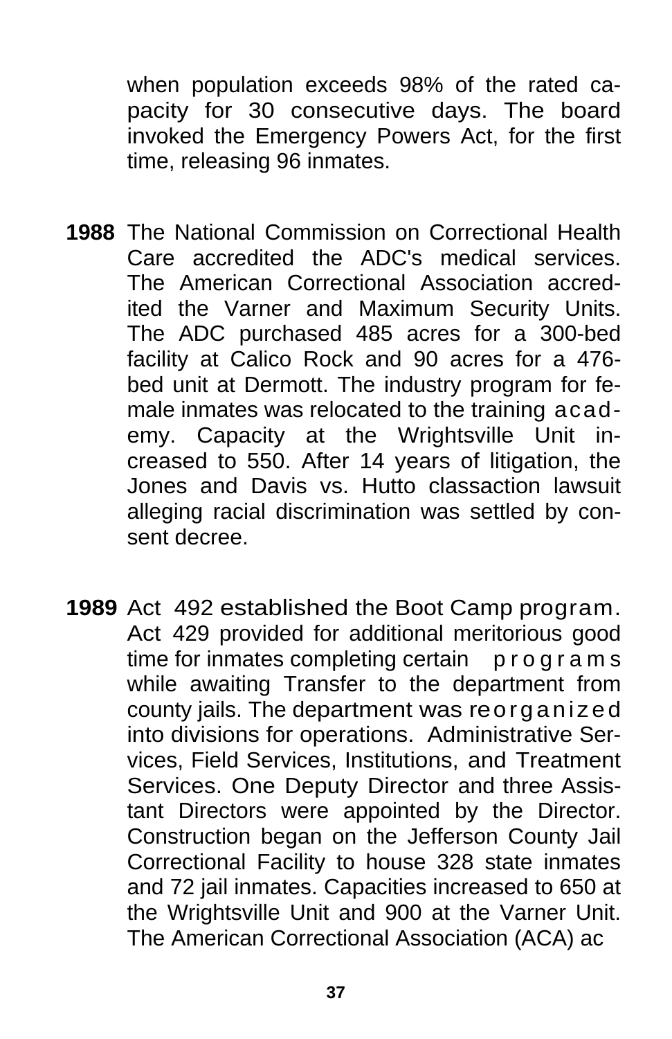when population exceeds 98% of the rated capacity for 30 consecutive days. The board invoked the Emergency Powers Act, for the first time, releasing 96 inmates.

**1988** The National Commission on Correctional Health Care accredited the ADC's medical services. The American Correctional Association accredited the Varner and Maximum Security Units. The ADC purchased 485 acres for a 300-bed facility at Calico Rock and 90 acres for a 476-bed unit at Dermott. The industry program for female inmates was relocated to the training academy. Capacity at the Wrightsville Unit increased to 550. After 14 years of litigation, the Jones and Davis vs. Hutto classaction lawsuit alleging racial discrimination was settled by consent decree.

**1989** Act 492 established the Boot Camp program. Act 429 provided for additional meritorious good time for inmates completing certain programs while awaiting Transfer to the department from county jails. The department was reorganized into divisions for operations. Administrative Services, Field Services, Institutions, and Treatment Services. One Deputy Director and three Assistant Directors were appointed by the Director. Construction began on the Jefferson County Jail Correctional Facility to house 328 state inmates and 72 jail inmates. Capacities increased to 650 at the Wrightsville Unit and 900 at the Varner Unit. The American Correctional Association (ACA) ac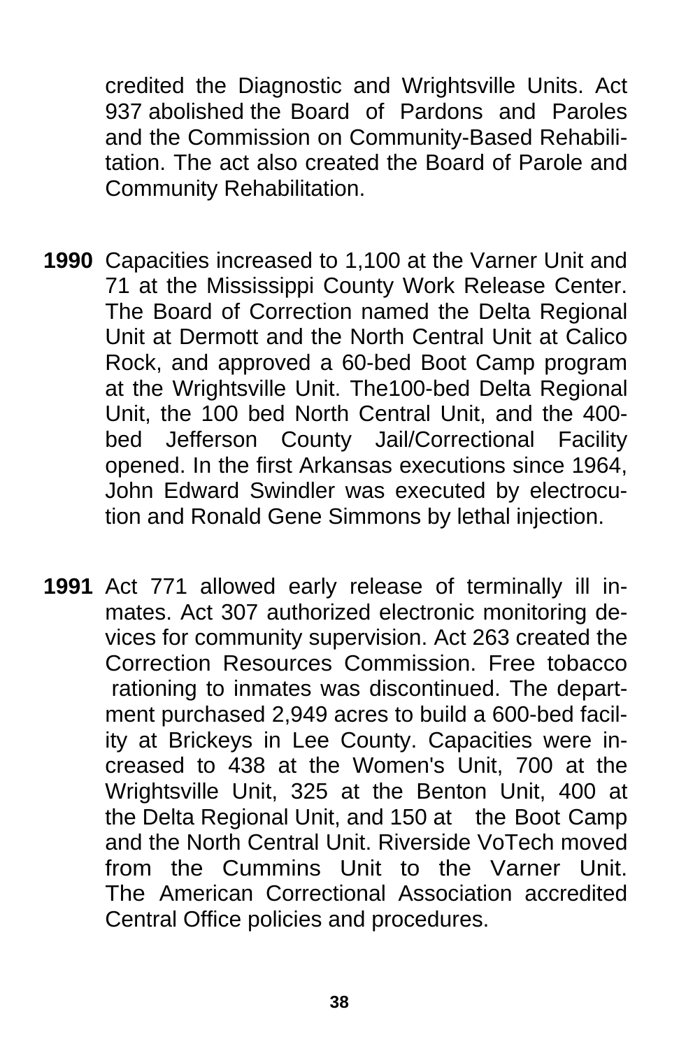credited the Diagnostic and Wrightsville Units. Act 937 abolished the Board of Pardons and Paroles and the Commission on Community-Based Rehabilitation. The act also created the Board of Parole and Community Rehabilitation.

**1990** Capacities increased to 1,100 at the Varner Unit and 71 at the Mississippi County Work Release Center. The Board of Correction named the Delta Regional Unit at Dermott and the North Central Unit at Calico Rock, and approved a 60-bed Boot Camp program at the Wrightsville Unit. The100-bed Delta Regional Unit, the 100 bed North Central Unit, and the 400-bed Jefferson County Jail/Correctional Facility opened. In the first Arkansas executions since 1964, John Edward Swindler was executed by electrocution and Ronald Gene Simmons by lethal injection.

**1991** Act 771 allowed early release of terminally ill inmates. Act 307 authorized electronic monitoring devices for community supervision. Act 263 created the Correction Resources Commission. Free tobacco rationing to inmates was discontinued. The department purchased 2,949 acres to build a 600-bed facility at Brickeys in Lee County. Capacities were increased to 438 at the Women's Unit, 700 at the Wrightsville Unit, 325 at the Benton Unit, 400 at the Delta Regional Unit, and 150 at the Boot Camp and the North Central Unit. Riverside VoTech moved from the Cummins Unit to the Varner Unit. The American Correctional Association accredited Central Office policies and procedures.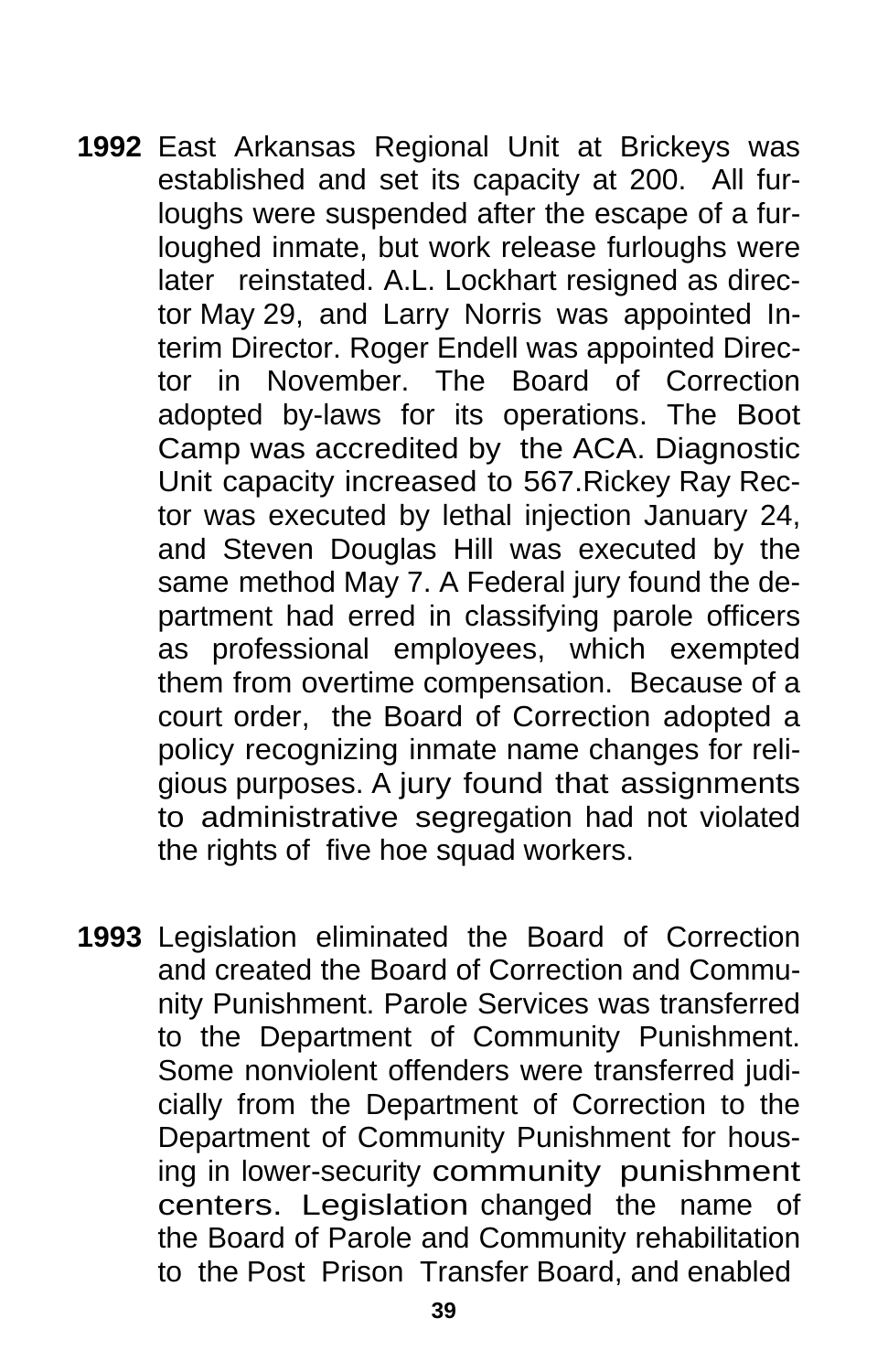**1992** East Arkansas Regional Unit at Brickeys was established and set its capacity at 200. All furloughs were suspended after the escape of a furloughed inmate, but work release furloughs were later reinstated. A.L. Lockhart resigned as director May 29, and Larry Norris was appointed Interim Director. Roger Endell was appointed Director in November. The Board of Correction adopted by-laws for its operations. The Boot Camp was accredited by the ACA. Diagnostic Unit capacity increased to 567.Rickey Ray Rector was executed by lethal injection January 24, and Steven Douglas Hill was executed by the same method May 7. A Federal jury found the department had erred in classifying parole officers as professional employees, which exempted them from overtime compensation. Because of a court order, the Board of Correction adopted a policy recognizing inmate name changes for religious purposes. A jury found that assignments to administrative segregation had not violated the rights of five hoe squad workers.

**1993** Legislation eliminated the Board of Correction and created the Board of Correction and Community Punishment. Parole Services was transferred to the Department of Community Punishment. Some nonviolent offenders were transferred judicially from the Department of Correction to the Department of Community Punishment for housing in lower-security community punishment centers. Legislation changed the name of the Board of Parole and Community rehabilitation to the Post Prison Transfer Board, and enabled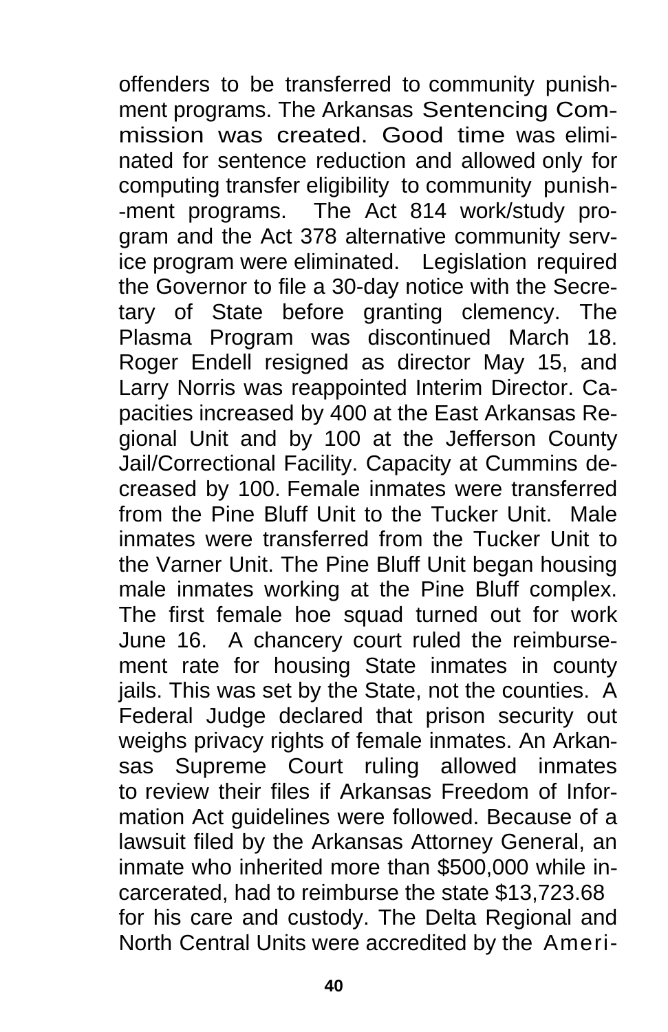offenders to be transferred to community punishment programs. The Arkansas Sentencing Commission was created. Good time was eliminated for sentence reduction and allowed only for computing transfer eligibility to community punishment programs. The Act 814 work/study program and the Act 378 alternative community service program were eliminated. Legislation required the Governor to file a 30-day notice with the Secretary of State before granting clemency. The Plasma Program was discontinued March 18. Roger Endell resigned as director May 15, and Larry Norris was reappointed Interim Director. Capacities increased by 400 at the East Arkansas Regional Unit and by 100 at the Jefferson County Jail/Correctional Facility. Capacity at Cummins decreased by 100. Female inmates were transferred from the Pine Bluff Unit to the Tucker Unit. Male inmates were transferred from the Tucker Unit to the Varner Unit. The Pine Bluff Unit began housing male inmates working at the Pine Bluff complex. The first female hoe squad turned out for work June 16. A chancery court ruled the reimbursement rate for housing State inmates in county jails. This was set by the State, not the counties. A Federal Judge declared that prison security out weighs privacy rights of female inmates. An Arkansas Supreme Court ruling allowed inmates to review their files if Arkansas Freedom of Information Act guidelines were followed. Because of a lawsuit filed by the Arkansas Attorney General, an inmate who inherited more than $500,000 while incarcerated, had to reimburse the state $13,723.68 for his care and custody. The Delta Regional and North Central Units were accredited by the Ameri-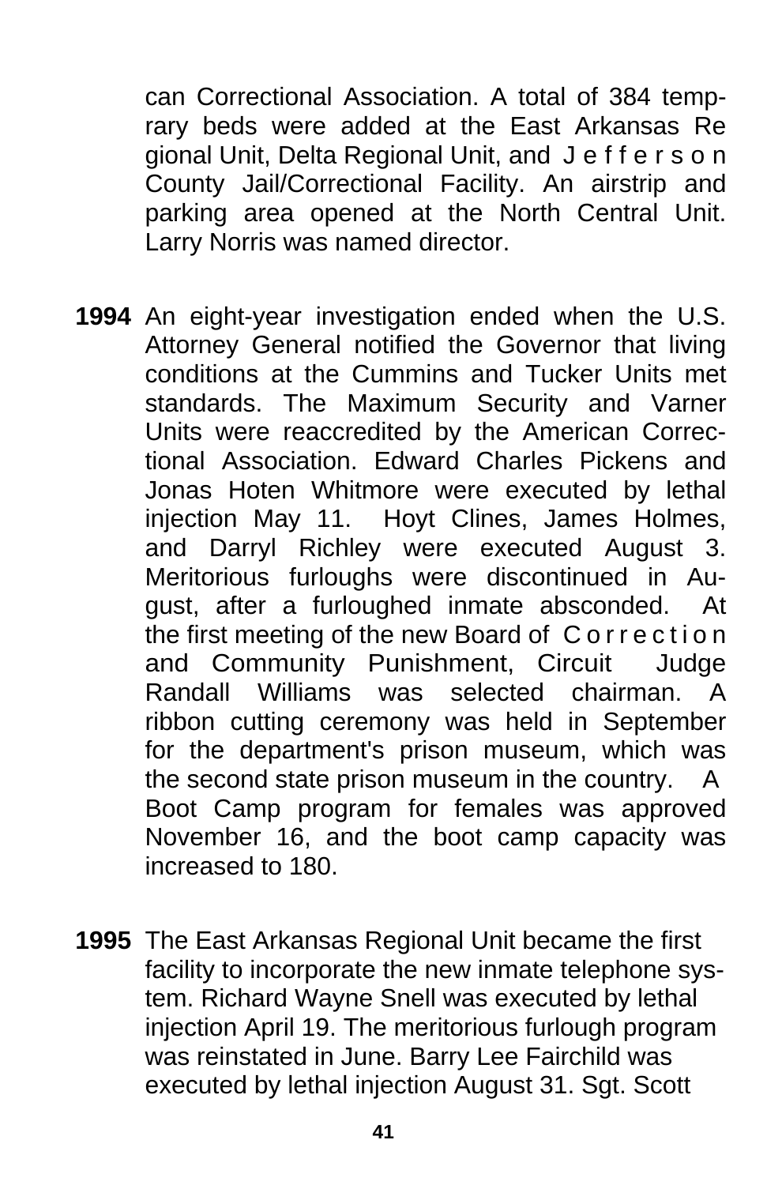can Correctional Association. A total of 384 temprary beds were added at the East Arkansas Regional Unit, Delta Regional Unit, and Jefferson County Jail/Correctional Facility. An airstrip and parking area opened at the North Central Unit. Larry Norris was named director.

**1994** An eight-year investigation ended when the U.S. Attorney General notified the Governor that living conditions at the Cummins and Tucker Units met standards. The Maximum Security and Varner Units were reaccredited by the American Correctional Association. Edward Charles Pickens and Jonas Hoten Whitmore were executed by lethal injection May 11. Hoyt Clines, James Holmes, and Darryl Richley were executed August 3. Meritorious furloughs were discontinued in August, after a furloughed inmate absconded. At the first meeting of the new Board of Correction and Community Punishment, Circuit Judge Randall Williams was selected chairman. A ribbon cutting ceremony was held in September for the department's prison museum, which was the second state prison museum in the country. A Boot Camp program for females was approved November 16, and the boot camp capacity was increased to 180.

**1995** The East Arkansas Regional Unit became the first facility to incorporate the new inmate telephone system. Richard Wayne Snell was executed by lethal injection April 19. The meritorious furlough program was reinstated in June. Barry Lee Fairchild was executed by lethal injection August 31. Sgt. Scott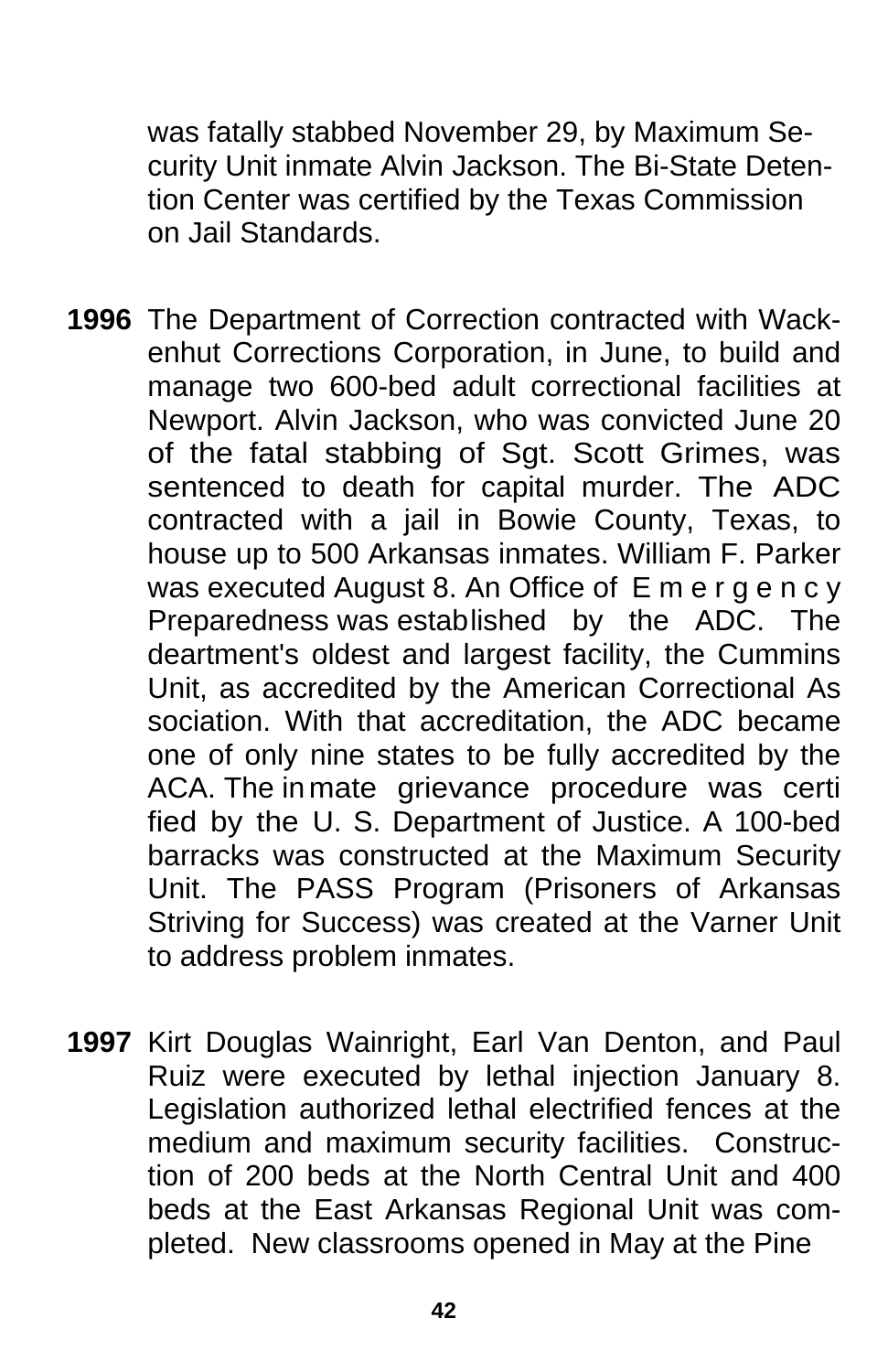was fatally stabbed November 29, by Maximum Security Unit inmate Alvin Jackson. The Bi-State Detention Center was certified by the Texas Commission on Jail Standards.

**1996** The Department of Correction contracted with Wackenhut Corrections Corporation, in June, to build and manage two 600-bed adult correctional facilities at Newport. Alvin Jackson, who was convicted June 20 of the fatal stabbing of Sgt. Scott Grimes, was sentenced to death for capital murder. The ADC contracted with a jail in Bowie County, Texas, to house up to 500 Arkansas inmates. William F. Parker was executed August 8. An Office of Emergency Preparedness was established by the ADC. The deartment's oldest and largest facility, the Cummins Unit, as accredited by the American Correctional Association. With that accreditation, the ADC became one of only nine states to be fully accredited by the ACA. The inmate grievance procedure was certified by the U. S. Department of Justice. A 100-bed barracks was constructed at the Maximum Security Unit. The PASS Program (Prisoners of Arkansas Striving for Success) was created at the Varner Unit to address problem inmates.

**1997** Kirt Douglas Wainright, Earl Van Denton, and Paul Ruiz were executed by lethal injection January 8. Legislation authorized lethal electrified fences at the medium and maximum security facilities. Construction of 200 beds at the North Central Unit and 400 beds at the East Arkansas Regional Unit was completed. New classrooms opened in May at the Pine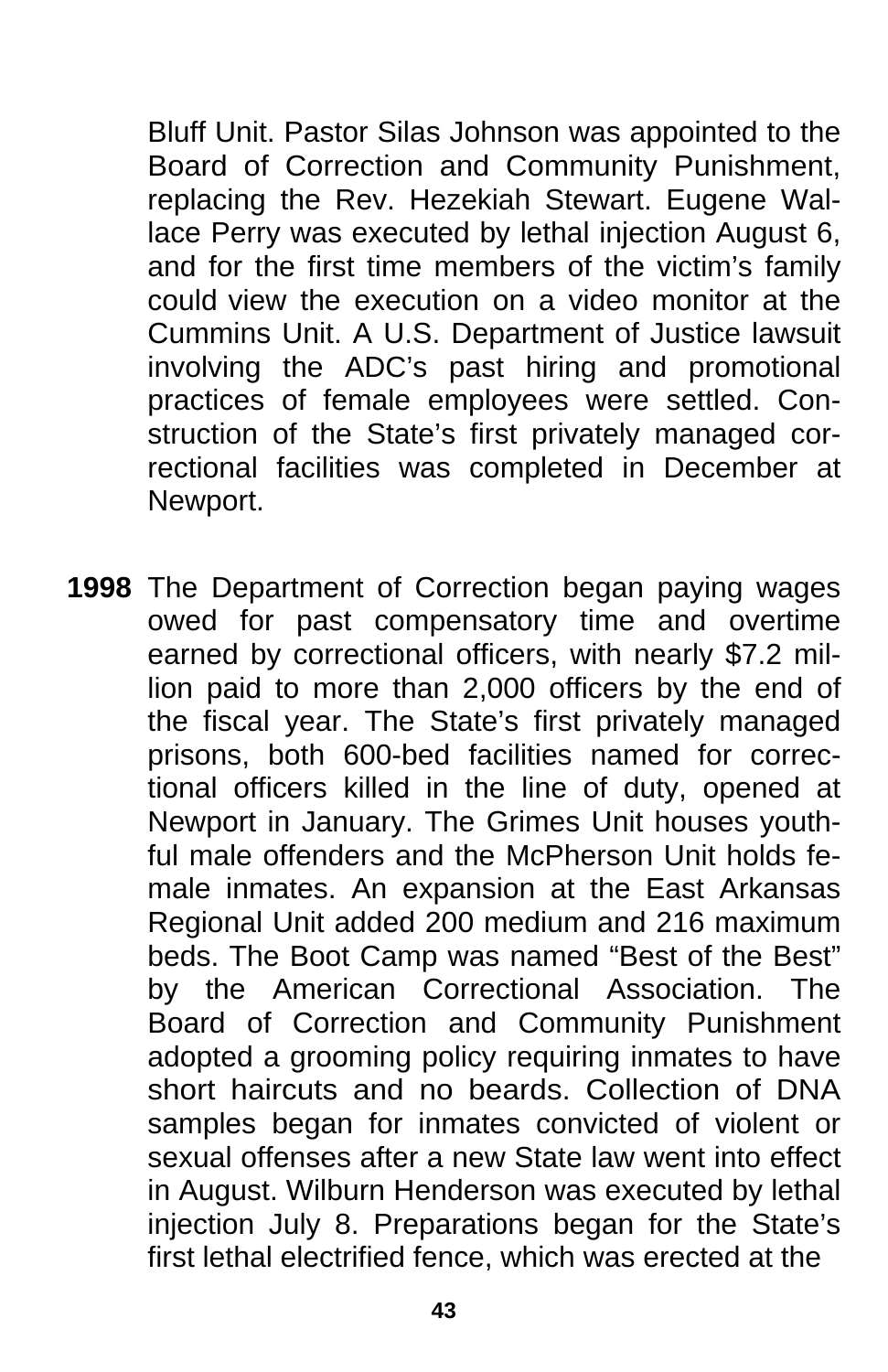Bluff Unit. Pastor Silas Johnson was appointed to the Board of Correction and Community Punishment, replacing the Rev. Hezekiah Stewart. Eugene Wallace Perry was executed by lethal injection August 6, and for the first time members of the victim's family could view the execution on a video monitor at the Cummins Unit. A U.S. Department of Justice lawsuit involving the ADC's past hiring and promotional practices of female employees were settled. Construction of the State's first privately managed correctional facilities was completed in December at Newport.

**1998** The Department of Correction began paying wages owed for past compensatory time and overtime earned by correctional officers, with nearly $7.2 million paid to more than 2,000 officers by the end of the fiscal year. The State's first privately managed prisons, both 600-bed facilities named for correctional officers killed in the line of duty, opened at Newport in January. The Grimes Unit houses youthful male offenders and the McPherson Unit holds female inmates. An expansion at the East Arkansas Regional Unit added 200 medium and 216 maximum beds. The Boot Camp was named "Best of the Best" by the American Correctional Association. The Board of Correction and Community Punishment adopted a grooming policy requiring inmates to have short haircuts and no beards. Collection of DNA samples began for inmates convicted of violent or sexual offenses after a new State law went into effect in August. Wilburn Henderson was executed by lethal injection July 8. Preparations began for the State's first lethal electrified fence, which was erected at the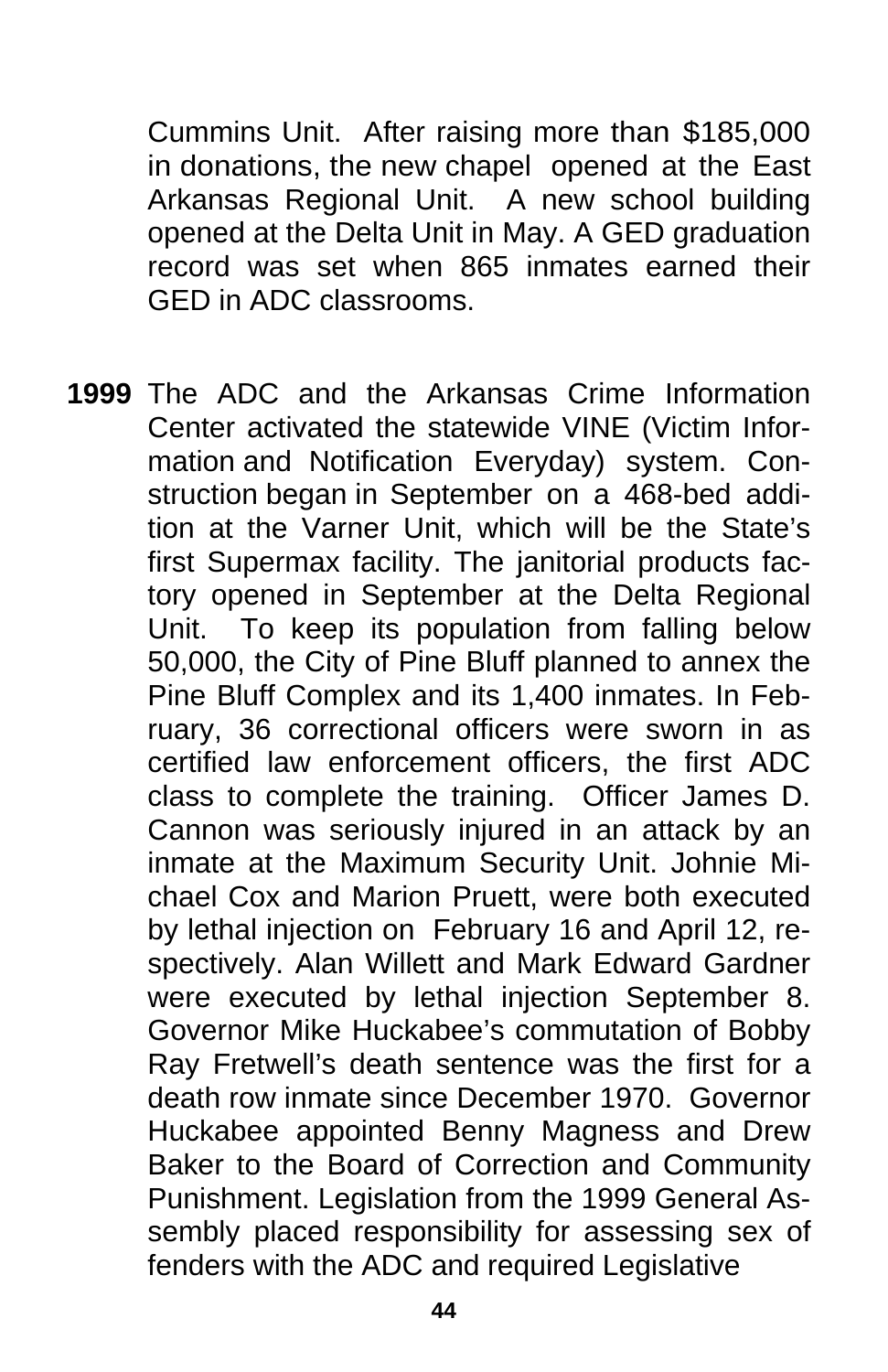Cummins Unit. After raising more than $185,000 in donations, the new chapel opened at the East Arkansas Regional Unit. A new school building opened at the Delta Unit in May. A GED graduation record was set when 865 inmates earned their GED in ADC classrooms.

**1999** The ADC and the Arkansas Crime Information Center activated the statewide VINE (Victim Information and Notification Everyday) system. Construction began in September on a 468-bed addition at the Varner Unit, which will be the State's first Supermax facility. The janitorial products factory opened in September at the Delta Regional Unit. To keep its population from falling below 50,000, the City of Pine Bluff planned to annex the Pine Bluff Complex and its 1,400 inmates. In February, 36 correctional officers were sworn in as certified law enforcement officers, the first ADC class to complete the training. Officer James D. Cannon was seriously injured in an attack by an inmate at the Maximum Security Unit. Johnie Michael Cox and Marion Pruett, were both executed by lethal injection on February 16 and April 12, respectively. Alan Willett and Mark Edward Gardner were executed by lethal injection September 8. Governor Mike Huckabee's commutation of Bobby Ray Fretwell's death sentence was the first for a death row inmate since December 1970. Governor Huckabee appointed Benny Magness and Drew Baker to the Board of Correction and Community Punishment. Legislation from the 1999 General Assembly placed responsibility for assessing sex of fenders with the ADC and required Legislative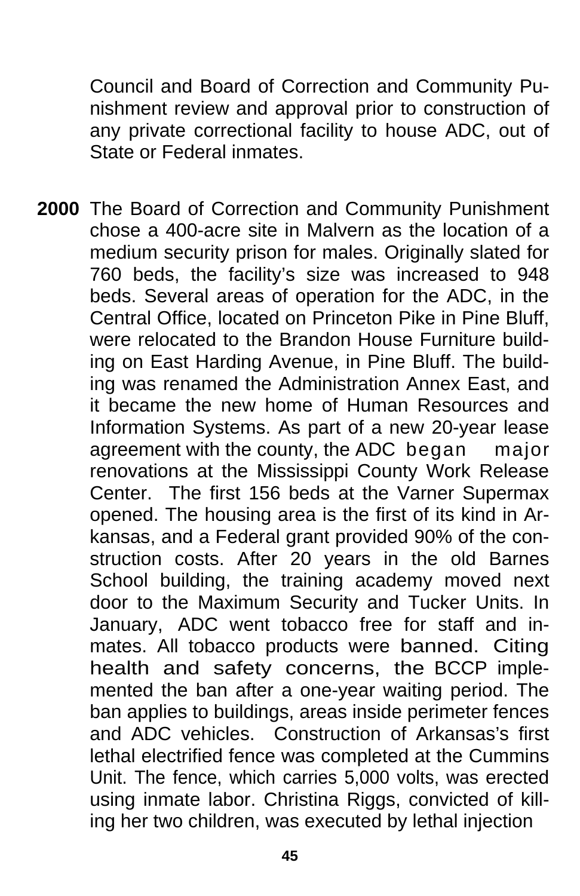Council and Board of Correction and Community Punishment review and approval prior to construction of any private correctional facility to house ADC, out of State or Federal inmates.

**2000** The Board of Correction and Community Punishment chose a 400-acre site in Malvern as the location of a medium security prison for males. Originally slated for 760 beds, the facility's size was increased to 948 beds. Several areas of operation for the ADC, in the Central Office, located on Princeton Pike in Pine Bluff, were relocated to the Brandon House Furniture building on East Harding Avenue, in Pine Bluff. The building was renamed the Administration Annex East, and it became the new home of Human Resources and Information Systems. As part of a new 20-year lease agreement with the county, the ADC began major renovations at the Mississippi County Work Release Center. The first 156 beds at the Varner Supermax opened. The housing area is the first of its kind in Arkansas, and a Federal grant provided 90% of the construction costs. After 20 years in the old Barnes School building, the training academy moved next door to the Maximum Security and Tucker Units. In January, ADC went tobacco free for staff and inmates. All tobacco products were banned. Citing health and safety concerns, the BCCP implemented the ban after a one-year waiting period. The ban applies to buildings, areas inside perimeter fences and ADC vehicles. Construction of Arkansas's first lethal electrified fence was completed at the Cummins Unit. The fence, which carries 5,000 volts, was erected using inmate labor. Christina Riggs, convicted of killing her two children, was executed by lethal injection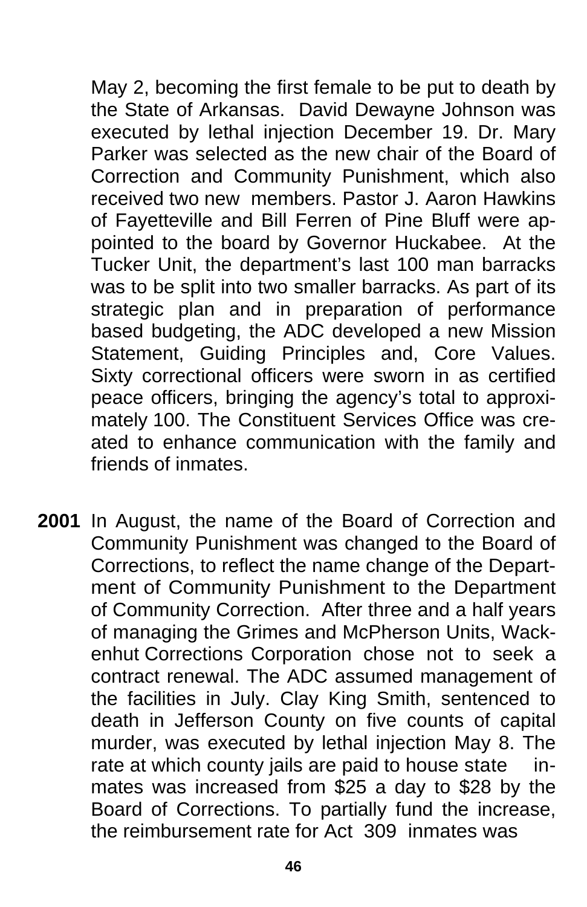May 2, becoming the first female to be put to death by the State of Arkansas. David Dewayne Johnson was executed by lethal injection December 19. Dr. Mary Parker was selected as the new chair of the Board of Correction and Community Punishment, which also received two new members. Pastor J. Aaron Hawkins of Fayetteville and Bill Ferren of Pine Bluff were appointed to the board by Governor Huckabee. At the Tucker Unit, the department's last 100 man barracks was to be split into two smaller barracks. As part of its strategic plan and in preparation of performance based budgeting, the ADC developed a new Mission Statement, Guiding Principles and, Core Values. Sixty correctional officers were sworn in as certified peace officers, bringing the agency's total to approximately 100. The Constituent Services Office was created to enhance communication with the family and friends of inmates.

**2001** In August, the name of the Board of Correction and Community Punishment was changed to the Board of Corrections, to reflect the name change of the Department of Community Punishment to the Department of Community Correction. After three and a half years of managing the Grimes and McPherson Units, Wackenhut Corrections Corporation chose not to seek a contract renewal. The ADC assumed management of the facilities in July. Clay King Smith, sentenced to death in Jefferson County on five counts of capital murder, was executed by lethal injection May 8. The rate at which county jails are paid to house state inmates was increased from $25 a day to $28 by the Board of Corrections. To partially fund the increase, the reimbursement rate for Act 309 inmates was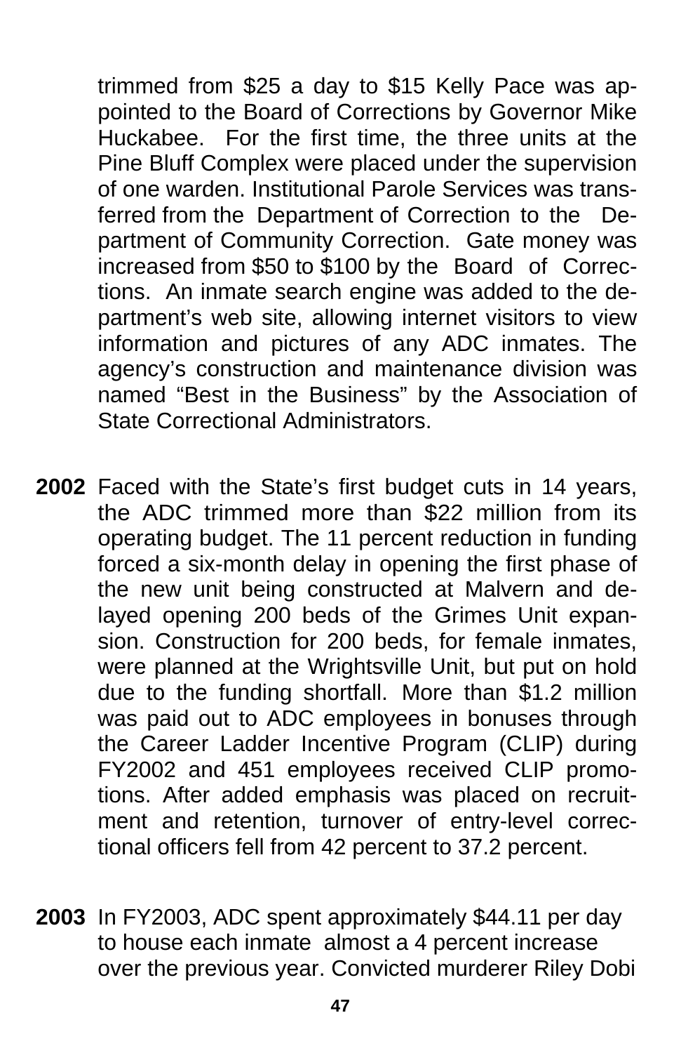trimmed from $25 a day to $15 Kelly Pace was appointed to the Board of Corrections by Governor Mike Huckabee. For the first time, the three units at the Pine Bluff Complex were placed under the supervision of one warden. Institutional Parole Services was transferred from the Department of Correction to the Department of Community Correction. Gate money was increased from $50 to $100 by the Board of Corrections. An inmate search engine was added to the department's web site, allowing internet visitors to view information and pictures of any ADC inmates. The agency's construction and maintenance division was named "Best in the Business" by the Association of State Correctional Administrators.

**2002** Faced with the State's first budget cuts in 14 years, the ADC trimmed more than $22 million from its operating budget. The 11 percent reduction in funding forced a six-month delay in opening the first phase of the new unit being constructed at Malvern and delayed opening 200 beds of the Grimes Unit expansion. Construction for 200 beds, for female inmates, were planned at the Wrightsville Unit, but put on hold due to the funding shortfall. More than $1.2 million was paid out to ADC employees in bonuses through the Career Ladder Incentive Program (CLIP) during FY2002 and 451 employees received CLIP promotions. After added emphasis was placed on recruitment and retention, turnover of entry-level correctional officers fell from 42 percent to 37.2 percent.

**2003** In FY2003, ADC spent approximately $44.11 per day to house each inmate almost a 4 percent increase over the previous year. Convicted murderer Riley Dobi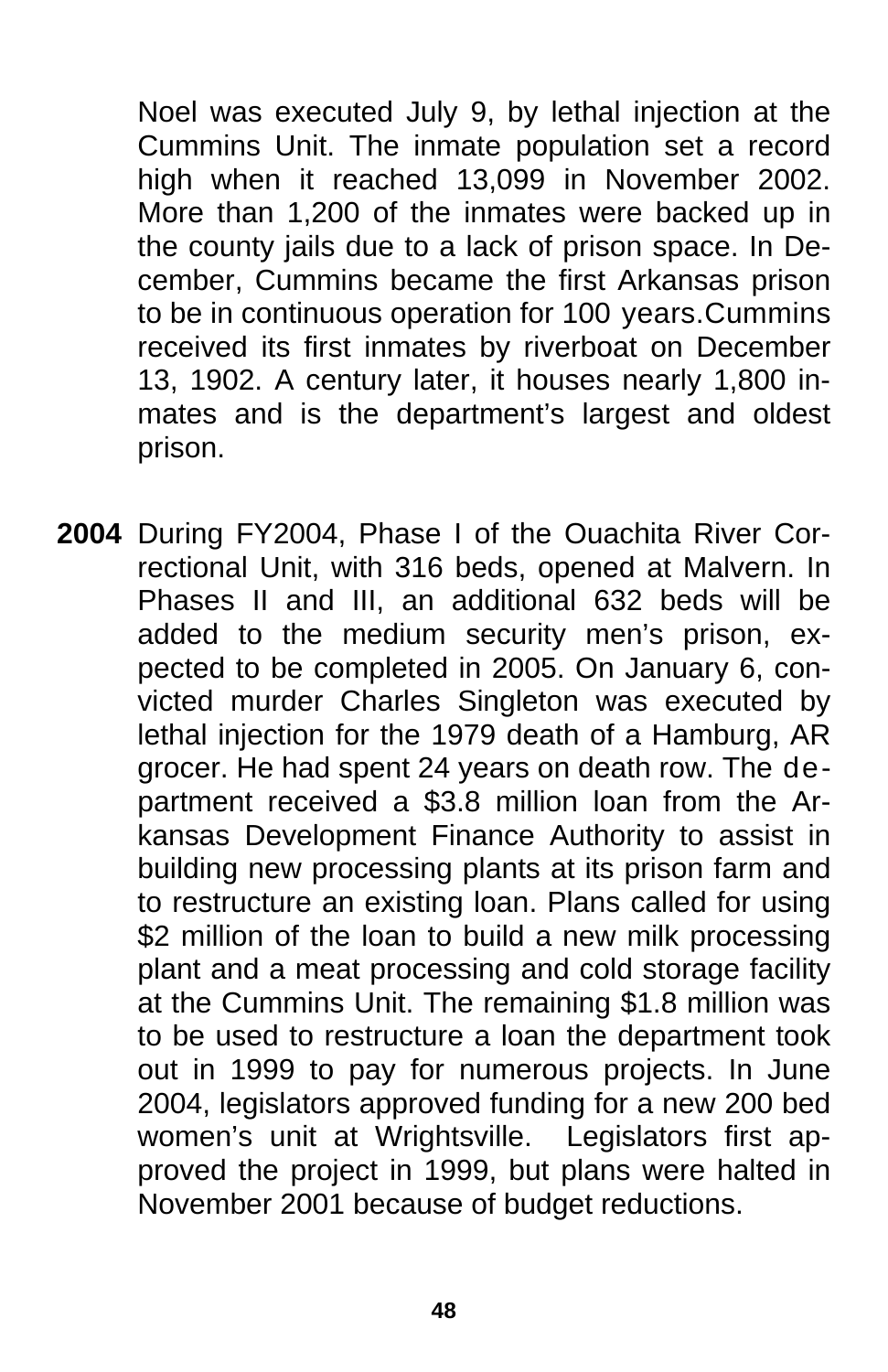Noel was executed July 9, by lethal injection at the Cummins Unit. The inmate population set a record high when it reached 13,099 in November 2002. More than 1,200 of the inmates were backed up in the county jails due to a lack of prison space. In December, Cummins became the first Arkansas prison to be in continuous operation for 100 years.Cummins received its first inmates by riverboat on December 13, 1902. A century later, it houses nearly 1,800 inmates and is the department's largest and oldest prison.

**2004** During FY2004, Phase I of the Ouachita River Correctional Unit, with 316 beds, opened at Malvern. In Phases II and III, an additional 632 beds will be added to the medium security men's prison, expected to be completed in 2005. On January 6, convicted murder Charles Singleton was executed by lethal injection for the 1979 death of a Hamburg, AR grocer. He had spent 24 years on death row. The department received a \$3.8 million loan from the Arkansas Development Finance Authority to assist in building new processing plants at its prison farm and to restructure an existing loan. Plans called for using \$2 million of the loan to build a new milk processing plant and a meat processing and cold storage facility at the Cummins Unit. The remaining \$1.8 million was to be used to restructure a loan the department took out in 1999 to pay for numerous projects. In June 2004, legislators approved funding for a new 200 bed women's unit at Wrightsville. Legislators first approved the project in 1999, but plans were halted in November 2001 because of budget reductions.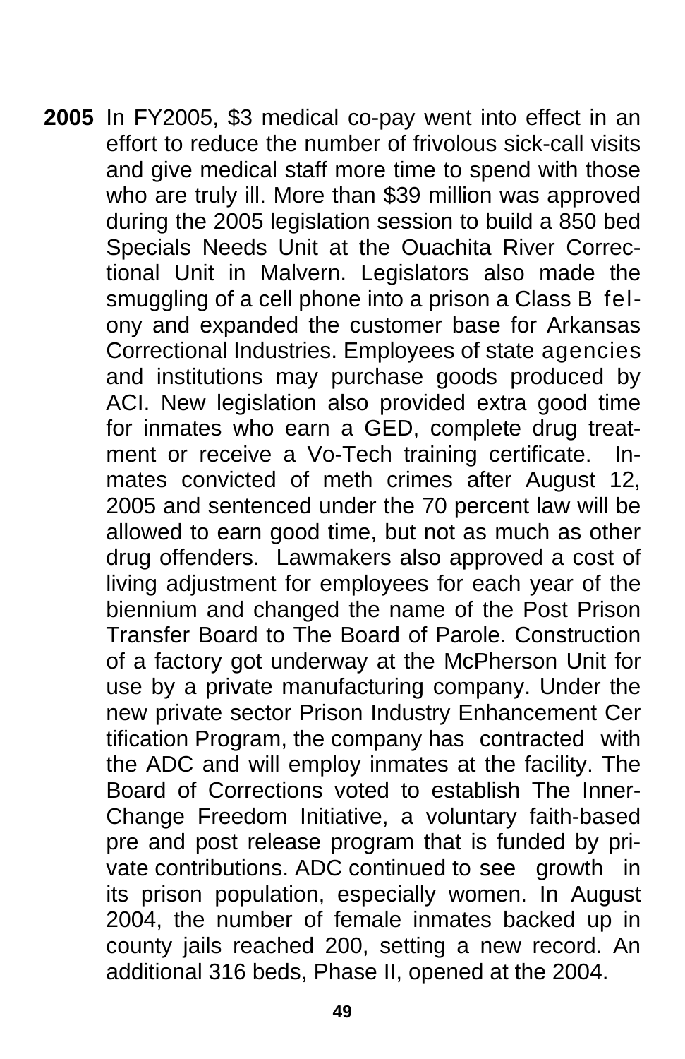**2005** In FY2005, $3 medical co-pay went into effect in an effort to reduce the number of frivolous sick-call visits and give medical staff more time to spend with those who are truly ill. More than $39 million was approved during the 2005 legislation session to build a 850 bed Specials Needs Unit at the Ouachita River Correctional Unit in Malvern. Legislators also made the smuggling of a cell phone into a prison a Class B felony and expanded the customer base for Arkansas Correctional Industries. Employees of state agencies and institutions may purchase goods produced by ACI. New legislation also provided extra good time for inmates who earn a GED, complete drug treatment or receive a Vo-Tech training certificate. Inmates convicted of meth crimes after August 12, 2005 and sentenced under the 70 percent law will be allowed to earn good time, but not as much as other drug offenders. Lawmakers also approved a cost of living adjustment for employees for each year of the biennium and changed the name of the Post Prison Transfer Board to The Board of Parole. Construction of a factory got underway at the McPherson Unit for use by a private manufacturing company. Under the new private sector Prison Industry Enhancement Certification Program, the company has contracted with the ADC and will employ inmates at the facility. The Board of Corrections voted to establish The InnerChange Freedom Initiative, a voluntary faith-based pre and post release program that is funded by private contributions. ADC continued to see growth in its prison population, especially women. In August 2004, the number of female inmates backed up in county jails reached 200, setting a new record. An additional 316 beds, Phase II, opened at the 2004.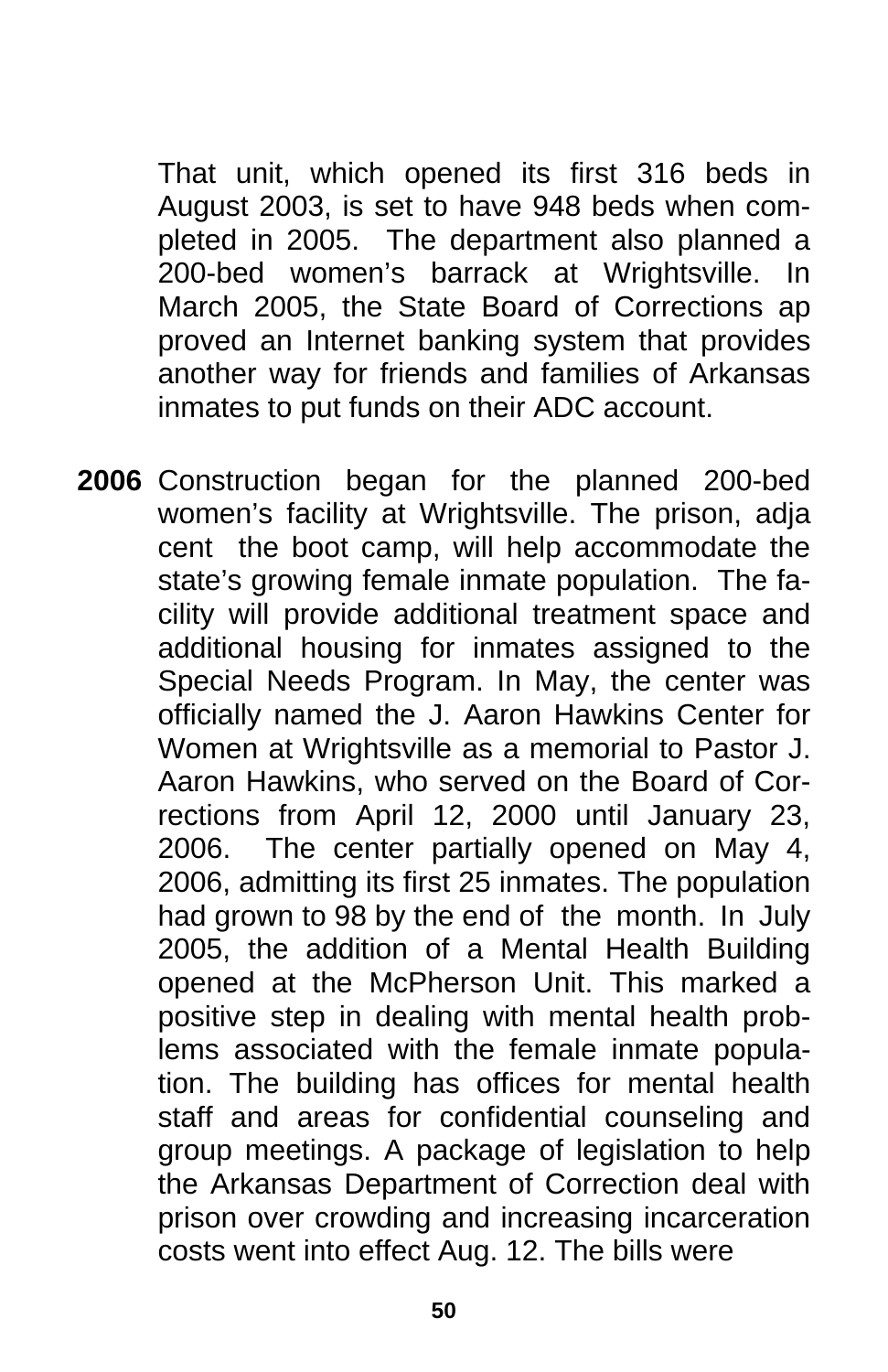That unit, which opened its first 316 beds in August 2003, is set to have 948 beds when completed in 2005. The department also planned a 200-bed women's barrack at Wrightsville. In March 2005, the State Board of Corrections ap proved an Internet banking system that provides another way for friends and families of Arkansas inmates to put funds on their ADC account.

**2006** Construction began for the planned 200-bed women's facility at Wrightsville. The prison, adja cent the boot camp, will help accommodate the state's growing female inmate population. The facility will provide additional treatment space and additional housing for inmates assigned to the Special Needs Program. In May, the center was officially named the J. Aaron Hawkins Center for Women at Wrightsville as a memorial to Pastor J. Aaron Hawkins, who served on the Board of Corrections from April 12, 2000 until January 23, 2006. The center partially opened on May 4, 2006, admitting its first 25 inmates. The population had grown to 98 by the end of the month. In July 2005, the addition of a Mental Health Building opened at the McPherson Unit. This marked a positive step in dealing with mental health problems associated with the female inmate population. The building has offices for mental health staff and areas for confidential counseling and group meetings. A package of legislation to help the Arkansas Department of Correction deal with prison over crowding and increasing incarceration costs went into effect Aug. 12. The bills were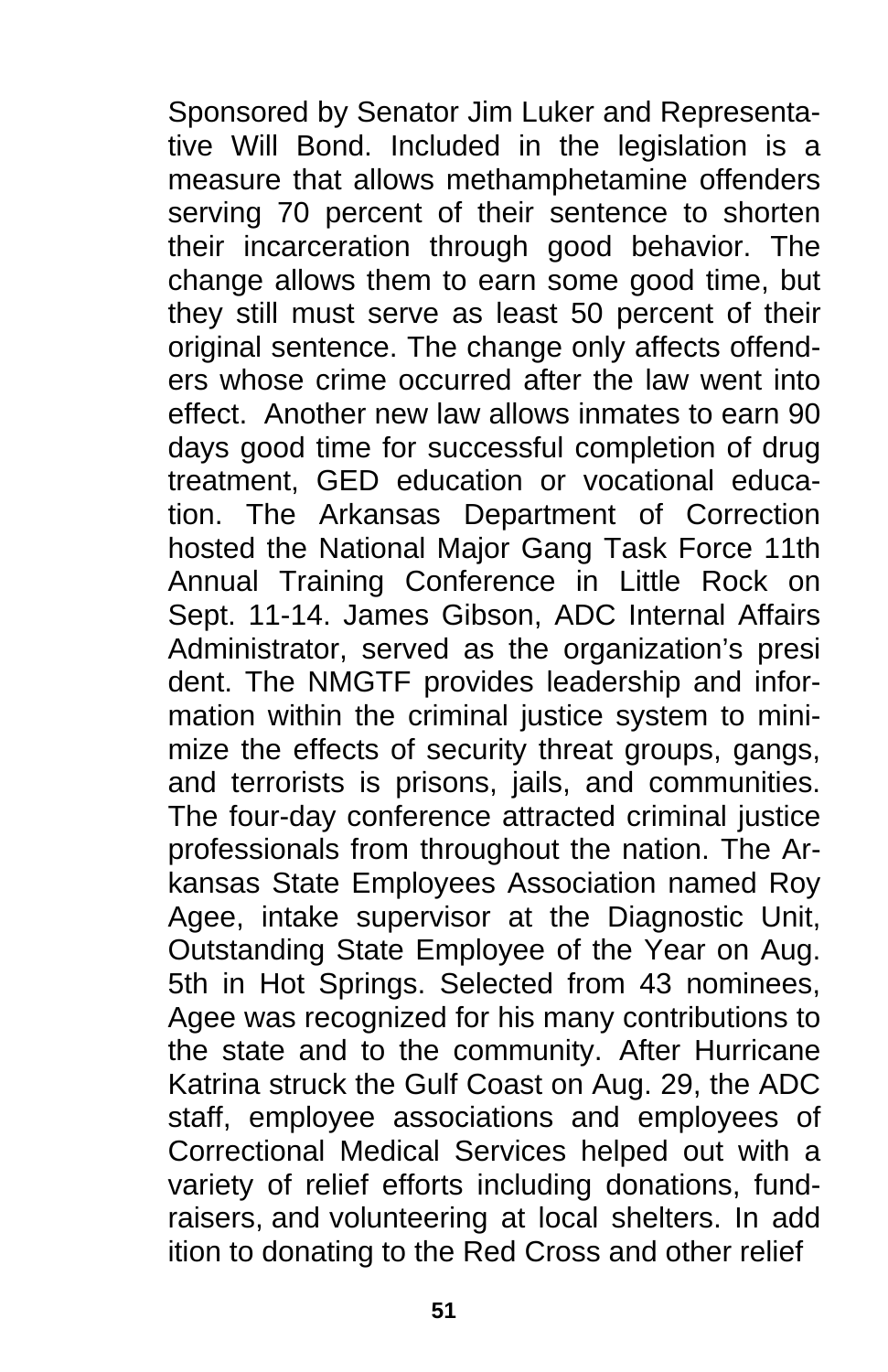Sponsored by Senator Jim Luker and Representative Will Bond. Included in the legislation is a measure that allows methamphetamine offenders serving 70 percent of their sentence to shorten their incarceration through good behavior. The change allows them to earn some good time, but they still must serve as least 50 percent of their original sentence. The change only affects offenders whose crime occurred after the law went into effect. Another new law allows inmates to earn 90 days good time for successful completion of drug treatment, GED education or vocational education. The Arkansas Department of Correction hosted the National Major Gang Task Force 11th Annual Training Conference in Little Rock on Sept. 11-14. James Gibson, ADC Internal Affairs Administrator, served as the organization's presi dent. The NMGTF provides leadership and information within the criminal justice system to minimize the effects of security threat groups, gangs, and terrorists is prisons, jails, and communities. The four-day conference attracted criminal justice professionals from throughout the nation. The Arkansas State Employees Association named Roy Agee, intake supervisor at the Diagnostic Unit, Outstanding State Employee of the Year on Aug. 5th in Hot Springs. Selected from 43 nominees, Agee was recognized for his many contributions to the state and to the community. After Hurricane Katrina struck the Gulf Coast on Aug. 29, the ADC staff, employee associations and employees of Correctional Medical Services helped out with a variety of relief efforts including donations, fundraisers, and volunteering at local shelters. In add ition to donating to the Red Cross and other relief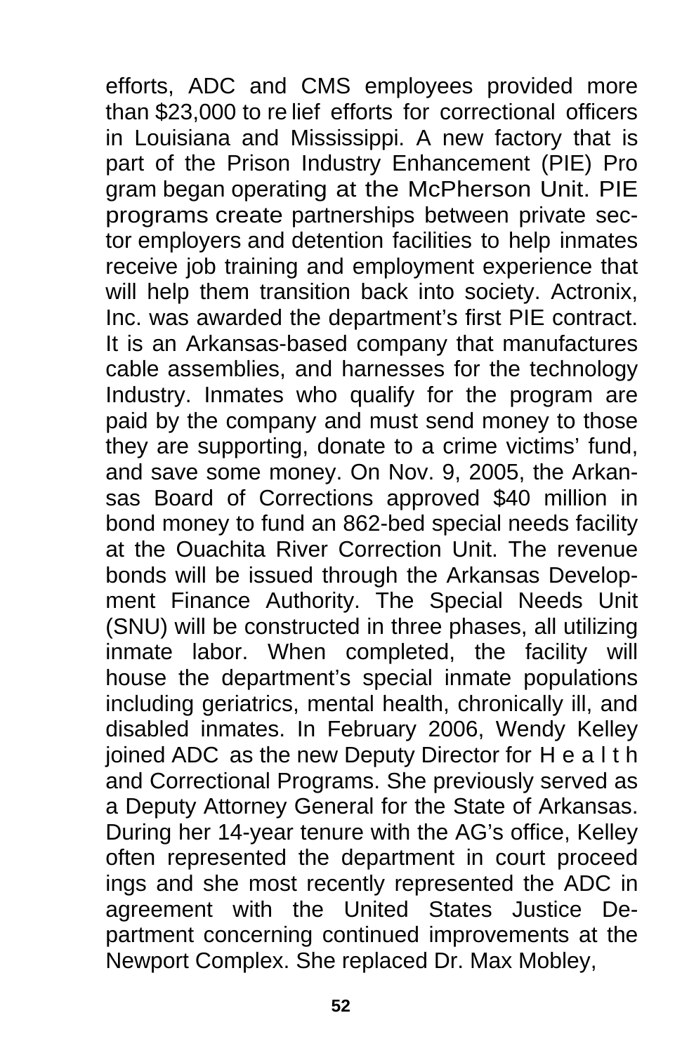efforts, ADC and CMS employees provided more than $23,000 to relief efforts for correctional officers in Louisiana and Mississippi. A new factory that is part of the Prison Industry Enhancement (PIE) Program began operating at the McPherson Unit. PIE programs create partnerships between private sector employers and detention facilities to help inmates receive job training and employment experience that will help them transition back into society. Actronix, Inc. was awarded the department's first PIE contract. It is an Arkansas-based company that manufactures cable assemblies, and harnesses for the technology Industry. Inmates who qualify for the program are paid by the company and must send money to those they are supporting, donate to a crime victims' fund, and save some money. On Nov. 9, 2005, the Arkansas Board of Corrections approved $40 million in bond money to fund an 862-bed special needs facility at the Ouachita River Correction Unit. The revenue bonds will be issued through the Arkansas Development Finance Authority. The Special Needs Unit (SNU) will be constructed in three phases, all utilizing inmate labor. When completed, the facility will house the department's special inmate populations including geriatrics, mental health, chronically ill, and disabled inmates. In February 2006, Wendy Kelley joined ADC as the new Deputy Director for Health and Correctional Programs. She previously served as a Deputy Attorney General for the State of Arkansas. During her 14-year tenure with the AG's office, Kelley often represented the department in court proceedings and she most recently represented the ADC in agreement with the United States Justice Department concerning continued improvements at the Newport Complex. She replaced Dr. Max Mobley,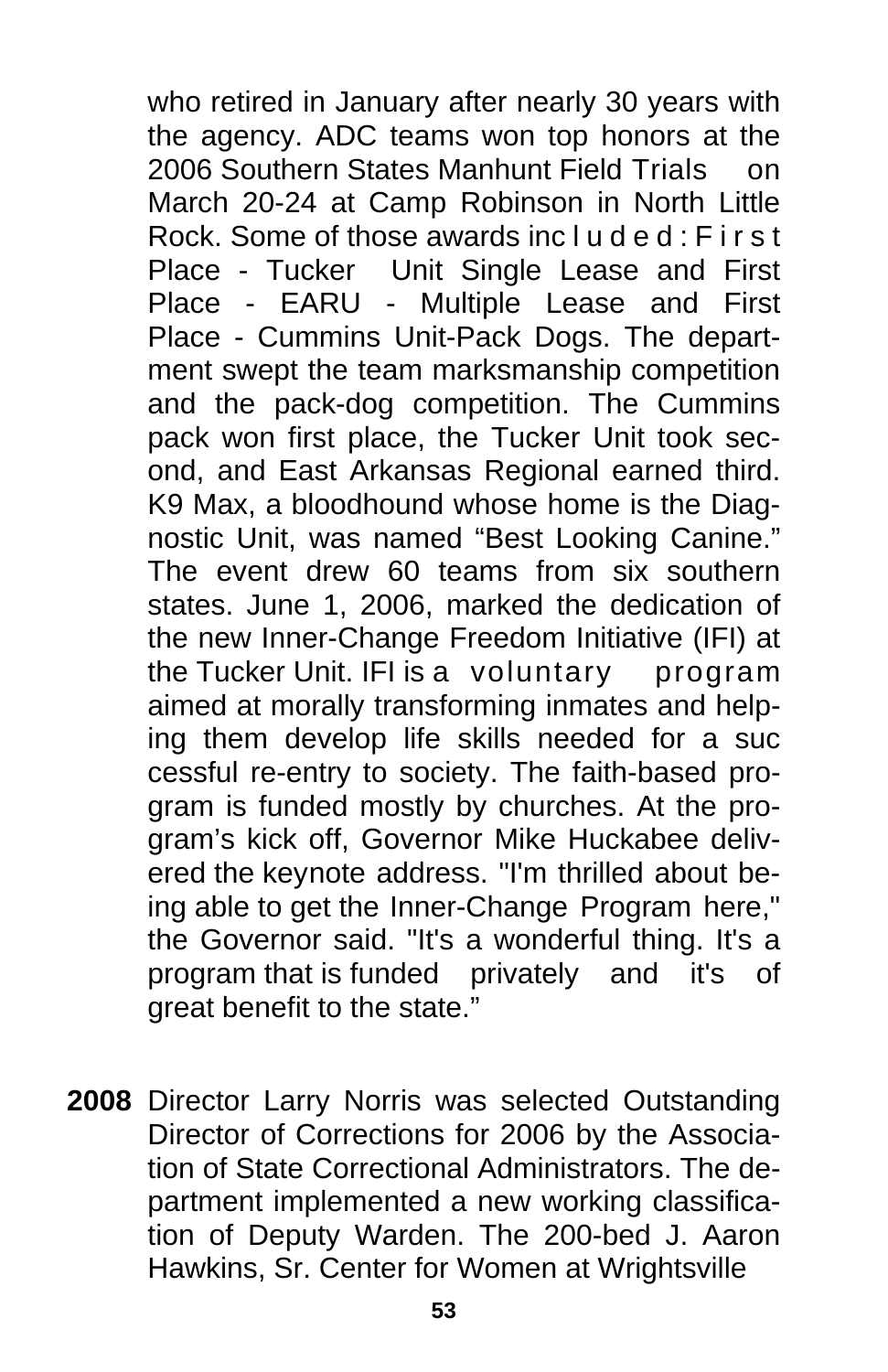who retired in January after nearly 30 years with the agency. ADC teams won top honors at the 2006 Southern States Manhunt Field Trials on March 20-24 at Camp Robinson in North Little Rock. Some of those awards included: First Place - Tucker Unit Single Lease and First Place - EARU - Multiple Lease and First Place - Cummins Unit-Pack Dogs. The department swept the team marksmanship competition and the pack-dog competition. The Cummins pack won first place, the Tucker Unit took second, and East Arkansas Regional earned third. K9 Max, a bloodhound whose home is the Diagnostic Unit, was named "Best Looking Canine." The event drew 60 teams from six southern states. June 1, 2006, marked the dedication of the new Inner-Change Freedom Initiative (IFI) at the Tucker Unit. IFI is a voluntary program aimed at morally transforming inmates and helping them develop life skills needed for a successful re-entry to society. The faith-based program is funded mostly by churches. At the program's kick off, Governor Mike Huckabee delivered the keynote address. "I'm thrilled about being able to get the Inner-Change Program here," the Governor said. "It's a wonderful thing. It's a program that is funded privately and it's of great benefit to the state."

**2008** Director Larry Norris was selected Outstanding Director of Corrections for 2006 by the Association of State Correctional Administrators. The department implemented a new working classification of Deputy Warden. The 200-bed J. Aaron Hawkins, Sr. Center for Women at Wrightsville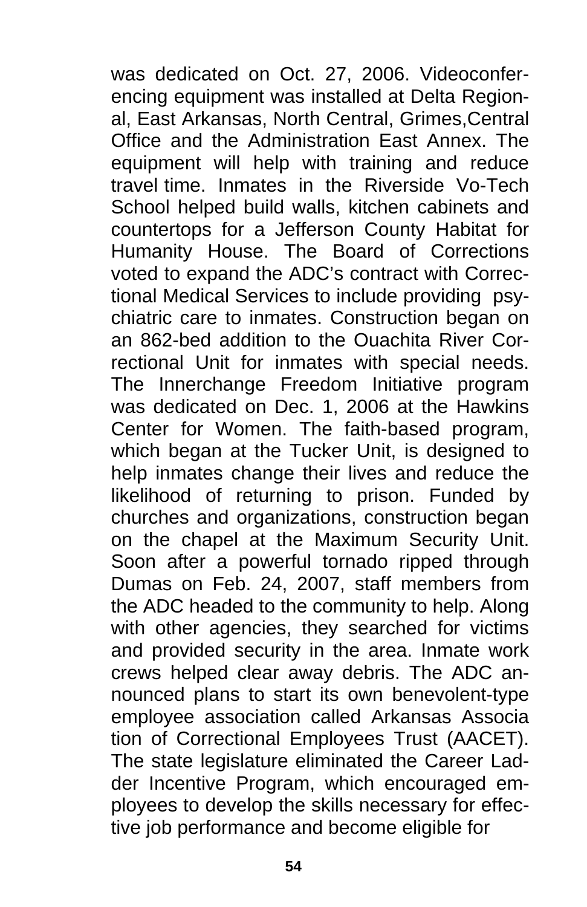was dedicated on Oct. 27, 2006. Videoconferencing equipment was installed at Delta Regional, East Arkansas, North Central, Grimes,Central Office and the Administration East Annex. The equipment will help with training and reduce travel time. Inmates in the Riverside Vo-Tech School helped build walls, kitchen cabinets and countertops for a Jefferson County Habitat for Humanity House. The Board of Corrections voted to expand the ADC's contract with Correctional Medical Services to include providing psychiatric care to inmates. Construction began on an 862-bed addition to the Ouachita River Correctional Unit for inmates with special needs. The Innerchange Freedom Initiative program was dedicated on Dec. 1, 2006 at the Hawkins Center for Women. The faith-based program, which began at the Tucker Unit, is designed to help inmates change their lives and reduce the likelihood of returning to prison. Funded by churches and organizations, construction began on the chapel at the Maximum Security Unit. Soon after a powerful tornado ripped through Dumas on Feb. 24, 2007, staff members from the ADC headed to the community to help. Along with other agencies, they searched for victims and provided security in the area. Inmate work crews helped clear away debris. The ADC announced plans to start its own benevolent-type employee association called Arkansas Associa tion of Correctional Employees Trust (AACET). The state legislature eliminated the Career Ladder Incentive Program, which encouraged employees to develop the skills necessary for effective job performance and become eligible for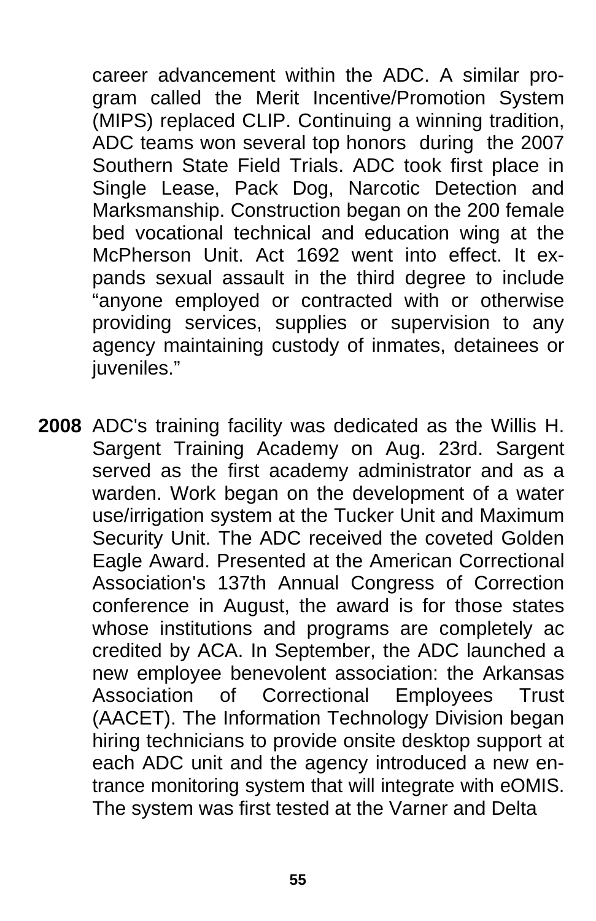career advancement within the ADC. A similar program called the Merit Incentive/Promotion System (MIPS) replaced CLIP. Continuing a winning tradition, ADC teams won several top honors during the 2007 Southern State Field Trials. ADC took first place in Single Lease, Pack Dog, Narcotic Detection and Marksmanship. Construction began on the 200 female bed vocational technical and education wing at the McPherson Unit. Act 1692 went into effect. It expands sexual assault in the third degree to include "anyone employed or contracted with or otherwise providing services, supplies or supervision to any agency maintaining custody of inmates, detainees or juveniles."

**2008** ADC's training facility was dedicated as the Willis H. Sargent Training Academy on Aug. 23rd. Sargent served as the first academy administrator and as a warden. Work began on the development of a water use/irrigation system at the Tucker Unit and Maximum Security Unit. The ADC received the coveted Golden Eagle Award. Presented at the American Correctional Association's 137th Annual Congress of Correction conference in August, the award is for those states whose institutions and programs are completely accredited by ACA. In September, the ADC launched a new employee benevolent association: the Arkansas Association of Correctional Employees Trust (AACET). The Information Technology Division began hiring technicians to provide onsite desktop support at each ADC unit and the agency introduced a new entrance monitoring system that will integrate with eOMIS. The system was first tested at the Varner and Delta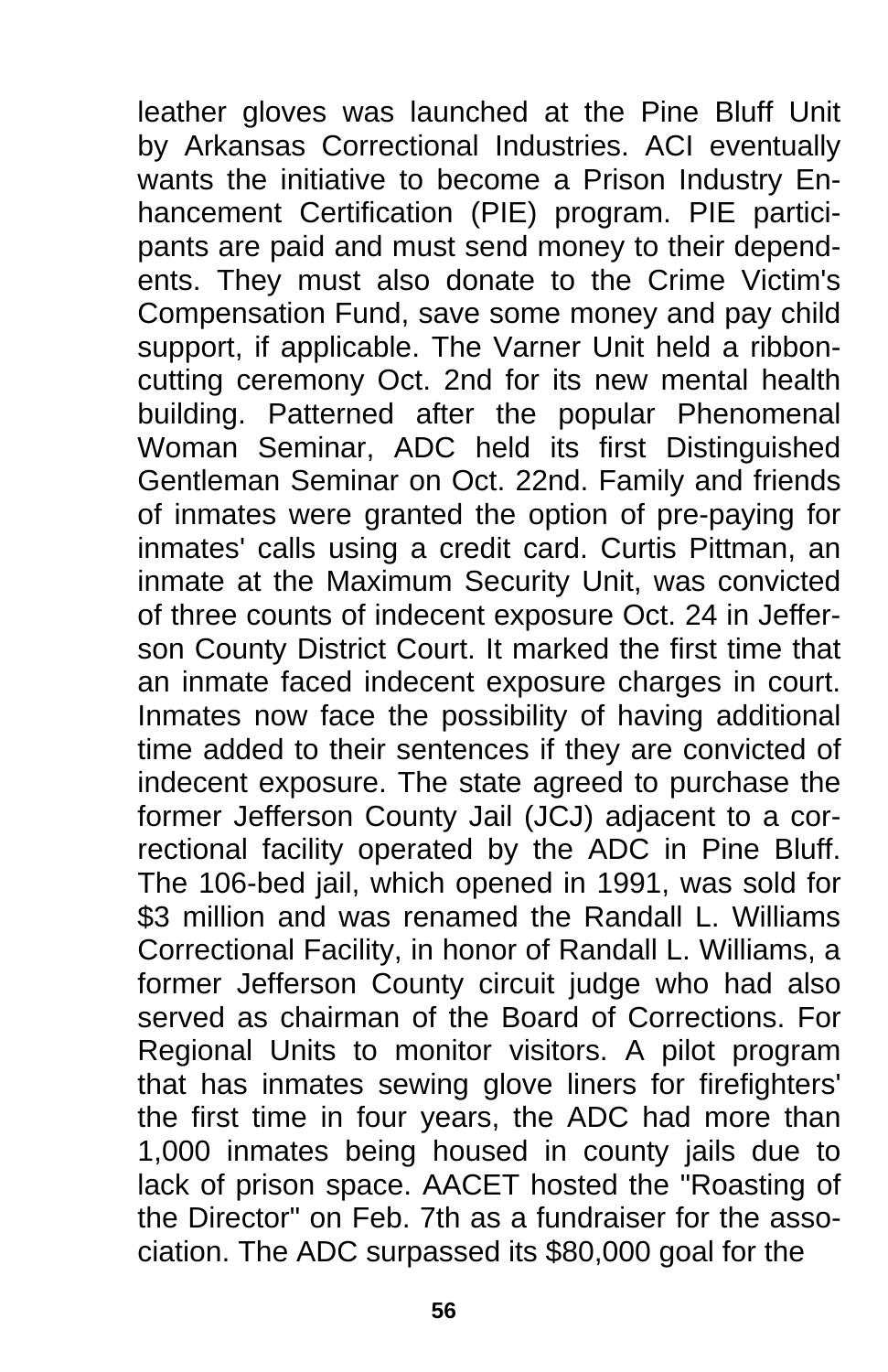leather gloves was launched at the Pine Bluff Unit by Arkansas Correctional Industries. ACI eventually wants the initiative to become a Prison Industry Enhancement Certification (PIE) program. PIE participants are paid and must send money to their dependents. They must also donate to the Crime Victim's Compensation Fund, save some money and pay child support, if applicable. The Varner Unit held a ribbon-cutting ceremony Oct. 2nd for its new mental health building. Patterned after the popular Phenomenal Woman Seminar, ADC held its first Distinguished Gentleman Seminar on Oct. 22nd. Family and friends of inmates were granted the option of pre-paying for inmates' calls using a credit card. Curtis Pittman, an inmate at the Maximum Security Unit, was convicted of three counts of indecent exposure Oct. 24 in Jefferson County District Court. It marked the first time that an inmate faced indecent exposure charges in court. Inmates now face the possibility of having additional time added to their sentences if they are convicted of indecent exposure. The state agreed to purchase the former Jefferson County Jail (JCJ) adjacent to a correctional facility operated by the ADC in Pine Bluff. The 106-bed jail, which opened in 1991, was sold for $3 million and was renamed the Randall L. Williams Correctional Facility, in honor of Randall L. Williams, a former Jefferson County circuit judge who had also served as chairman of the Board of Corrections. For Regional Units to monitor visitors. A pilot program that has inmates sewing glove liners for firefighters' the first time in four years, the ADC had more than 1,000 inmates being housed in county jails due to lack of prison space. AACET hosted the "Roasting of the Director" on Feb. 7th as a fundraiser for the association. The ADC surpassed its $80,000 goal for the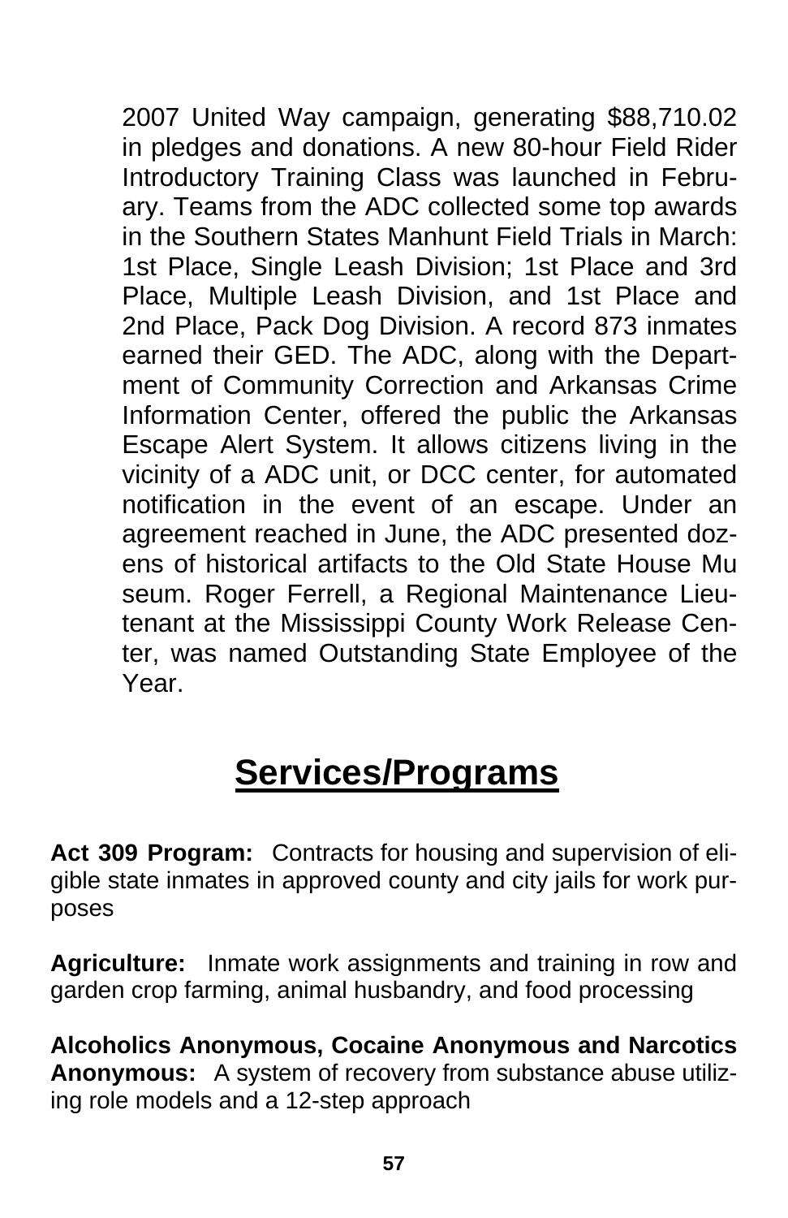2007 United Way campaign, generating $88,710.02 in pledges and donations. A new 80-hour Field Rider Introductory Training Class was launched in February. Teams from the ADC collected some top awards in the Southern States Manhunt Field Trials in March: 1st Place, Single Leash Division; 1st Place and 3rd Place, Multiple Leash Division, and 1st Place and 2nd Place, Pack Dog Division. A record 873 inmates earned their GED. The ADC, along with the Department of Community Correction and Arkansas Crime Information Center, offered the public the Arkansas Escape Alert System. It allows citizens living in the vicinity of a ADC unit, or DCC center, for automated notification in the event of an escape. Under an agreement reached in June, the ADC presented dozens of historical artifacts to the Old State House Mu seum. Roger Ferrell, a Regional Maintenance Lieutenant at the Mississippi County Work Release Center, was named Outstanding State Employee of the Year.

## Services/Programs

**Act 309 Program:** Contracts for housing and supervision of eligible state inmates in approved county and city jails for work purposes

**Agriculture:** Inmate work assignments and training in row and garden crop farming, animal husbandry, and food processing

**Alcoholics Anonymous, Cocaine Anonymous and Narcotics Anonymous:** A system of recovery from substance abuse utilizing role models and a 12-step approach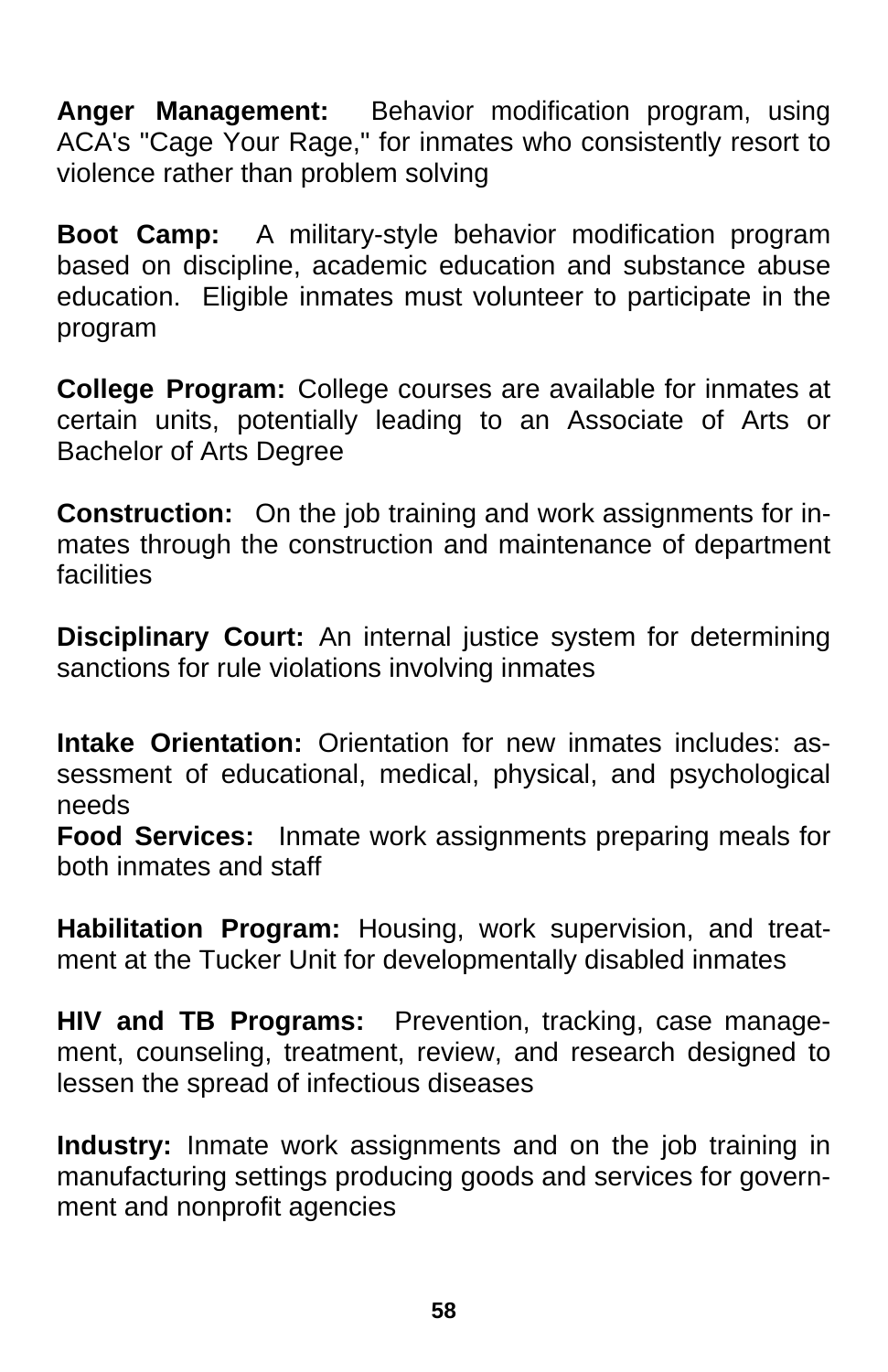**Anger Management:** Behavior modification program, using ACA's "Cage Your Rage," for inmates who consistently resort to violence rather than problem solving

**Boot Camp:** A military-style behavior modification program based on discipline, academic education and substance abuse education. Eligible inmates must volunteer to participate in the program

**College Program:** College courses are available for inmates at certain units, potentially leading to an Associate of Arts or Bachelor of Arts Degree

**Construction:** On the job training and work assignments for inmates through the construction and maintenance of department facilities

**Disciplinary Court:** An internal justice system for determining sanctions for rule violations involving inmates

**Intake Orientation:** Orientation for new inmates includes: assessment of educational, medical, physical, and psychological needs

**Food Services:** Inmate work assignments preparing meals for both inmates and staff

**Habilitation Program:** Housing, work supervision, and treatment at the Tucker Unit for developmentally disabled inmates

**HIV and TB Programs:** Prevention, tracking, case management, counseling, treatment, review, and research designed to lessen the spread of infectious diseases

**Industry:** Inmate work assignments and on the job training in manufacturing settings producing goods and services for government and nonprofit agencies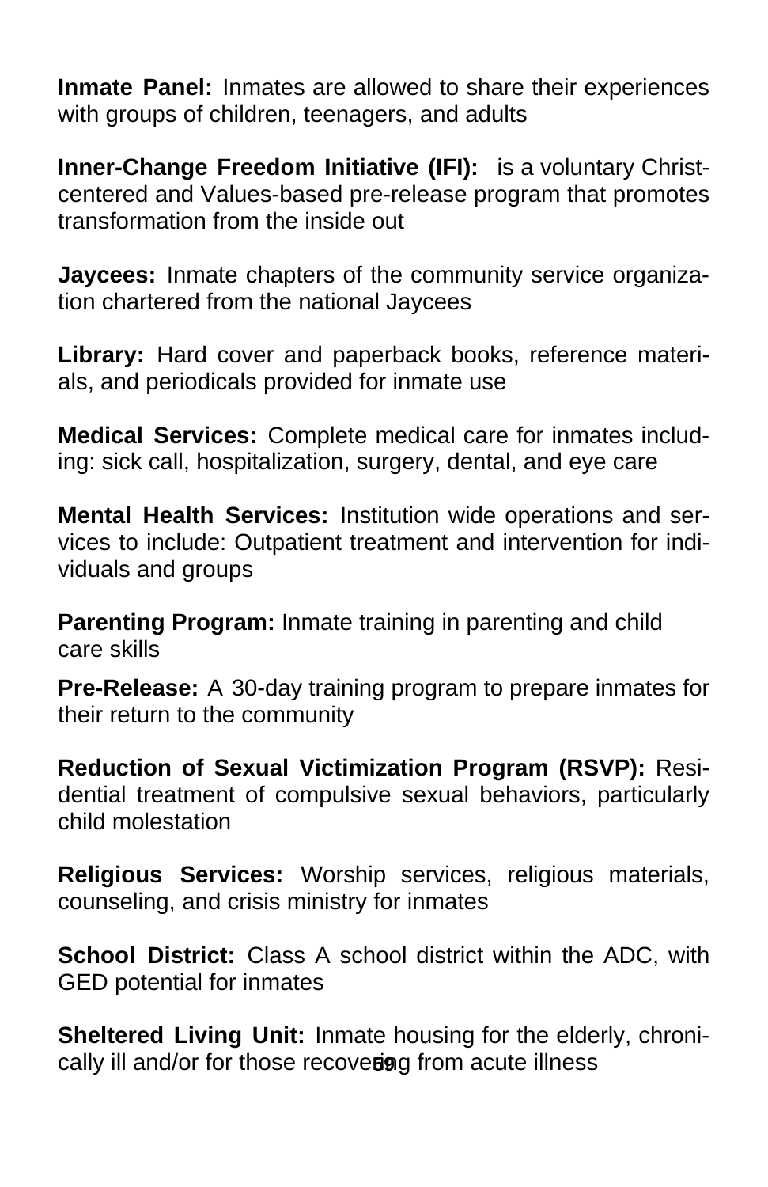**Inmate Panel:** Inmates are allowed to share their experiences with groups of children, teenagers, and adults

**Inner-Change Freedom Initiative (IFI):** is a voluntary Christ-centered and Values-based pre-release program that promotes transformation from the inside out

**Jaycees:** Inmate chapters of the community service organization chartered from the national Jaycees

**Library:** Hard cover and paperback books, reference materials, and periodicals provided for inmate use

**Medical Services:** Complete medical care for inmates including: sick call, hospitalization, surgery, dental, and eye care

**Mental Health Services:** Institution wide operations and services to include: Outpatient treatment and intervention for individuals and groups

**Parenting Program:** Inmate training in parenting and child care skills

**Pre-Release:** A 30-day training program to prepare inmates for their return to the community

**Reduction of Sexual Victimization Program (RSVP):** Residential treatment of compulsive sexual behaviors, particularly child molestation

**Religious Services:** Worship services, religious materials, counseling, and crisis ministry for inmates

**School District:** Class A school district within the ADC, with GED potential for inmates

**Sheltered Living Unit:** Inmate housing for the elderly, chronically ill and/or for those recovering from acute illness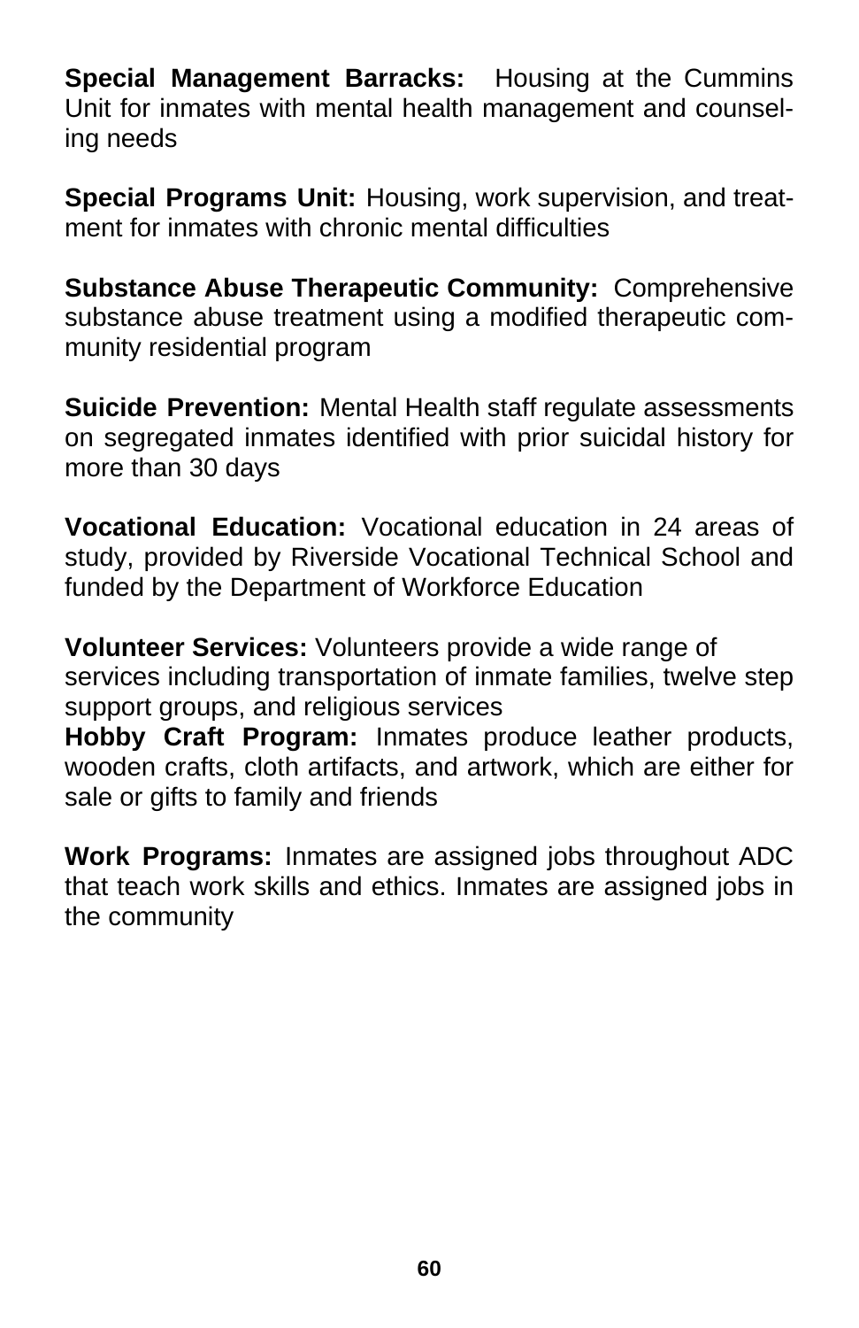**Special Management Barracks:** Housing at the Cummins Unit for inmates with mental health management and counseling needs

**Special Programs Unit:** Housing, work supervision, and treatment for inmates with chronic mental difficulties

**Substance Abuse Therapeutic Community:** Comprehensive substance abuse treatment using a modified therapeutic community residential program

**Suicide Prevention:** Mental Health staff regulate assessments on segregated inmates identified with prior suicidal history for more than 30 days

**Vocational Education:** Vocational education in 24 areas of study, provided by Riverside Vocational Technical School and funded by the Department of Workforce Education

**Volunteer Services:** Volunteers provide a wide range of services including transportation of inmate families, twelve step support groups, and religious services

**Hobby Craft Program:** Inmates produce leather products, wooden crafts, cloth artifacts, and artwork, which are either for sale or gifts to family and friends

**Work Programs:** Inmates are assigned jobs throughout ADC that teach work skills and ethics. Inmates are assigned jobs in the community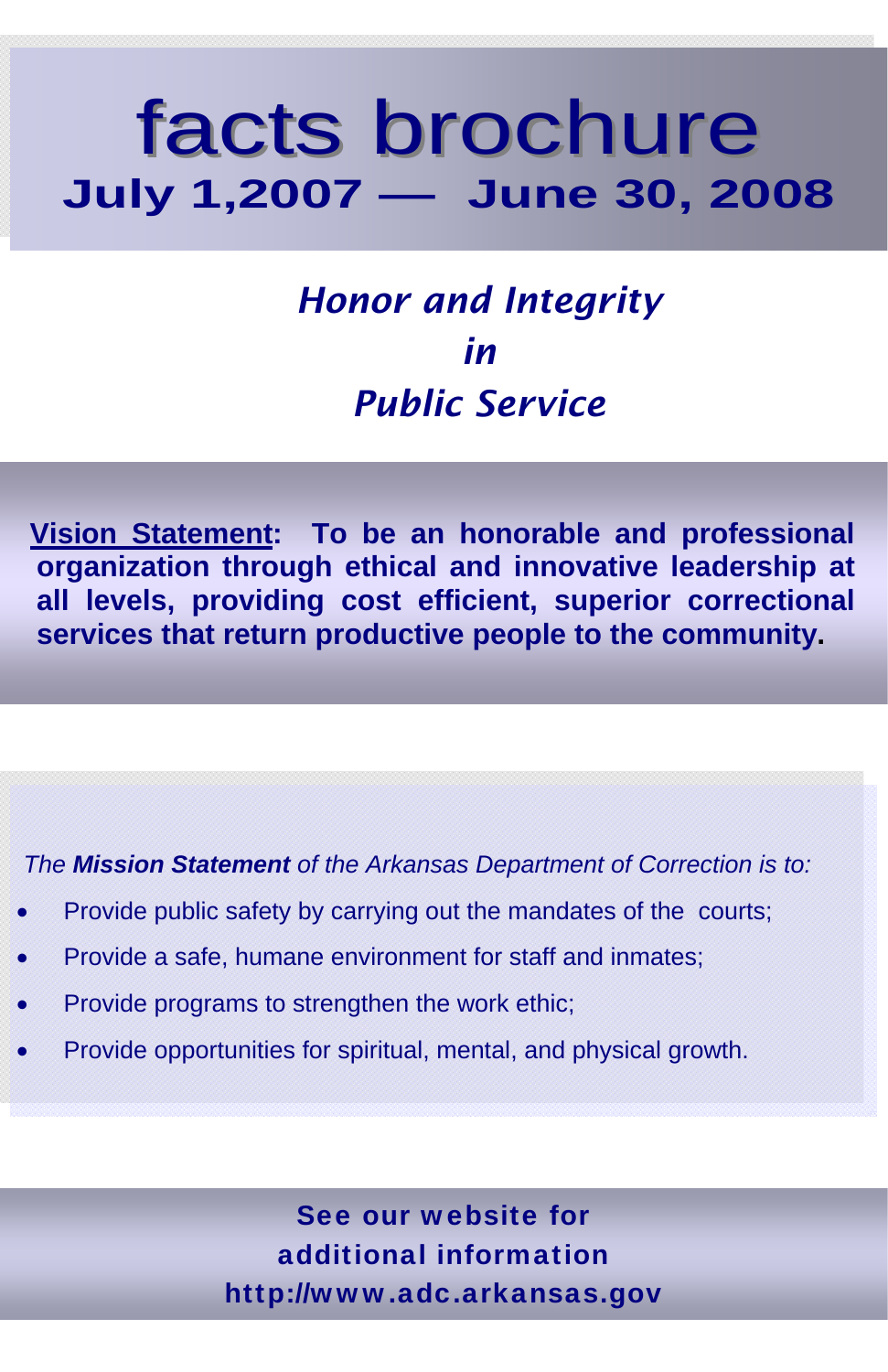# facts brochure

## July 1,2007 — June 30, 2008

***Honor and Integrity***
***in***
***Public Service***

**<u>Vision Statement</u>: To be an honorable and professional organization through ethical and innovative leadership at all levels, providing cost efficient, superior correctional services that return productive people to the community.**

*The **Mission Statement** of the Arkansas Department of Correction is to:*

- Provide public safety by carrying out the mandates of the courts;
- Provide a safe, humane environment for staff and inmates;
- Provide programs to strengthen the work ethic;
- Provide opportunities for spiritual, mental, and physical growth.

**See our website for additional information http://www.adc.arkansas.gov**